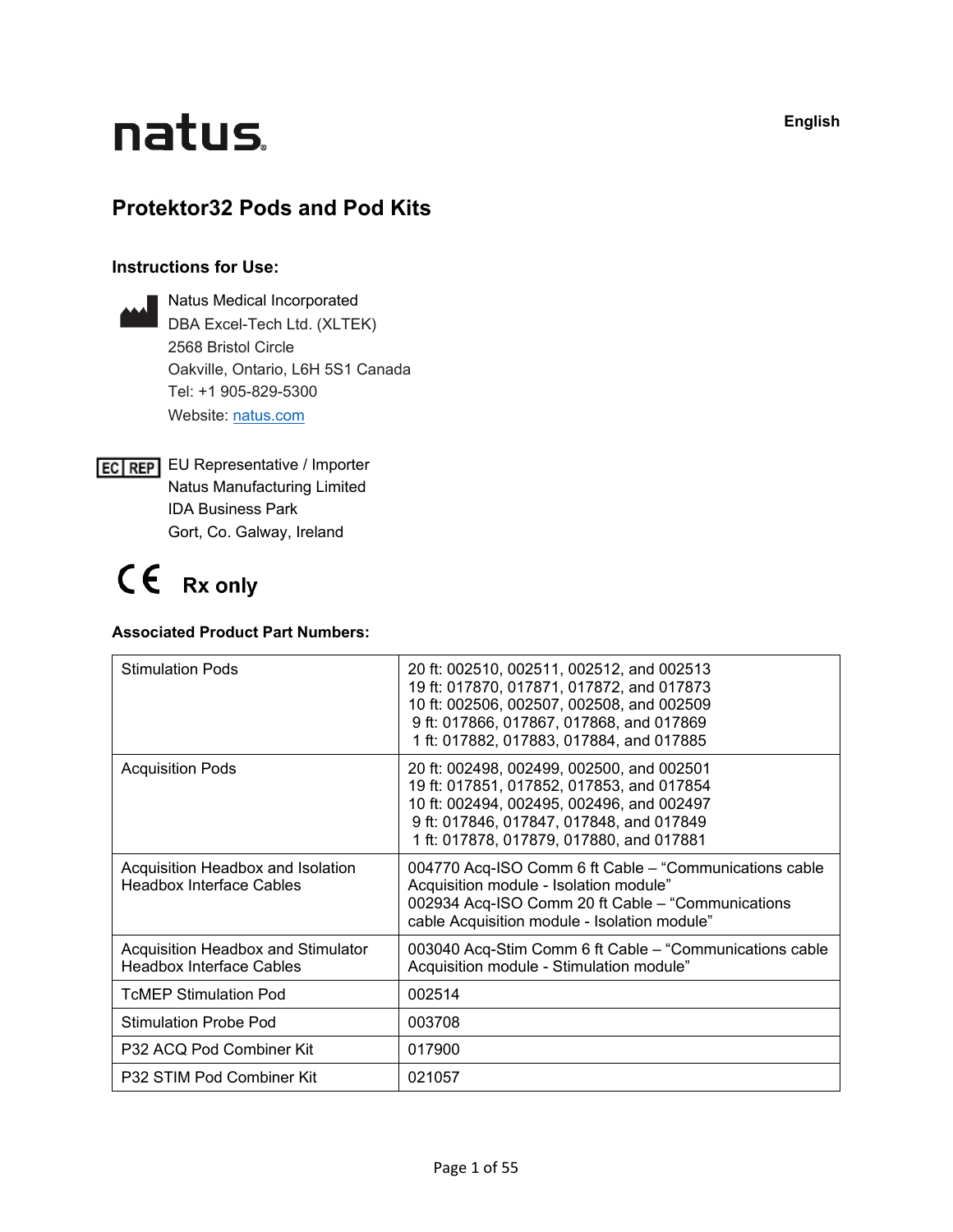natus

English

# Protektor32 Pods and Pod Kits

**Instructions for Use:**

Natus Medical Incorporated
DBA Excel-Tech Ltd. (XLTEK)
2568 Bristol Circle
Oakville, Ontario, L6H 5S1 Canada
Tel: +1 905-829-5300
Website: natus.com

EC REP EU Representative / Importer
Natus Manufacturing Limited
IDA Business Park
Gort, Co. Galway, Ireland

CE **Rx only**

**Associated Product Part Numbers:**

| | |
|---|---|
| Stimulation Pods | 20 ft: 002510, 002511, 002512, and 002513<br>19 ft: 017870, 017871, 017872, and 017873<br>10 ft: 002506, 002507, 002508, and 002509<br>9 ft: 017866, 017867, 017868, and 017869<br>1 ft: 017882, 017883, 017884, and 017885 |
| Acquisition Pods | 20 ft: 002498, 002499, 002500, and 002501<br>19 ft: 017851, 017852, 017853, and 017854<br>10 ft: 002494, 002495, 002496, and 002497<br>9 ft: 017846, 017847, 017848, and 017849<br>1 ft: 017878, 017879, 017880, and 017881 |
| Acquisition Headbox and Isolation Headbox Interface Cables | 004770 Acq-ISO Comm 6 ft Cable – "Communications cable Acquisition module - Isolation module"<br>002934 Acq-ISO Comm 20 ft Cable – "Communications cable Acquisition module - Isolation module" |
| Acquisition Headbox and Stimulator Headbox Interface Cables | 003040 Acq-Stim Comm 6 ft Cable – "Communications cable Acquisition module - Stimulation module" |
| TcMEP Stimulation Pod | 002514 |
| Stimulation Probe Pod | 003708 |
| P32 ACQ Pod Combiner Kit | 017900 |
| P32 STIM Pod Combiner Kit | 021057 |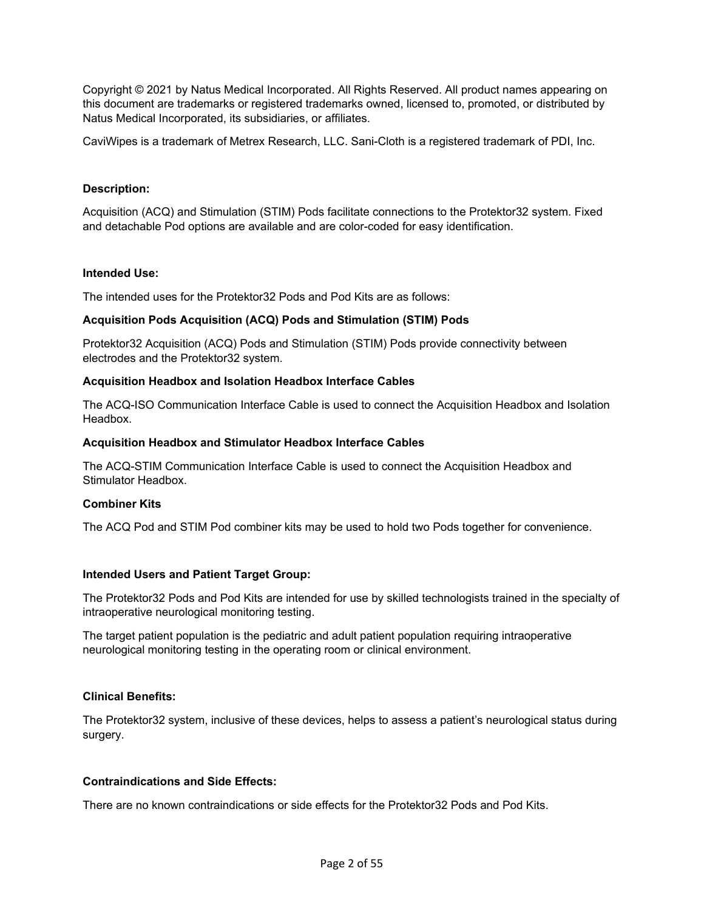Copyright © 2021 by Natus Medical Incorporated. All Rights Reserved. All product names appearing on this document are trademarks or registered trademarks owned, licensed to, promoted, or distributed by Natus Medical Incorporated, its subsidiaries, or affiliates.

CaviWipes is a trademark of Metrex Research, LLC. Sani-Cloth is a registered trademark of PDI, Inc.

**Description:**

Acquisition (ACQ) and Stimulation (STIM) Pods facilitate connections to the Protektor32 system. Fixed and detachable Pod options are available and are color-coded for easy identification.

**Intended Use:**

The intended uses for the Protektor32 Pods and Pod Kits are as follows:

**Acquisition Pods Acquisition (ACQ) Pods and Stimulation (STIM) Pods**

Protektor32 Acquisition (ACQ) Pods and Stimulation (STIM) Pods provide connectivity between electrodes and the Protektor32 system.

**Acquisition Headbox and Isolation Headbox Interface Cables**

The ACQ-ISO Communication Interface Cable is used to connect the Acquisition Headbox and Isolation Headbox.

**Acquisition Headbox and Stimulator Headbox Interface Cables**

The ACQ-STIM Communication Interface Cable is used to connect the Acquisition Headbox and Stimulator Headbox.

**Combiner Kits**

The ACQ Pod and STIM Pod combiner kits may be used to hold two Pods together for convenience.

**Intended Users and Patient Target Group:**

The Protektor32 Pods and Pod Kits are intended for use by skilled technologists trained in the specialty of intraoperative neurological monitoring testing.

The target patient population is the pediatric and adult patient population requiring intraoperative neurological monitoring testing in the operating room or clinical environment.

**Clinical Benefits:**

The Protektor32 system, inclusive of these devices, helps to assess a patient's neurological status during surgery.

**Contraindications and Side Effects:**

There are no known contraindications or side effects for the Protektor32 Pods and Pod Kits.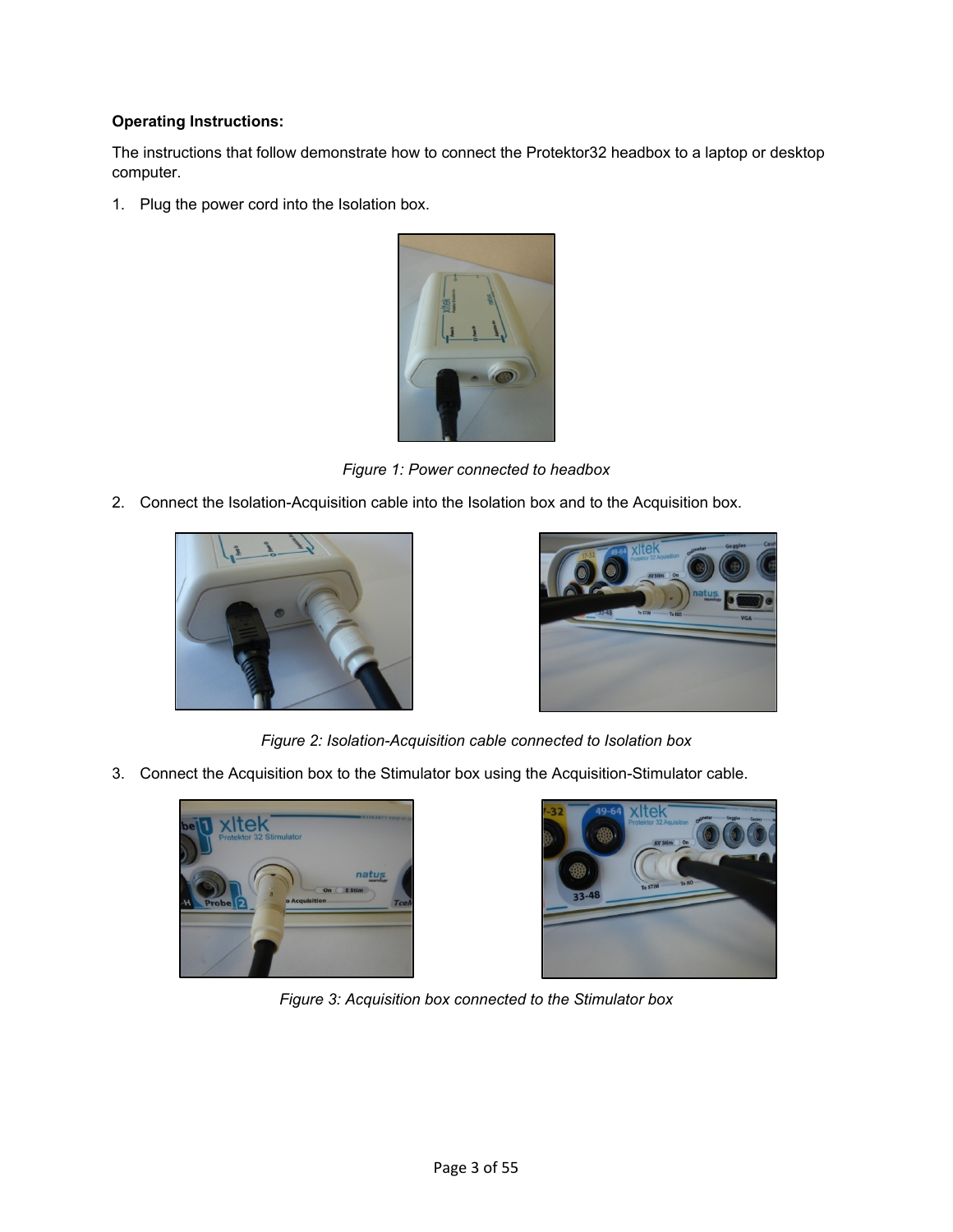**Operating Instructions:**

The instructions that follow demonstrate how to connect the Protektor32 headbox to a laptop or desktop computer.

1. Plug the power cord into the Isolation box.

*Figure 1: Power connected to headbox*

2. Connect the Isolation-Acquisition cable into the Isolation box and to the Acquisition box.

*Figure 2: Isolation-Acquisition cable connected to Isolation box*

3. Connect the Acquisition box to the Stimulator box using the Acquisition-Stimulator cable.

*Figure 3: Acquisition box connected to the Stimulator box*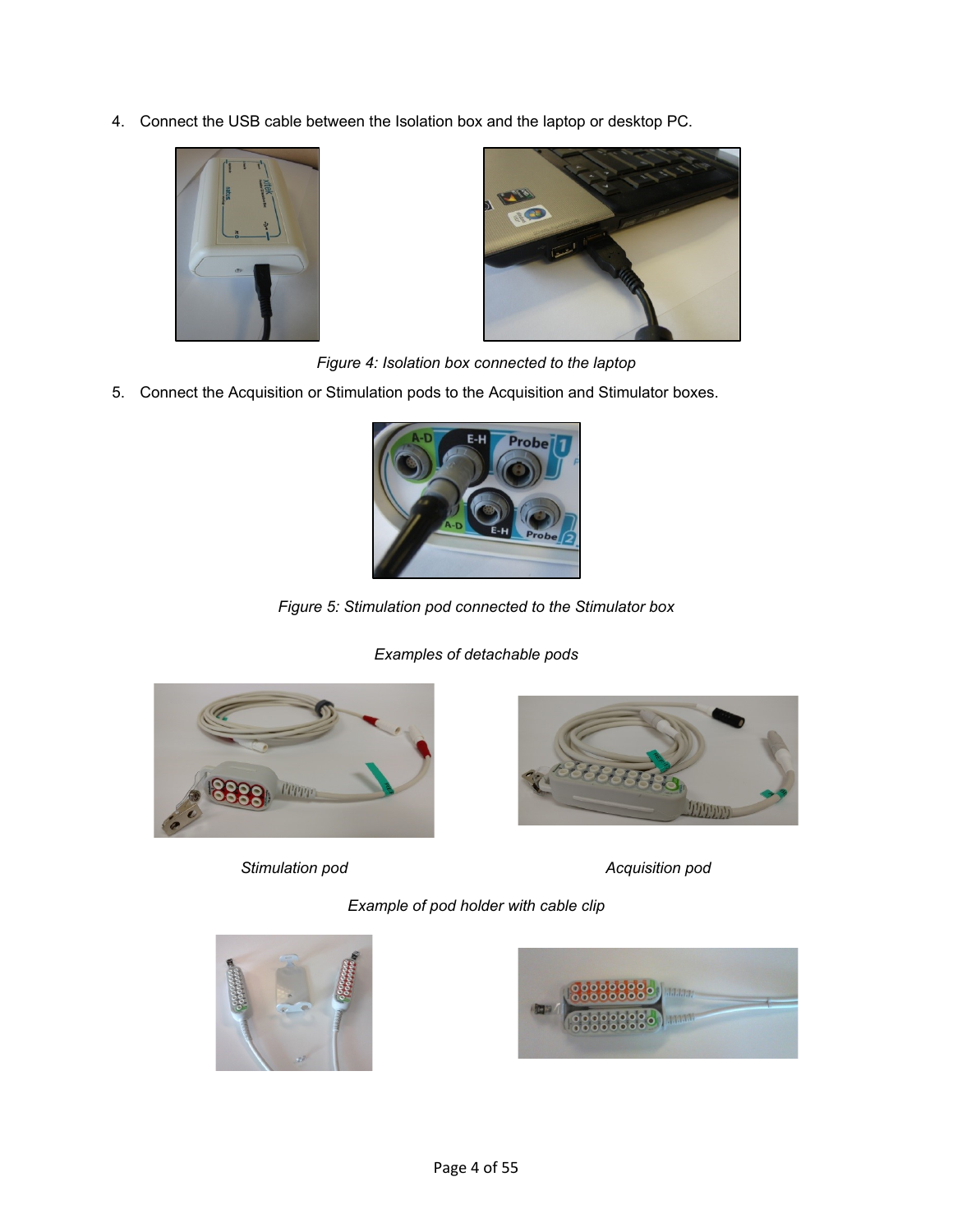4. Connect the USB cable between the Isolation box and the laptop or desktop PC.

*Figure 4: Isolation box connected to the laptop*

5. Connect the Acquisition or Stimulation pods to the Acquisition and Stimulator boxes.

*Figure 5: Stimulation pod connected to the Stimulator box*

*Examples of detachable pods*

*Stimulation pod*

*Acquisition pod*

*Example of pod holder with cable clip*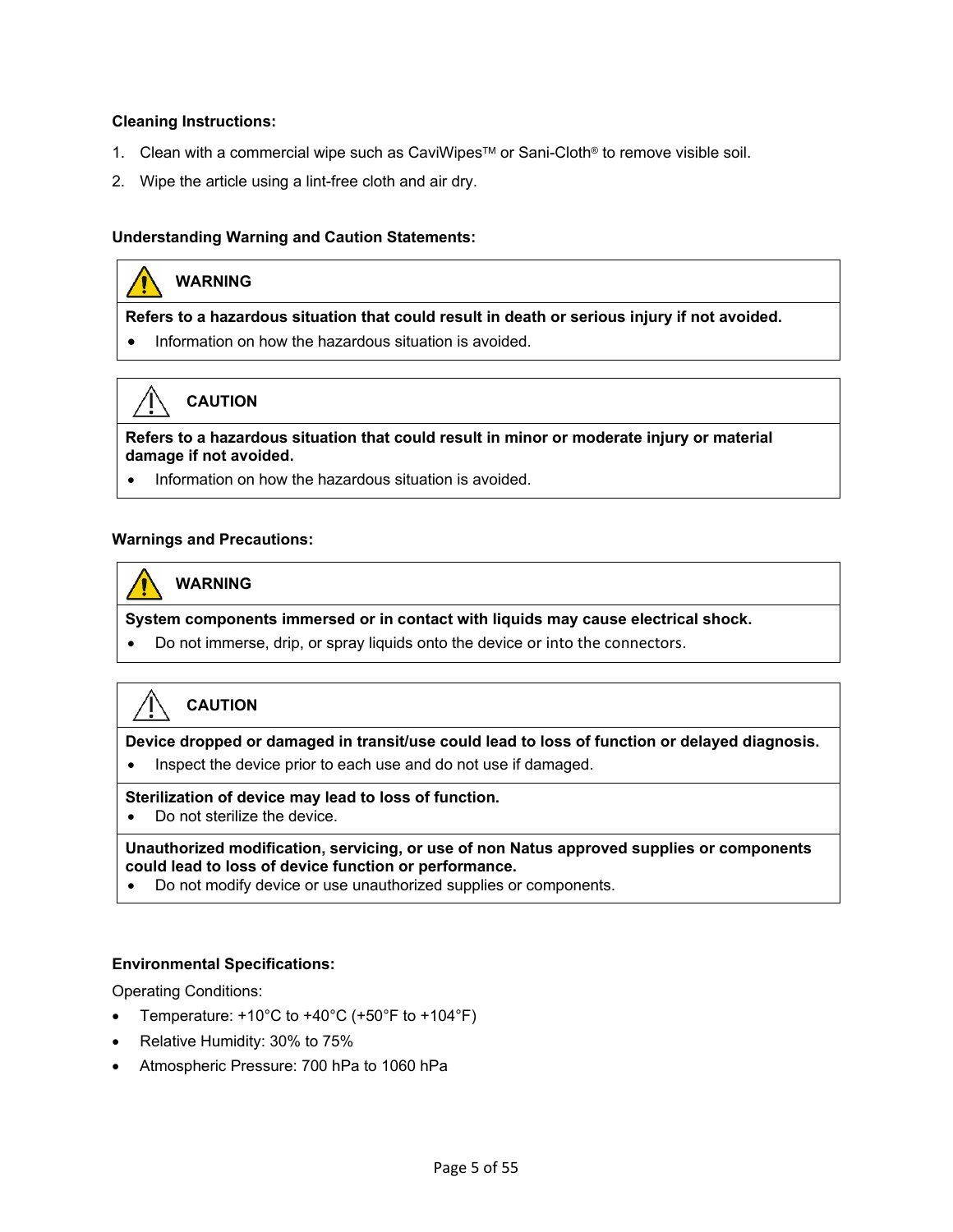**Cleaning Instructions:**

1. Clean with a commercial wipe such as CaviWipes™ or Sani-Cloth® to remove visible soil.
2. Wipe the article using a lint-free cloth and air dry.

**Understanding Warning and Caution Statements:**

| ⚠ **WARNING** |
|---|
| **Refers to a hazardous situation that could result in death or serious injury if not avoided.** <br> • Information on how the hazardous situation is avoided. |

| ⚠ **CAUTION** |
|---|
| **Refers to a hazardous situation that could result in minor or moderate injury or material damage if not avoided.** <br> • Information on how the hazardous situation is avoided. |

**Warnings and Precautions:**

| ⚠ **WARNING** |
|---|
| **System components immersed or in contact with liquids may cause electrical shock.** <br> • Do not immerse, drip, or spray liquids onto the device or into the connectors. |

| ⚠ **CAUTION** |
|---|
| **Device dropped or damaged in transit/use could lead to loss of function or delayed diagnosis.** <br> • Inspect the device prior to each use and do not use if damaged. |
| **Sterilization of device may lead to loss of function.** <br> • Do not sterilize the device. |
| **Unauthorized modification, servicing, or use of non Natus approved supplies or components could lead to loss of device function or performance.** <br> • Do not modify device or use unauthorized supplies or components. |

**Environmental Specifications:**

Operating Conditions:

- Temperature: +10°C to +40°C (+50°F to +104°F)
- Relative Humidity: 30% to 75%
- Atmospheric Pressure: 700 hPa to 1060 hPa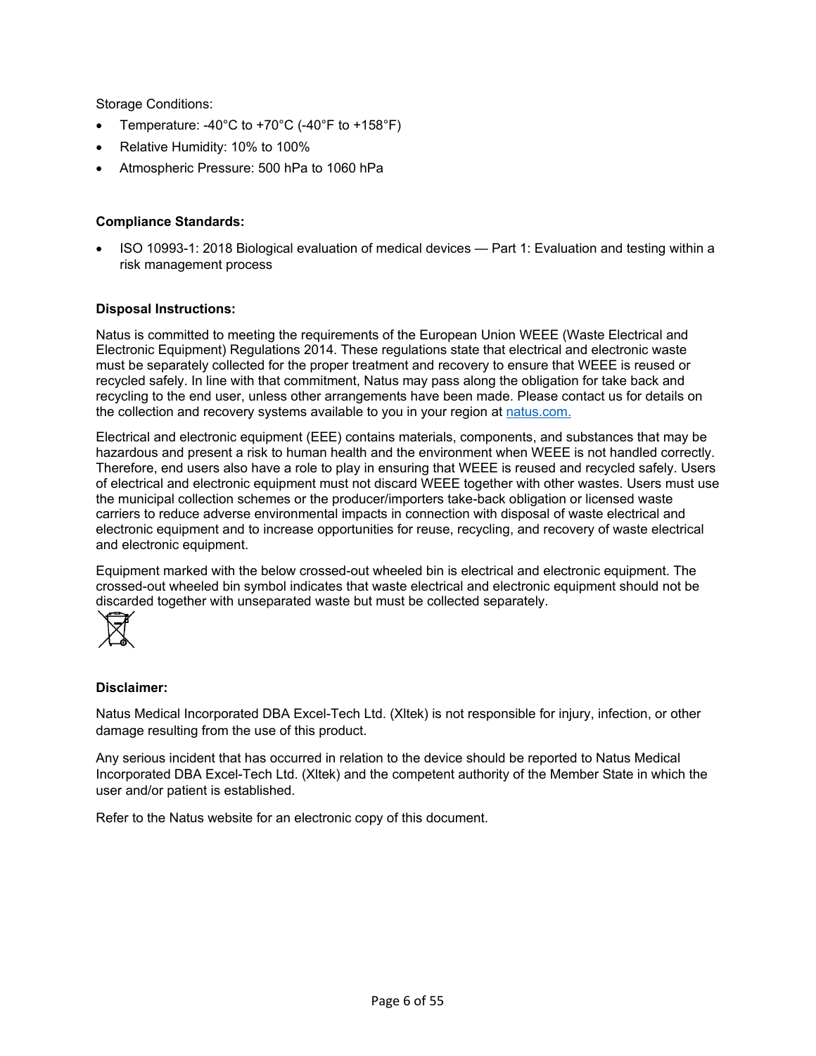Storage Conditions:

- Temperature: -40°C to +70°C (-40°F to +158°F)
- Relative Humidity: 10% to 100%
- Atmospheric Pressure: 500 hPa to 1060 hPa

**Compliance Standards:**

- ISO 10993-1: 2018 Biological evaluation of medical devices — Part 1: Evaluation and testing within a risk management process

**Disposal Instructions:**

Natus is committed to meeting the requirements of the European Union WEEE (Waste Electrical and Electronic Equipment) Regulations 2014. These regulations state that electrical and electronic waste must be separately collected for the proper treatment and recovery to ensure that WEEE is reused or recycled safely. In line with that commitment, Natus may pass along the obligation for take back and recycling to the end user, unless other arrangements have been made. Please contact us for details on the collection and recovery systems available to you in your region at natus.com.

Electrical and electronic equipment (EEE) contains materials, components, and substances that may be hazardous and present a risk to human health and the environment when WEEE is not handled correctly. Therefore, end users also have a role to play in ensuring that WEEE is reused and recycled safely. Users of electrical and electronic equipment must not discard WEEE together with other wastes. Users must use the municipal collection schemes or the producer/importers take-back obligation or licensed waste carriers to reduce adverse environmental impacts in connection with disposal of waste electrical and electronic equipment and to increase opportunities for reuse, recycling, and recovery of waste electrical and electronic equipment.

Equipment marked with the below crossed-out wheeled bin is electrical and electronic equipment. The crossed-out wheeled bin symbol indicates that waste electrical and electronic equipment should not be discarded together with unseparated waste but must be collected separately.

**Disclaimer:**

Natus Medical Incorporated DBA Excel-Tech Ltd. (Xltek) is not responsible for injury, infection, or other damage resulting from the use of this product.

Any serious incident that has occurred in relation to the device should be reported to Natus Medical Incorporated DBA Excel-Tech Ltd. (Xltek) and the competent authority of the Member State in which the user and/or patient is established.

Refer to the Natus website for an electronic copy of this document.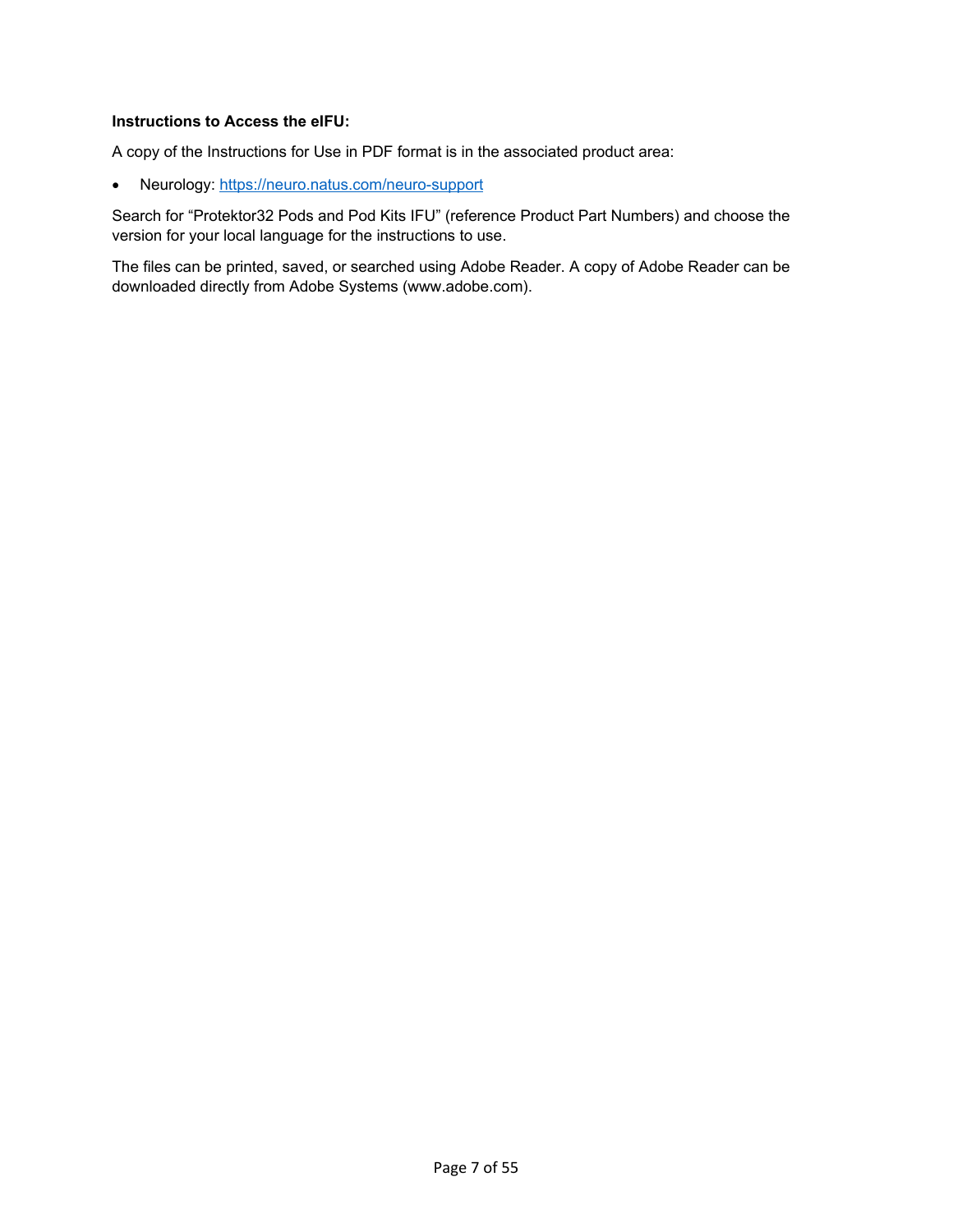**Instructions to Access the eIFU:**

A copy of the Instructions for Use in PDF format is in the associated product area:

- Neurology: [https://neuro.natus.com/neuro-support](https://neuro.natus.com/neuro-support)

Search for “Protektor32 Pods and Pod Kits IFU” (reference Product Part Numbers) and choose the version for your local language for the instructions to use.

The files can be printed, saved, or searched using Adobe Reader. A copy of Adobe Reader can be downloaded directly from Adobe Systems (www.adobe.com).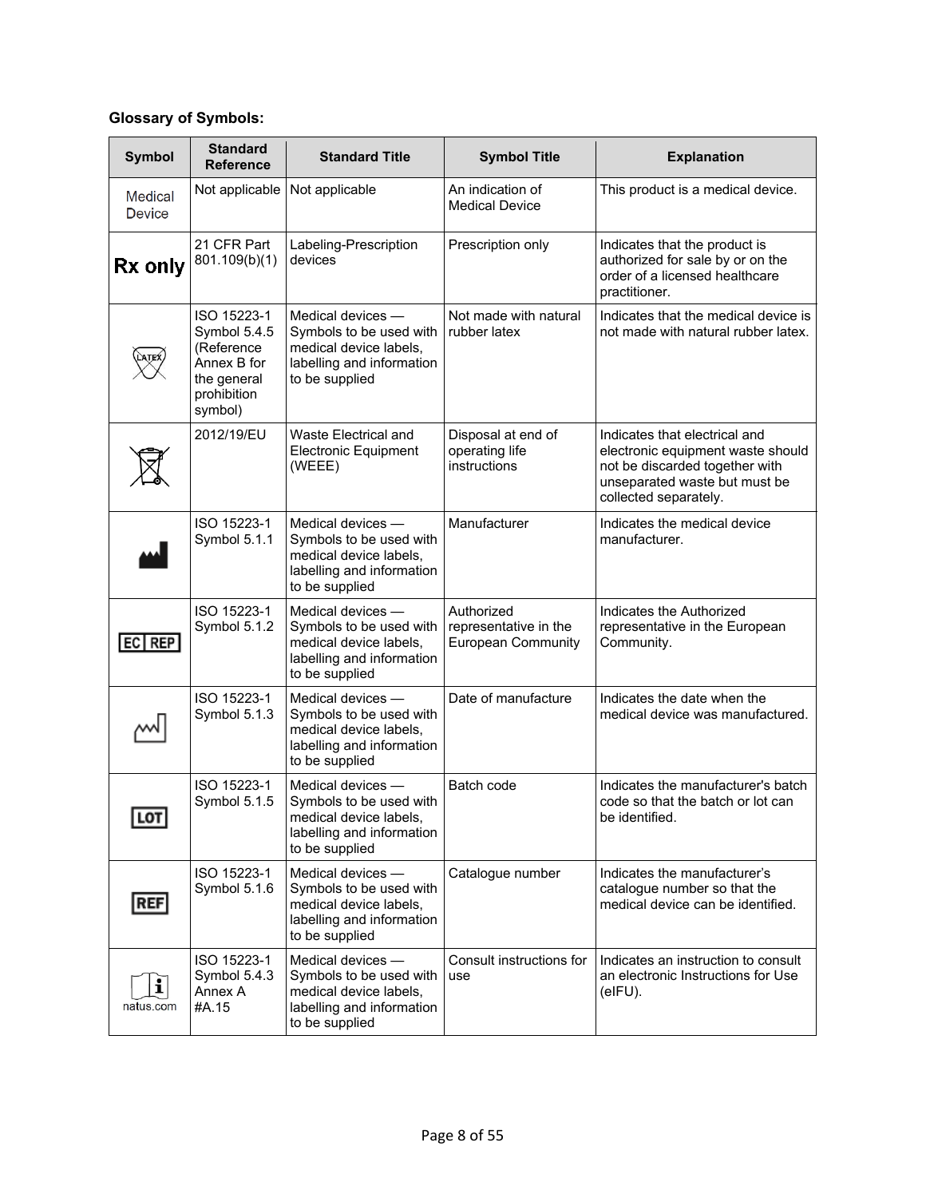**Glossary of Symbols:**

| Symbol | Standard Reference | Standard Title | Symbol Title | Explanation |
|---|---|---|---|---|
| Medical Device | Not applicable | Not applicable | An indication of Medical Device | This product is a medical device. |
| Rx only | 21 CFR Part 801.109(b)(1) | Labeling-Prescription devices | Prescription only | Indicates that the product is authorized for sale by or on the order of a licensed healthcare practitioner. |
| LATEX | ISO 15223-1 Symbol 5.4.5 (Reference Annex B for the general prohibition symbol) | Medical devices — Symbols to be used with medical device labels, labelling and information to be supplied | Not made with natural rubber latex | Indicates that the medical device is not made with natural rubber latex. |
| | 2012/19/EU | Waste Electrical and Electronic Equipment (WEEE) | Disposal at end of operating life instructions | Indicates that electrical and electronic equipment waste should not be discarded together with unseparated waste but must be collected separately. |
| | ISO 15223-1 Symbol 5.1.1 | Medical devices — Symbols to be used with medical device labels, labelling and information to be supplied | Manufacturer | Indicates the medical device manufacturer. |
| EC REP | ISO 15223-1 Symbol 5.1.2 | Medical devices — Symbols to be used with medical device labels, labelling and information to be supplied | Authorized representative in the European Community | Indicates the Authorized representative in the European Community. |
| | ISO 15223-1 Symbol 5.1.3 | Medical devices — Symbols to be used with medical device labels, labelling and information to be supplied | Date of manufacture | Indicates the date when the medical device was manufactured. |
| LOT | ISO 15223-1 Symbol 5.1.5 | Medical devices — Symbols to be used with medical device labels, labelling and information to be supplied | Batch code | Indicates the manufacturer's batch code so that the batch or lot can be identified. |
| REF | ISO 15223-1 Symbol 5.1.6 | Medical devices — Symbols to be used with medical device labels, labelling and information to be supplied | Catalogue number | Indicates the manufacturer's catalogue number so that the medical device can be identified. |
| natus.com | ISO 15223-1 Symbol 5.4.3 Annex A #A.15 | Medical devices — Symbols to be used with medical device labels, labelling and information to be supplied | Consult instructions for use | Indicates an instruction to consult an electronic Instructions for Use (eIFU). |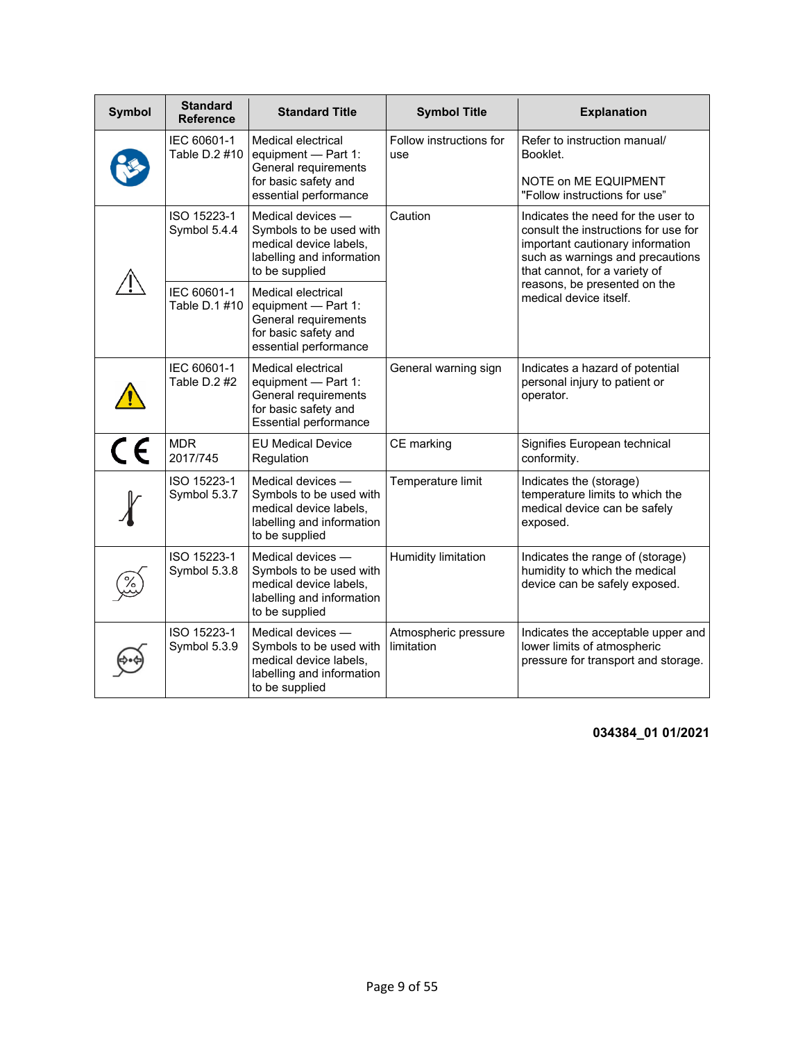| Symbol | Standard Reference | Standard Title | Symbol Title | Explanation |
|---|---|---|---|---|
| | IEC 60601-1 Table D.2 #10 | Medical electrical equipment — Part 1: General requirements for basic safety and essential performance | Follow instructions for use | Refer to instruction manual/ Booklet.<br><br>NOTE on ME EQUIPMENT "Follow instructions for use" |
| | ISO 15223-1 Symbol 5.4.4 | Medical devices — Symbols to be used with medical device labels, labelling and information to be supplied | Caution | Indicates the need for the user to consult the instructions for use for important cautionary information such as warnings and precautions that cannot, for a variety of reasons, be presented on the medical device itself. |
| | IEC 60601-1 Table D.1 #10 | Medical electrical equipment — Part 1: General requirements for basic safety and essential performance | | |
| | IEC 60601-1 Table D.2 #2 | Medical electrical equipment — Part 1: General requirements for basic safety and Essential performance | General warning sign | Indicates a hazard of potential personal injury to patient or operator. |
| | MDR 2017/745 | EU Medical Device Regulation | CE marking | Signifies European technical conformity. |
| | ISO 15223-1 Symbol 5.3.7 | Medical devices — Symbols to be used with medical device labels, labelling and information to be supplied | Temperature limit | Indicates the (storage) temperature limits to which the medical device can be safely exposed. |
| | ISO 15223-1 Symbol 5.3.8 | Medical devices — Symbols to be used with medical device labels, labelling and information to be supplied | Humidity limitation | Indicates the range of (storage) humidity to which the medical device can be safely exposed. |
| | ISO 15223-1 Symbol 5.3.9 | Medical devices — Symbols to be used with medical device labels, labelling and information to be supplied | Atmospheric pressure limitation | Indicates the acceptable upper and lower limits of atmospheric pressure for transport and storage. |

**034384_01 01/2021**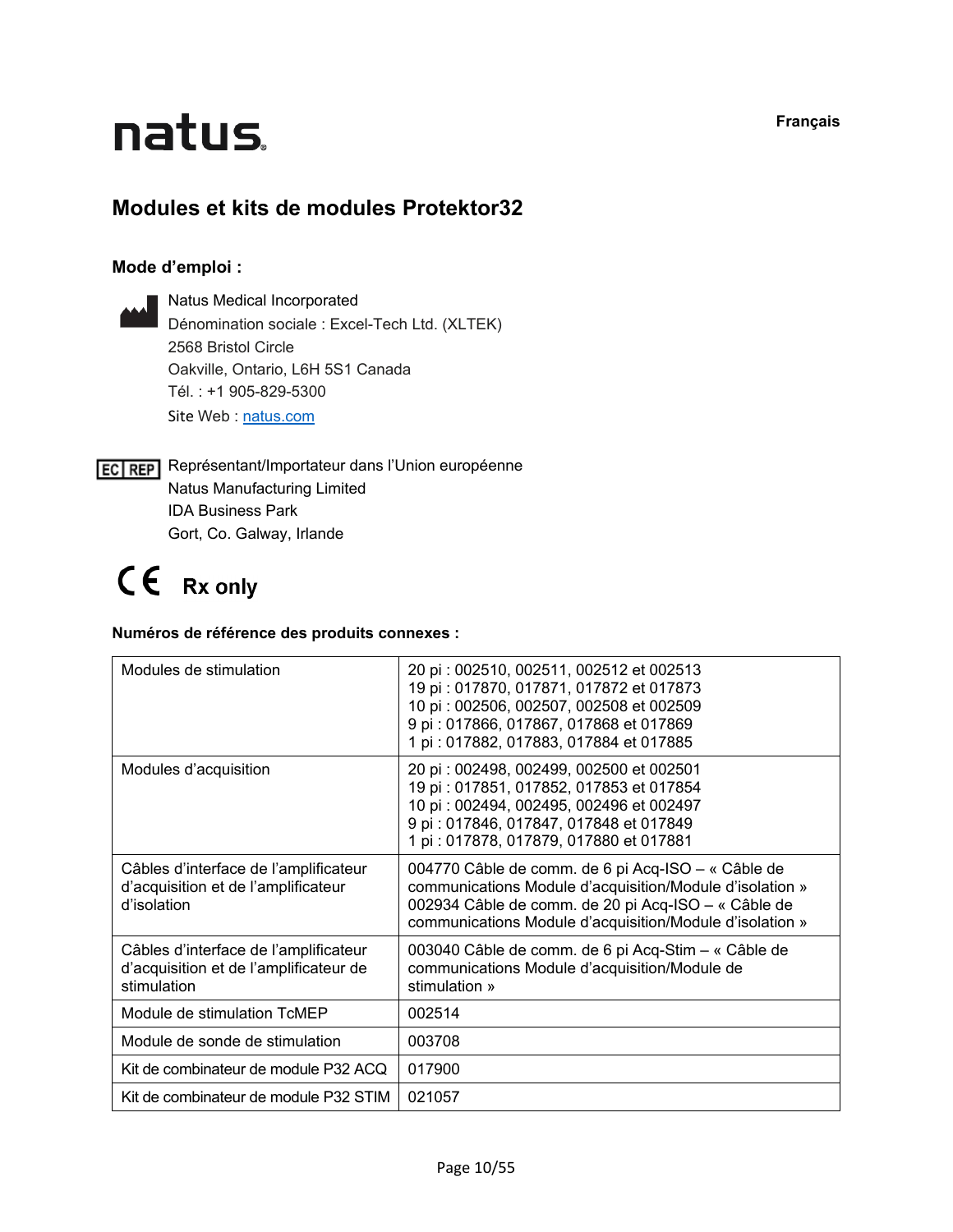Français

# Modules et kits de modules Protektor32

## Mode d'emploi :

Natus Medical Incorporated
Dénomination sociale : Excel-Tech Ltd. (XLTEK)
2568 Bristol Circle
Oakville, Ontario, L6H 5S1 Canada
Tél. : +1 905-829-5300
Site Web : natus.com

EC REP Représentant/Importateur dans l'Union européenne
Natus Manufacturing Limited
IDA Business Park
Gort, Co. Galway, Irlande

CE **Rx only**

**Numéros de référence des produits connexes :**

| | |
|---|---|
| Modules de stimulation | 20 pi : 002510, 002511, 002512 et 002513<br>19 pi : 017870, 017871, 017872 et 017873<br>10 pi : 002506, 002507, 002508 et 002509<br>9 pi : 017866, 017867, 017868 et 017869<br>1 pi : 017882, 017883, 017884 et 017885 |
| Modules d'acquisition | 20 pi : 002498, 002499, 002500 et 002501<br>19 pi : 017851, 017852, 017853 et 017854<br>10 pi : 002494, 002495, 002496 et 002497<br>9 pi : 017846, 017847, 017848 et 017849<br>1 pi : 017878, 017879, 017880 et 017881 |
| Câbles d'interface de l'amplificateur d'acquisition et de l'amplificateur d'isolation | 004770 Câble de comm. de 6 pi Acq-ISO – « Câble de communications Module d'acquisition/Module d'isolation »<br>002934 Câble de comm. de 20 pi Acq-ISO – « Câble de communications Module d'acquisition/Module d'isolation » |
| Câbles d'interface de l'amplificateur d'acquisition et de l'amplificateur de stimulation | 003040 Câble de comm. de 6 pi Acq-Stim – « Câble de communications Module d'acquisition/Module de stimulation » |
| Module de stimulation TcMEP | 002514 |
| Module de sonde de stimulation | 003708 |
| Kit de combinateur de module P32 ACQ | 017900 |
| Kit de combinateur de module P32 STIM | 021057 |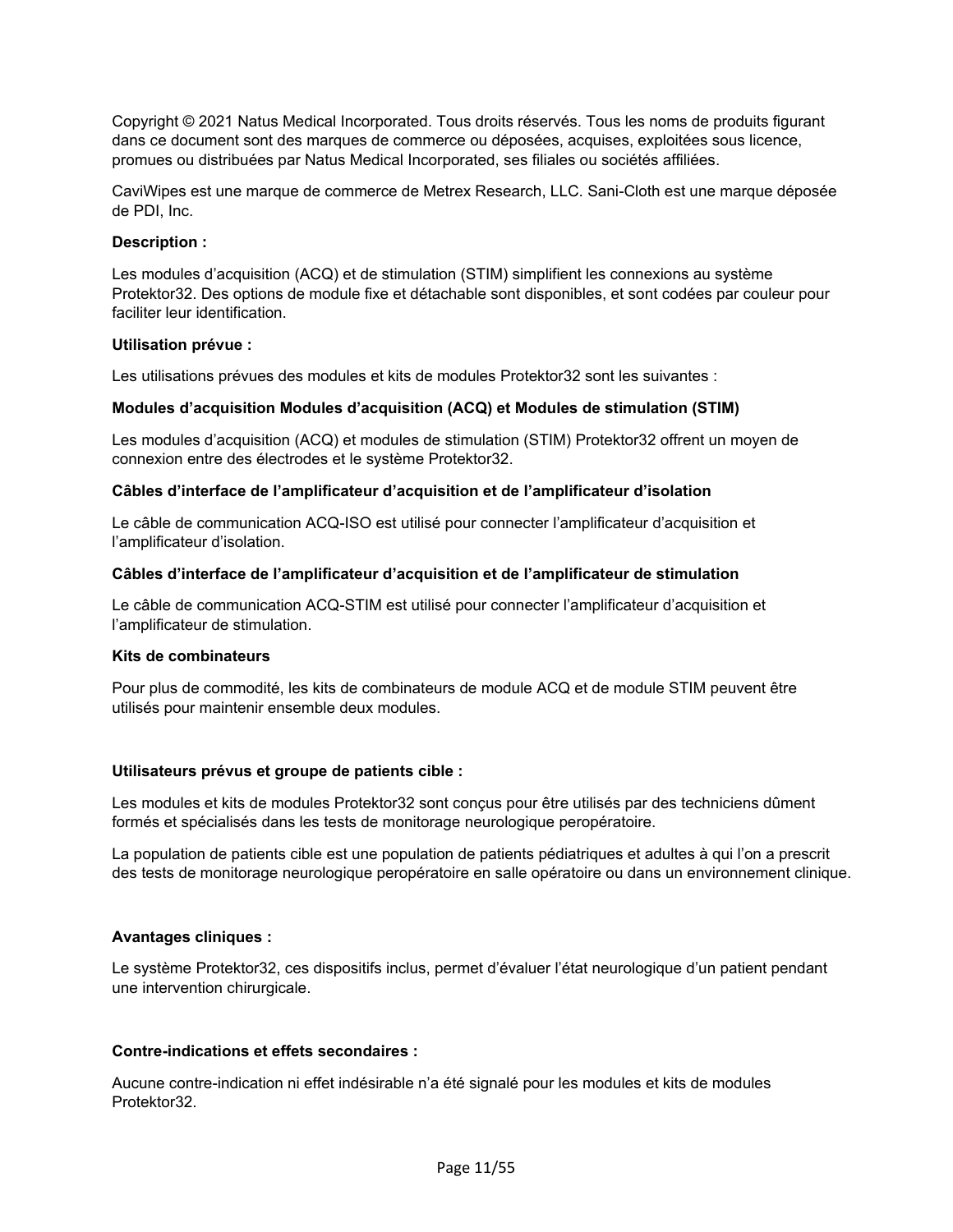Copyright © 2021 Natus Medical Incorporated. Tous droits réservés. Tous les noms de produits figurant dans ce document sont des marques de commerce ou déposées, acquises, exploitées sous licence, promues ou distribuées par Natus Medical Incorporated, ses filiales ou sociétés affiliées.

CaviWipes est une marque de commerce de Metrex Research, LLC. Sani-Cloth est une marque déposée de PDI, Inc.

**Description :**

Les modules d'acquisition (ACQ) et de stimulation (STIM) simplifient les connexions au système Protektor32. Des options de module fixe et détachable sont disponibles, et sont codées par couleur pour faciliter leur identification.

**Utilisation prévue :**

Les utilisations prévues des modules et kits de modules Protektor32 sont les suivantes :

**Modules d'acquisition Modules d'acquisition (ACQ) et Modules de stimulation (STIM)**

Les modules d'acquisition (ACQ) et modules de stimulation (STIM) Protektor32 offrent un moyen de connexion entre des électrodes et le système Protektor32.

**Câbles d'interface de l'amplificateur d'acquisition et de l'amplificateur d'isolation**

Le câble de communication ACQ-ISO est utilisé pour connecter l'amplificateur d'acquisition et l'amplificateur d'isolation.

**Câbles d'interface de l'amplificateur d'acquisition et de l'amplificateur de stimulation**

Le câble de communication ACQ-STIM est utilisé pour connecter l'amplificateur d'acquisition et l'amplificateur de stimulation.

**Kits de combinateurs**

Pour plus de commodité, les kits de combinateurs de module ACQ et de module STIM peuvent être utilisés pour maintenir ensemble deux modules.

**Utilisateurs prévus et groupe de patients cible :**

Les modules et kits de modules Protektor32 sont conçus pour être utilisés par des techniciens dûment formés et spécialisés dans les tests de monitorage neurologique peropératoire.

La population de patients cible est une population de patients pédiatriques et adultes à qui l'on a prescrit des tests de monitorage neurologique peropératoire en salle opératoire ou dans un environnement clinique.

**Avantages cliniques :**

Le système Protektor32, ces dispositifs inclus, permet d'évaluer l'état neurologique d'un patient pendant une intervention chirurgicale.

**Contre-indications et effets secondaires :**

Aucune contre-indication ni effet indésirable n'a été signalé pour les modules et kits de modules Protektor32.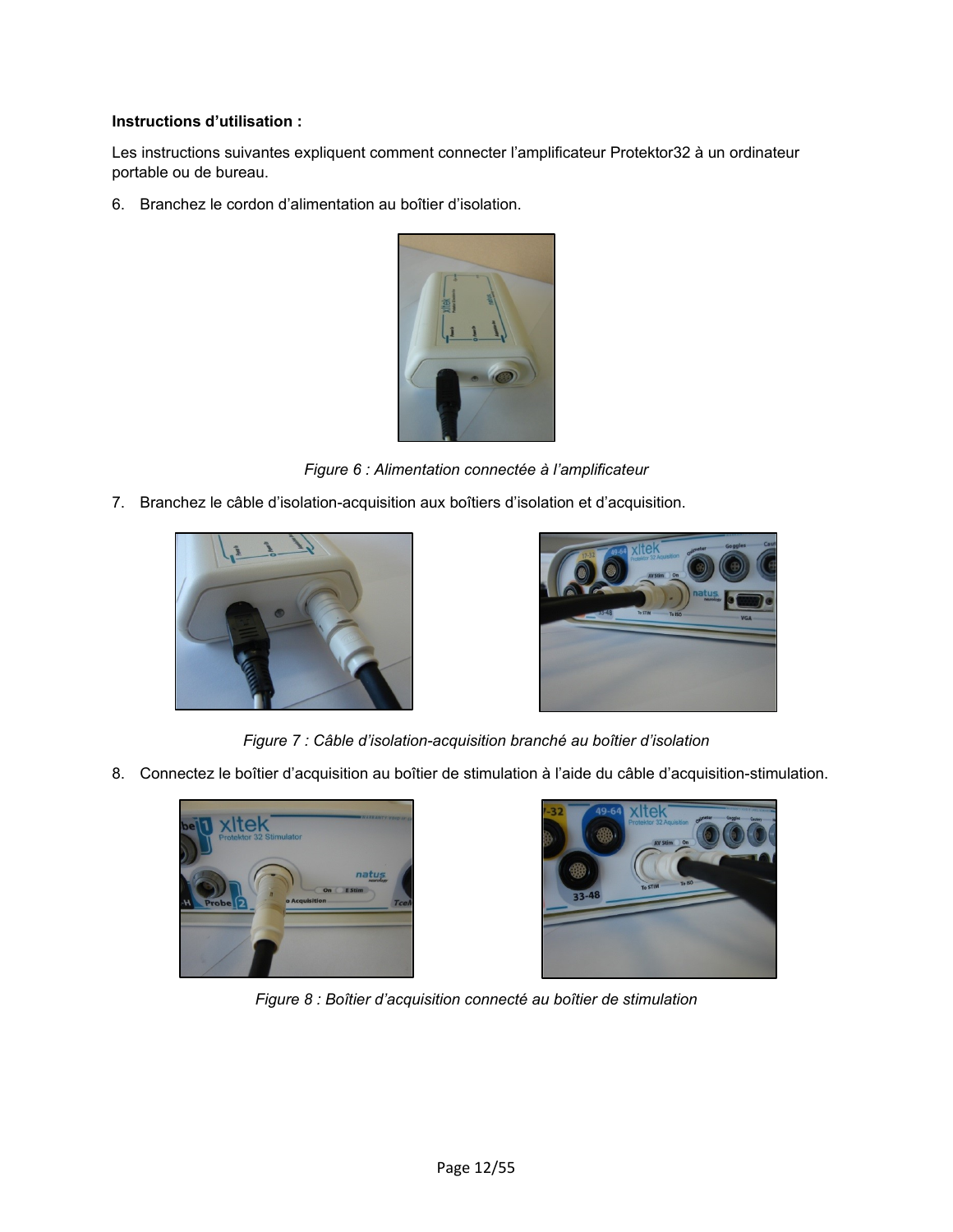**Instructions d'utilisation :**

Les instructions suivantes expliquent comment connecter l'amplificateur Protektor32 à un ordinateur portable ou de bureau.

6. Branchez le cordon d'alimentation au boîtier d'isolation.

*Figure 6 : Alimentation connectée à l'amplificateur*

7. Branchez le câble d'isolation-acquisition aux boîtiers d'isolation et d'acquisition.

*Figure 7 : Câble d'isolation-acquisition branché au boîtier d'isolation*

8. Connectez le boîtier d'acquisition au boîtier de stimulation à l'aide du câble d'acquisition-stimulation.

*Figure 8 : Boîtier d'acquisition connecté au boîtier de stimulation*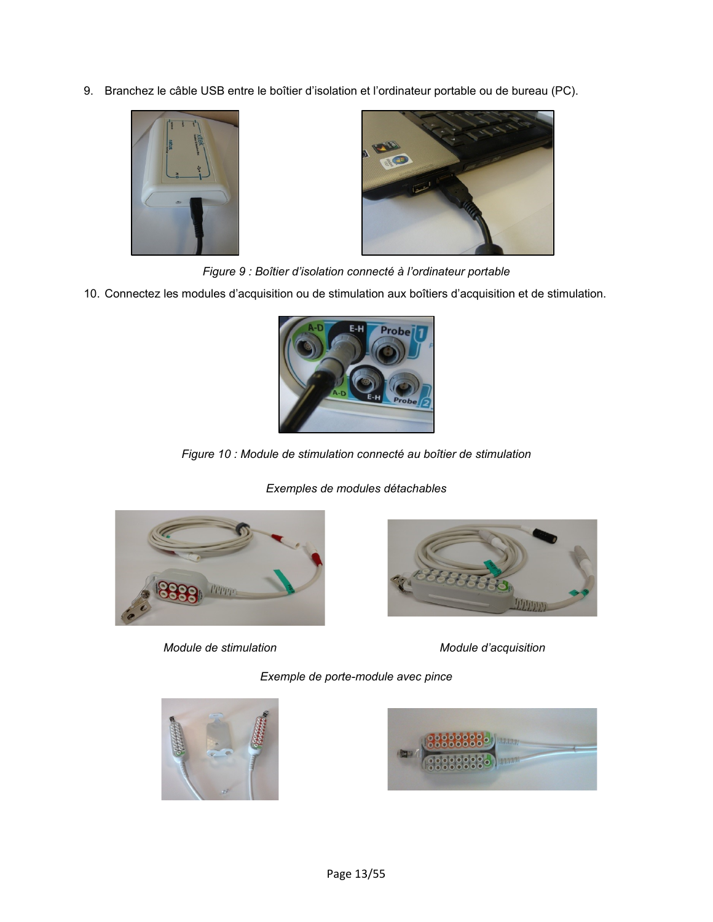9. Branchez le câble USB entre le boîtier d'isolation et l'ordinateur portable ou de bureau (PC).

*Figure 9 : Boîtier d'isolation connecté à l'ordinateur portable*

10. Connectez les modules d'acquisition ou de stimulation aux boîtiers d'acquisition et de stimulation.

*Figure 10 : Module de stimulation connecté au boîtier de stimulation*

*Exemples de modules détachables*

*Module de stimulation*

*Module d'acquisition*

*Exemple de porte-module avec pince*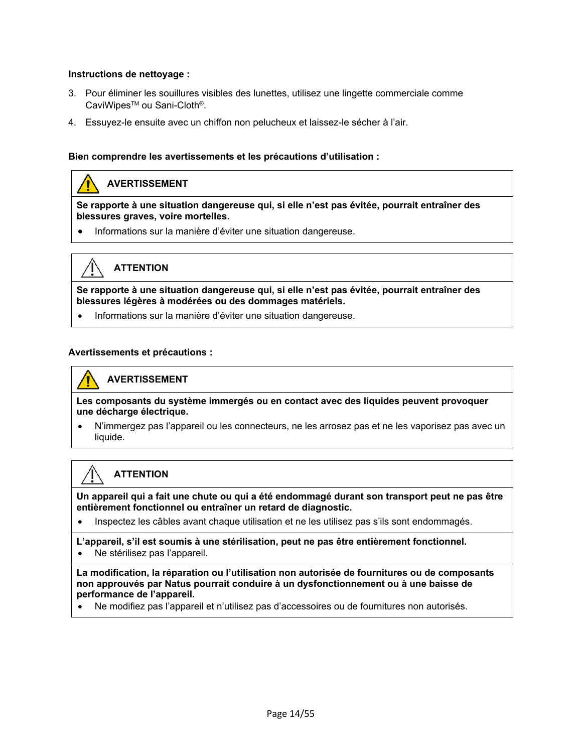**Instructions de nettoyage :**

3. Pour éliminer les souillures visibles des lunettes, utilisez une lingette commerciale comme CaviWipes™ ou Sani-Cloth®.
4. Essuyez-le ensuite avec un chiffon non pelucheux et laissez-le sécher à l'air.

**Bien comprendre les avertissements et les précautions d'utilisation :**

| ⚠ **AVERTISSEMENT** |
| --- |
| **Se rapporte à une situation dangereuse qui, si elle n'est pas évitée, pourrait entraîner des blessures graves, voire mortelles.** |
| • Informations sur la manière d'éviter une situation dangereuse. |

| ⚠ **ATTENTION** |
| --- |
| **Se rapporte à une situation dangereuse qui, si elle n'est pas évitée, pourrait entraîner des blessures légères à modérées ou des dommages matériels.** |
| • Informations sur la manière d'éviter une situation dangereuse. |

**Avertissements et précautions :**

| ⚠ **AVERTISSEMENT** |
| --- |
| **Les composants du système immergés ou en contact avec des liquides peuvent provoquer une décharge électrique.** |
| • N'immergez pas l'appareil ou les connecteurs, ne les arrosez pas et ne les vaporisez pas avec un liquide. |

| ⚠ **ATTENTION** |
| --- |
| **Un appareil qui a fait une chute ou qui a été endommagé durant son transport peut ne pas être entièrement fonctionnel ou entraîner un retard de diagnostic.** <br> • Inspectez les câbles avant chaque utilisation et ne les utilisez pas s'ils sont endommagés. |
| **L'appareil, s'il est soumis à une stérilisation, peut ne pas être entièrement fonctionnel.** <br> • Ne stérilisez pas l'appareil. |
| **La modification, la réparation ou l'utilisation non autorisée de fournitures ou de composants non approuvés par Natus pourrait conduire à un dysfonctionnement ou à une baisse de performance de l'appareil.** <br> • Ne modifiez pas l'appareil et n'utilisez pas d'accessoires ou de fournitures non autorisés. |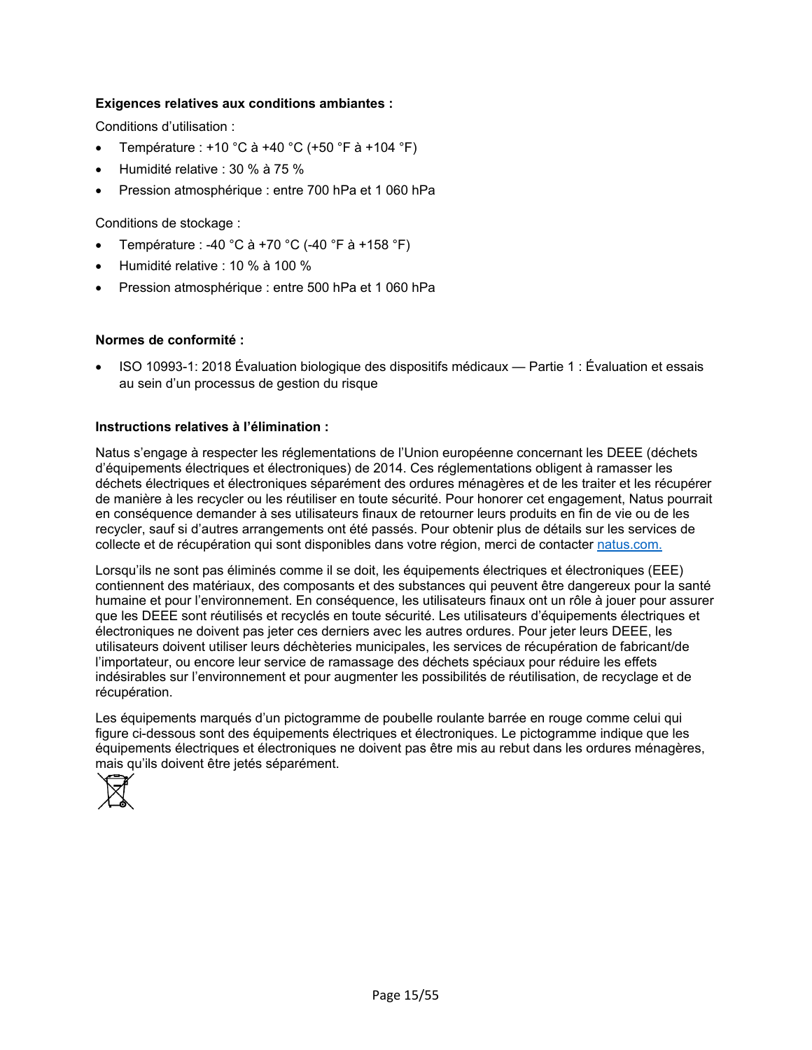**Exigences relatives aux conditions ambiantes :**

Conditions d’utilisation :

- Température : +10 °C à +40 °C (+50 °F à +104 °F)
- Humidité relative : 30 % à 75 %
- Pression atmosphérique : entre 700 hPa et 1 060 hPa

Conditions de stockage :

- Température : -40 °C à +70 °C (-40 °F à +158 °F)
- Humidité relative : 10 % à 100 %
- Pression atmosphérique : entre 500 hPa et 1 060 hPa

**Normes de conformité :**

- ISO 10993-1: 2018 Évaluation biologique des dispositifs médicaux — Partie 1 : Évaluation et essais au sein d’un processus de gestion du risque

**Instructions relatives à l’élimination :**

Natus s’engage à respecter les réglementations de l’Union européenne concernant les DEEE (déchets d’équipements électriques et électroniques) de 2014. Ces réglementations obligent à ramasser les déchets électriques et électroniques séparément des ordures ménagères et de les traiter et les récupérer de manière à les recycler ou les réutiliser en toute sécurité. Pour honorer cet engagement, Natus pourrait en conséquence demander à ses utilisateurs finaux de retourner leurs produits en fin de vie ou de les recycler, sauf si d’autres arrangements ont été passés. Pour obtenir plus de détails sur les services de collecte et de récupération qui sont disponibles dans votre région, merci de contacter natus.com.

Lorsqu’ils ne sont pas éliminés comme il se doit, les équipements électriques et électroniques (EEE) contiennent des matériaux, des composants et des substances qui peuvent être dangereux pour la santé humaine et pour l’environnement. En conséquence, les utilisateurs finaux ont un rôle à jouer pour assurer que les DEEE sont réutilisés et recyclés en toute sécurité. Les utilisateurs d’équipements électriques et électroniques ne doivent pas jeter ces derniers avec les autres ordures. Pour jeter leurs DEEE, les utilisateurs doivent utiliser leurs déchèteries municipales, les services de récupération de fabricant/de l’importateur, ou encore leur service de ramassage des déchets spéciaux pour réduire les effets indésirables sur l’environnement et pour augmenter les possibilités de réutilisation, de recyclage et de récupération.

Les équipements marqués d’un pictogramme de poubelle roulante barrée en rouge comme celui qui figure ci-dessous sont des équipements électriques et électroniques. Le pictogramme indique que les équipements électriques et électroniques ne doivent pas être mis au rebut dans les ordures ménagères, mais qu’ils doivent être jetés séparément.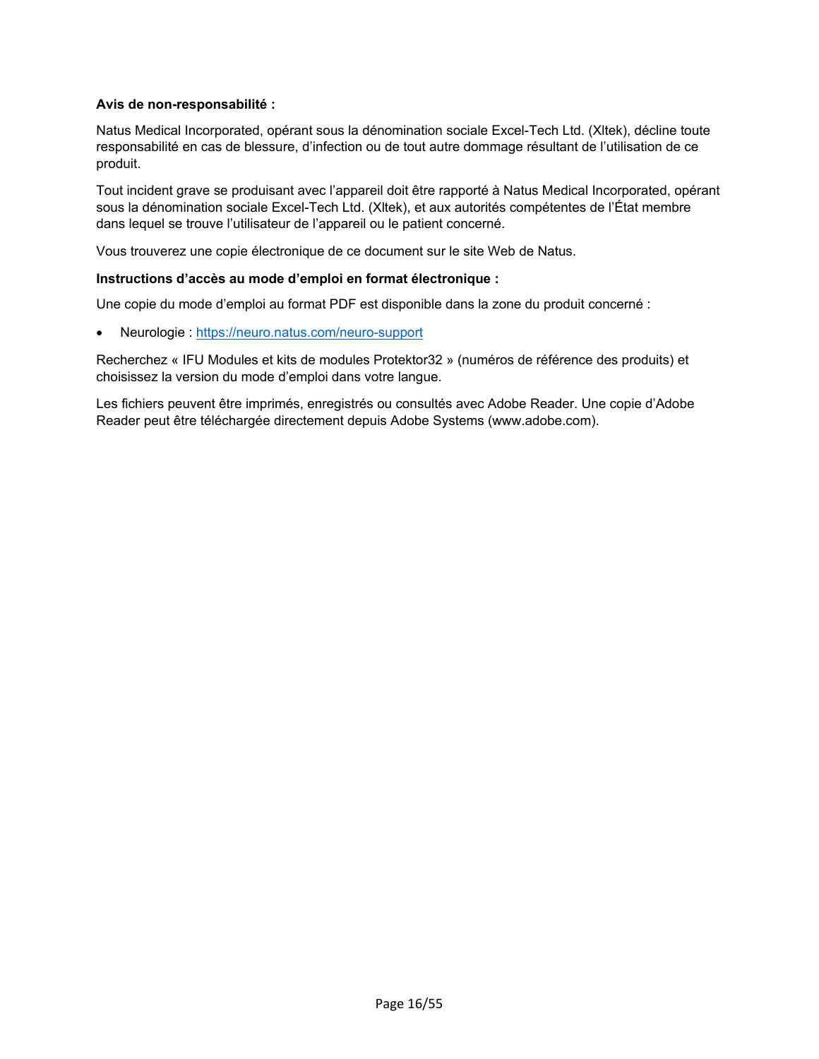**Avis de non-responsabilité :**

Natus Medical Incorporated, opérant sous la dénomination sociale Excel-Tech Ltd. (Xltek), décline toute responsabilité en cas de blessure, d'infection ou de tout autre dommage résultant de l'utilisation de ce produit.

Tout incident grave se produisant avec l'appareil doit être rapporté à Natus Medical Incorporated, opérant sous la dénomination sociale Excel-Tech Ltd. (Xltek), et aux autorités compétentes de l'État membre dans lequel se trouve l'utilisateur de l'appareil ou le patient concerné.

Vous trouverez une copie électronique de ce document sur le site Web de Natus.

**Instructions d'accès au mode d'emploi en format électronique :**

Une copie du mode d'emploi au format PDF est disponible dans la zone du produit concerné :

- Neurologie : https://neuro.natus.com/neuro-support

Recherchez « IFU Modules et kits de modules Protektor32 » (numéros de référence des produits) et choisissez la version du mode d'emploi dans votre langue.

Les fichiers peuvent être imprimés, enregistrés ou consultés avec Adobe Reader. Une copie d'Adobe Reader peut être téléchargée directement depuis Adobe Systems (www.adobe.com).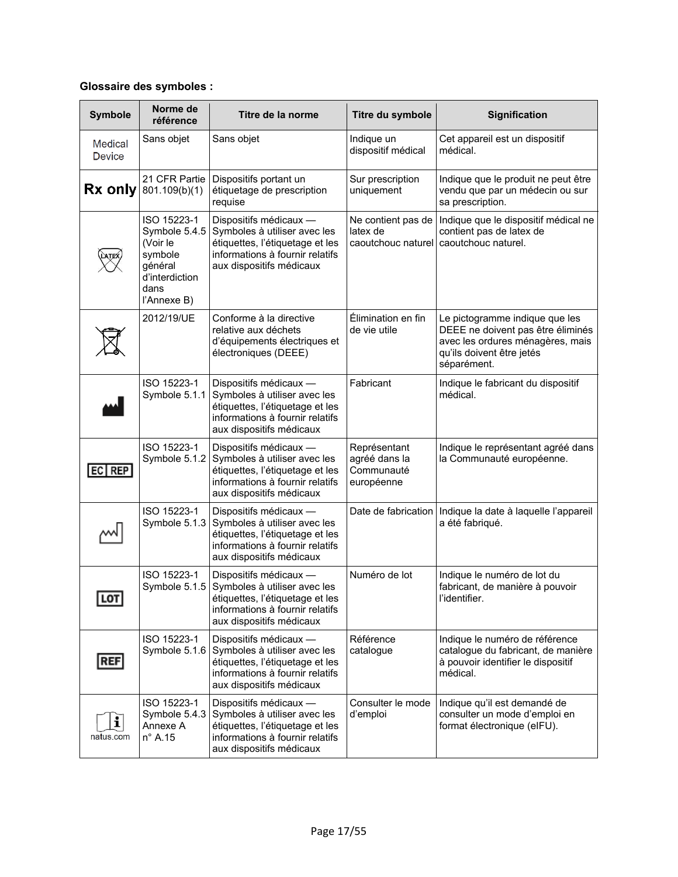**Glossaire des symboles :**

| Symbole | Norme de référence | Titre de la norme | Titre du symbole | Signification |
|---|---|---|---|---|
| Medical Device | Sans objet | Sans objet | Indique un dispositif médical | Cet appareil est un dispositif médical. |
| Rx only | 21 CFR Partie 801.109(b)(1) | Dispositifs portant un étiquetage de prescription requise | Sur prescription uniquement | Indique que le produit ne peut être vendu que par un médecin ou sur sa prescription. |
| LATEX | ISO 15223-1 Symbole 5.4.5 (Voir le symbole général d'interdiction dans l'Annexe B) | Dispositifs médicaux — Symboles à utiliser avec les étiquettes, l'étiquetage et les informations à fournir relatifs aux dispositifs médicaux | Ne contient pas de latex de caoutchouc naturel | Indique que le dispositif médical ne contient pas de latex de caoutchouc naturel. |
| | 2012/19/UE | Conforme à la directive relative aux déchets d'équipements électriques et électroniques (DEEE) | Élimination en fin de vie utile | Le pictogramme indique que les DEEE ne doivent pas être éliminés avec les ordures ménagères, mais qu'ils doivent être jetés séparément. |
| | ISO 15223-1 Symbole 5.1.1 | Dispositifs médicaux — Symboles à utiliser avec les étiquettes, l'étiquetage et les informations à fournir relatifs aux dispositifs médicaux | Fabricant | Indique le fabricant du dispositif médical. |
| EC REP | ISO 15223-1 Symbole 5.1.2 | Dispositifs médicaux — Symboles à utiliser avec les étiquettes, l'étiquetage et les informations à fournir relatifs aux dispositifs médicaux | Représentant agréé dans la Communauté européenne | Indique le représentant agréé dans la Communauté européenne. |
| | ISO 15223-1 Symbole 5.1.3 | Dispositifs médicaux — Symboles à utiliser avec les étiquettes, l'étiquetage et les informations à fournir relatifs aux dispositifs médicaux | Date de fabrication | Indique la date à laquelle l'appareil a été fabriqué. |
| LOT | ISO 15223-1 Symbole 5.1.5 | Dispositifs médicaux — Symboles à utiliser avec les étiquettes, l'étiquetage et les informations à fournir relatifs aux dispositifs médicaux | Numéro de lot | Indique le numéro de lot du fabricant, de manière à pouvoir l'identifier. |
| REF | ISO 15223-1 Symbole 5.1.6 | Dispositifs médicaux — Symboles à utiliser avec les étiquettes, l'étiquetage et les informations à fournir relatifs aux dispositifs médicaux | Référence catalogue | Indique le numéro de référence catalogue du fabricant, de manière à pouvoir identifier le dispositif médical. |
| natus.com | ISO 15223-1 Symbole 5.4.3 Annexe A n° A.15 | Dispositifs médicaux — Symboles à utiliser avec les étiquettes, l'étiquetage et les informations à fournir relatifs aux dispositifs médicaux | Consulter le mode d'emploi | Indique qu'il est demandé de consulter un mode d'emploi en format électronique (eIFU). |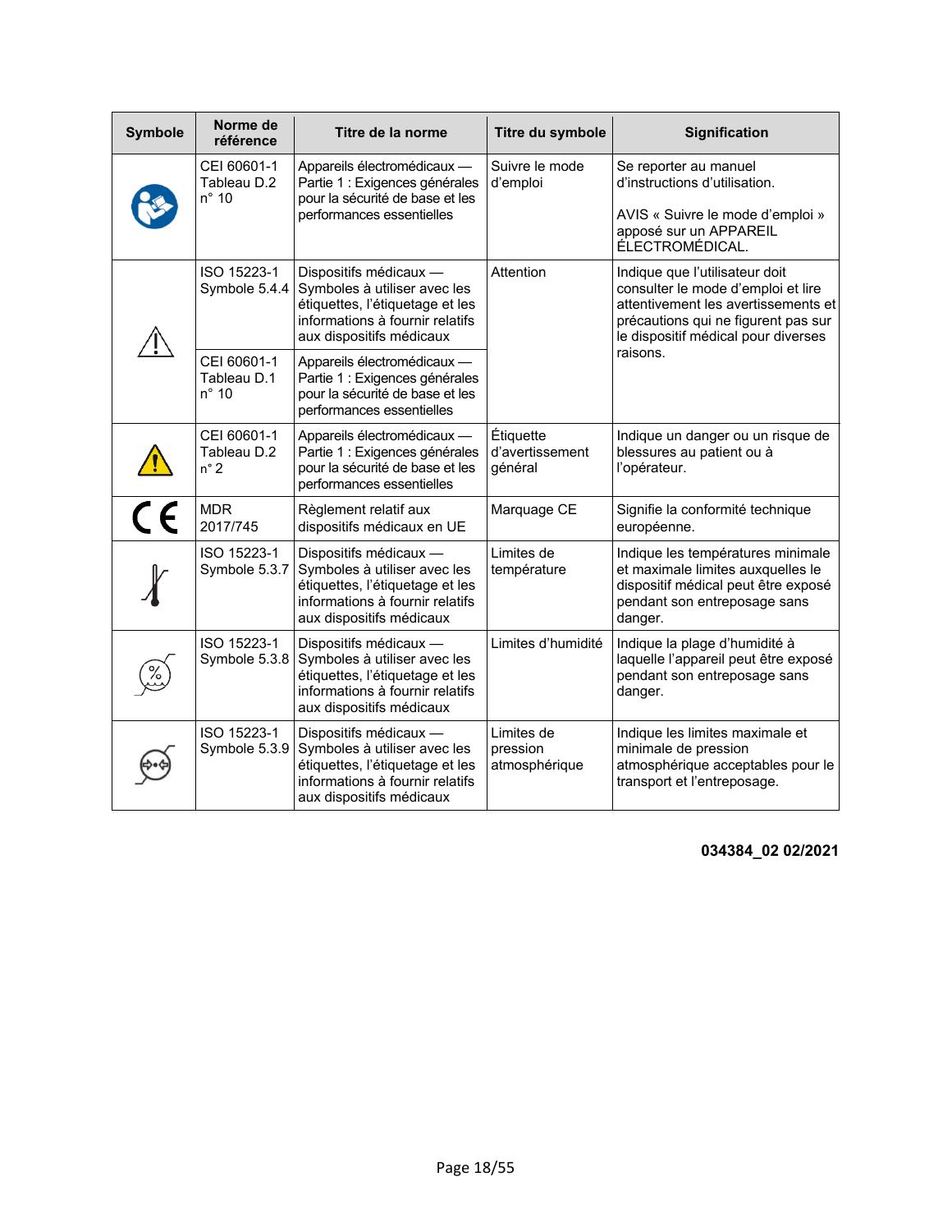| Symbole | Norme de référence | Titre de la norme | Titre du symbole | Signification |
|---|---|---|---|---|
| | CEI 60601-1 Tableau D.2 n° 10 | Appareils électromédicaux — Partie 1 : Exigences générales pour la sécurité de base et les performances essentielles | Suivre le mode d'emploi | Se reporter au manuel d'instructions d'utilisation.<br><br>AVIS « Suivre le mode d'emploi » apposé sur un APPAREIL ÉLECTROMÉDICAL. |
| | ISO 15223-1 Symbole 5.4.4 | Dispositifs médicaux — Symboles à utiliser avec les étiquettes, l'étiquetage et les informations à fournir relatifs aux dispositifs médicaux | Attention | Indique que l'utilisateur doit consulter le mode d'emploi et lire attentivement les avertissements et précautions qui ne figurent pas sur le dispositif médical pour diverses raisons. |
| | CEI 60601-1 Tableau D.1 n° 10 | Appareils électromédicaux — Partie 1 : Exigences générales pour la sécurité de base et les performances essentielles | | |
| | CEI 60601-1 Tableau D.2 n° 2 | Appareils électromédicaux — Partie 1 : Exigences générales pour la sécurité de base et les performances essentielles | Étiquette d'avertissement général | Indique un danger ou un risque de blessures au patient ou à l'opérateur. |
| CE | MDR 2017/745 | Règlement relatif aux dispositifs médicaux en UE | Marquage CE | Signifie la conformité technique européenne. |
| | ISO 15223-1 Symbole 5.3.7 | Dispositifs médicaux — Symboles à utiliser avec les étiquettes, l'étiquetage et les informations à fournir relatifs aux dispositifs médicaux | Limites de température | Indique les températures minimale et maximale limites auxquelles le dispositif médical peut être exposé pendant son entreposage sans danger. |
| | ISO 15223-1 Symbole 5.3.8 | Dispositifs médicaux — Symboles à utiliser avec les étiquettes, l'étiquetage et les informations à fournir relatifs aux dispositifs médicaux | Limites d'humidité | Indique la plage d'humidité à laquelle l'appareil peut être exposé pendant son entreposage sans danger. |
| | ISO 15223-1 Symbole 5.3.9 | Dispositifs médicaux — Symboles à utiliser avec les étiquettes, l'étiquetage et les informations à fournir relatifs aux dispositifs médicaux | Limites de pression atmosphérique | Indique les limites maximale et minimale de pression atmosphérique acceptables pour le transport et l'entreposage. |

**034384_02 02/2021**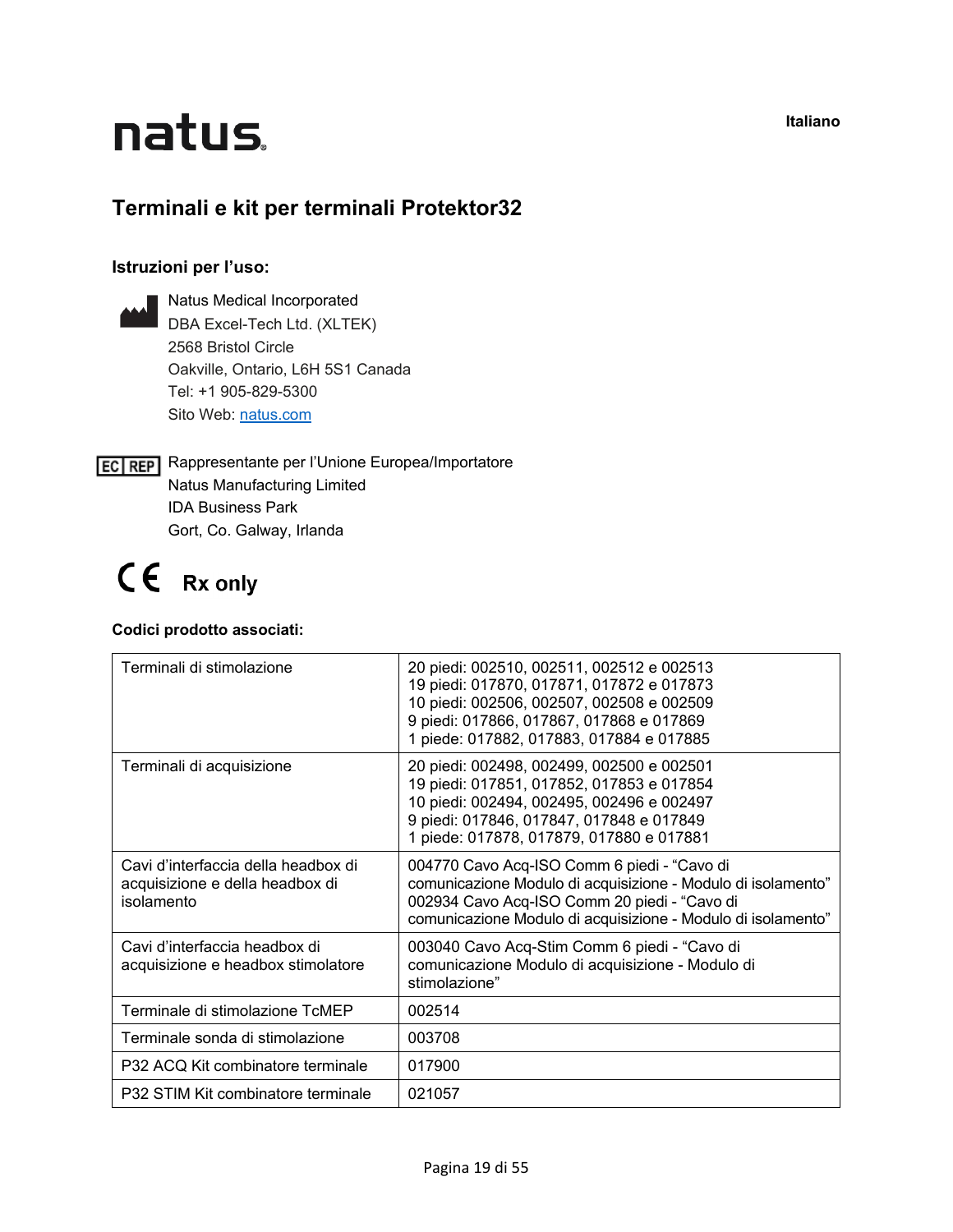natus

Italiano

## Terminali e kit per terminali Protektor32

### Istruzioni per l'uso:

Natus Medical Incorporated
DBA Excel-Tech Ltd. (XLTEK)
2568 Bristol Circle
Oakville, Ontario, L6H 5S1 Canada
Tel: +1 905-829-5300
Sito Web: natus.com

EC REP Rappresentante per l'Unione Europea/Importatore
Natus Manufacturing Limited
IDA Business Park
Gort, Co. Galway, Irlanda

CE **Rx only**

**Codici prodotto associati:**

| | |
|---|---|
| Terminali di stimolazione | 20 piedi: 002510, 002511, 002512 e 002513<br>19 piedi: 017870, 017871, 017872 e 017873<br>10 piedi: 002506, 002507, 002508 e 002509<br>9 piedi: 017866, 017867, 017868 e 017869<br>1 piede: 017882, 017883, 017884 e 017885 |
| Terminali di acquisizione | 20 piedi: 002498, 002499, 002500 e 002501<br>19 piedi: 017851, 017852, 017853 e 017854<br>10 piedi: 002494, 002495, 002496 e 002497<br>9 piedi: 017846, 017847, 017848 e 017849<br>1 piede: 017878, 017879, 017880 e 017881 |
| Cavi d'interfaccia della headbox di acquisizione e della headbox di isolamento | 004770 Cavo Acq-ISO Comm 6 piedi - "Cavo di comunicazione Modulo di acquisizione - Modulo di isolamento"<br>002934 Cavo Acq-ISO Comm 20 piedi - "Cavo di comunicazione Modulo di acquisizione - Modulo di isolamento" |
| Cavi d'interfaccia headbox di acquisizione e headbox stimolatore | 003040 Cavo Acq-Stim Comm 6 piedi - "Cavo di comunicazione Modulo di acquisizione - Modulo di stimolazione" |
| Terminale di stimolazione TcMEP | 002514 |
| Terminale sonda di stimolazione | 003708 |
| P32 ACQ Kit combinatore terminale | 017900 |
| P32 STIM Kit combinatore terminale | 021057 |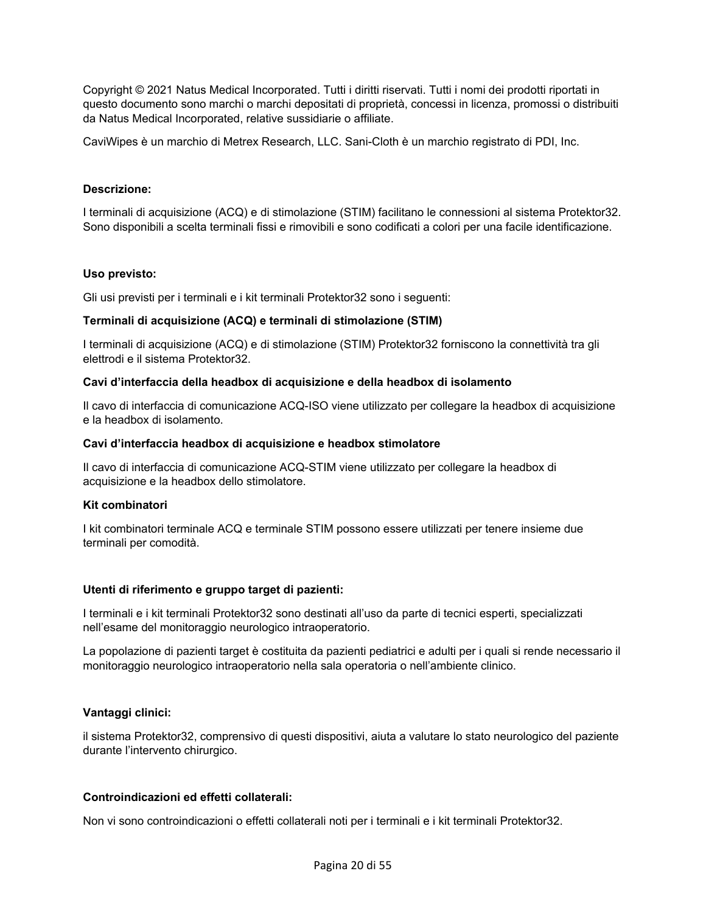Copyright © 2021 Natus Medical Incorporated. Tutti i diritti riservati. Tutti i nomi dei prodotti riportati in questo documento sono marchi o marchi depositati di proprietà, concessi in licenza, promossi o distribuiti da Natus Medical Incorporated, relative sussidiarie o affiliate.

CaviWipes è un marchio di Metrex Research, LLC. Sani-Cloth è un marchio registrato di PDI, Inc.

**Descrizione:**

I terminali di acquisizione (ACQ) e di stimolazione (STIM) facilitano le connessioni al sistema Protektor32. Sono disponibili a scelta terminali fissi e rimovibili e sono codificati a colori per una facile identificazione.

**Uso previsto:**

Gli usi previsti per i terminali e i kit terminali Protektor32 sono i seguenti:

**Terminali di acquisizione (ACQ) e terminali di stimolazione (STIM)**

I terminali di acquisizione (ACQ) e di stimolazione (STIM) Protektor32 forniscono la connettività tra gli elettrodi e il sistema Protektor32.

**Cavi d'interfaccia della headbox di acquisizione e della headbox di isolamento**

Il cavo di interfaccia di comunicazione ACQ-ISO viene utilizzato per collegare la headbox di acquisizione e la headbox di isolamento.

**Cavi d'interfaccia headbox di acquisizione e headbox stimolatore**

Il cavo di interfaccia di comunicazione ACQ-STIM viene utilizzato per collegare la headbox di acquisizione e la headbox dello stimolatore.

**Kit combinatori**

I kit combinatori terminale ACQ e terminale STIM possono essere utilizzati per tenere insieme due terminali per comodità.

**Utenti di riferimento e gruppo target di pazienti:**

I terminali e i kit terminali Protektor32 sono destinati all'uso da parte di tecnici esperti, specializzati nell'esame del monitoraggio neurologico intraoperatorio.

La popolazione di pazienti target è costituita da pazienti pediatrici e adulti per i quali si rende necessario il monitoraggio neurologico intraoperatorio nella sala operatoria o nell'ambiente clinico.

**Vantaggi clinici:**

il sistema Protektor32, comprensivo di questi dispositivi, aiuta a valutare lo stato neurologico del paziente durante l'intervento chirurgico.

**Controindicazioni ed effetti collaterali:**

Non vi sono controindicazioni o effetti collaterali noti per i terminali e i kit terminali Protektor32.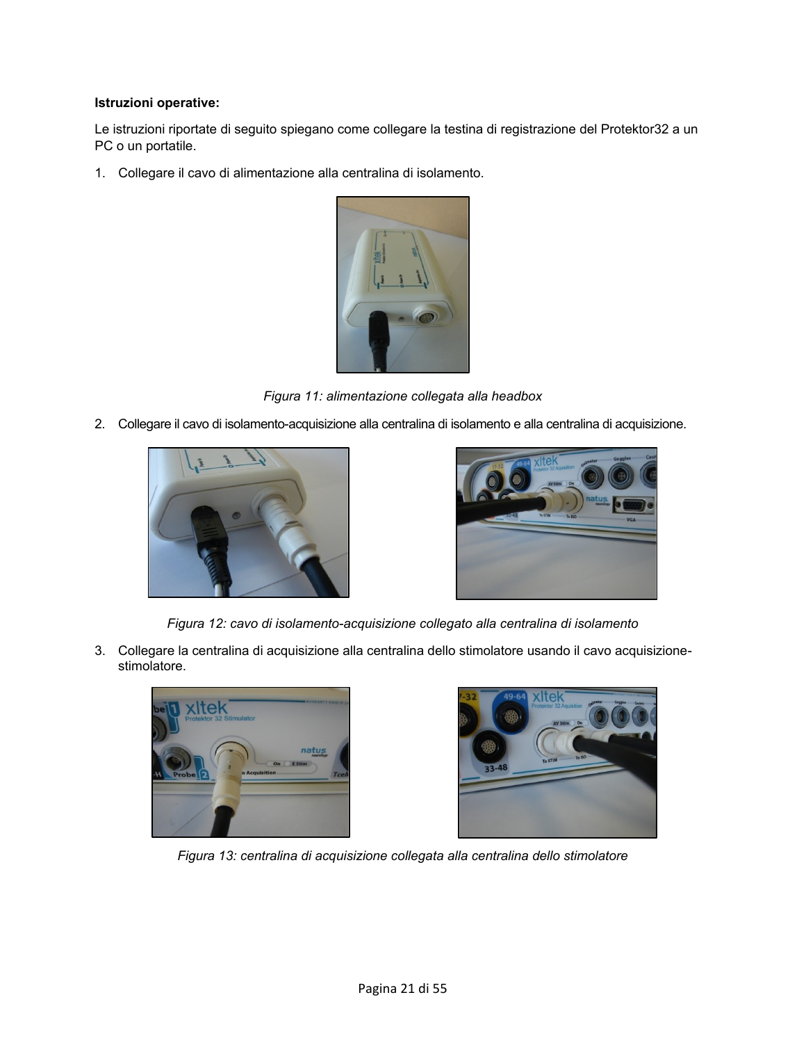**Istruzioni operative:**

Le istruzioni riportate di seguito spiegano come collegare la testina di registrazione del Protektor32 a un PC o un portatile.

1. Collegare il cavo di alimentazione alla centralina di isolamento.

*Figura 11: alimentazione collegata alla headbox*

2. Collegare il cavo di isolamento-acquisizione alla centralina di isolamento e alla centralina di acquisizione.

*Figura 12: cavo di isolamento-acquisizione collegato alla centralina di isolamento*

3. Collegare la centralina di acquisizione alla centralina dello stimolatore usando il cavo acquisizione-stimolatore.

*Figura 13: centralina di acquisizione collegata alla centralina dello stimolatore*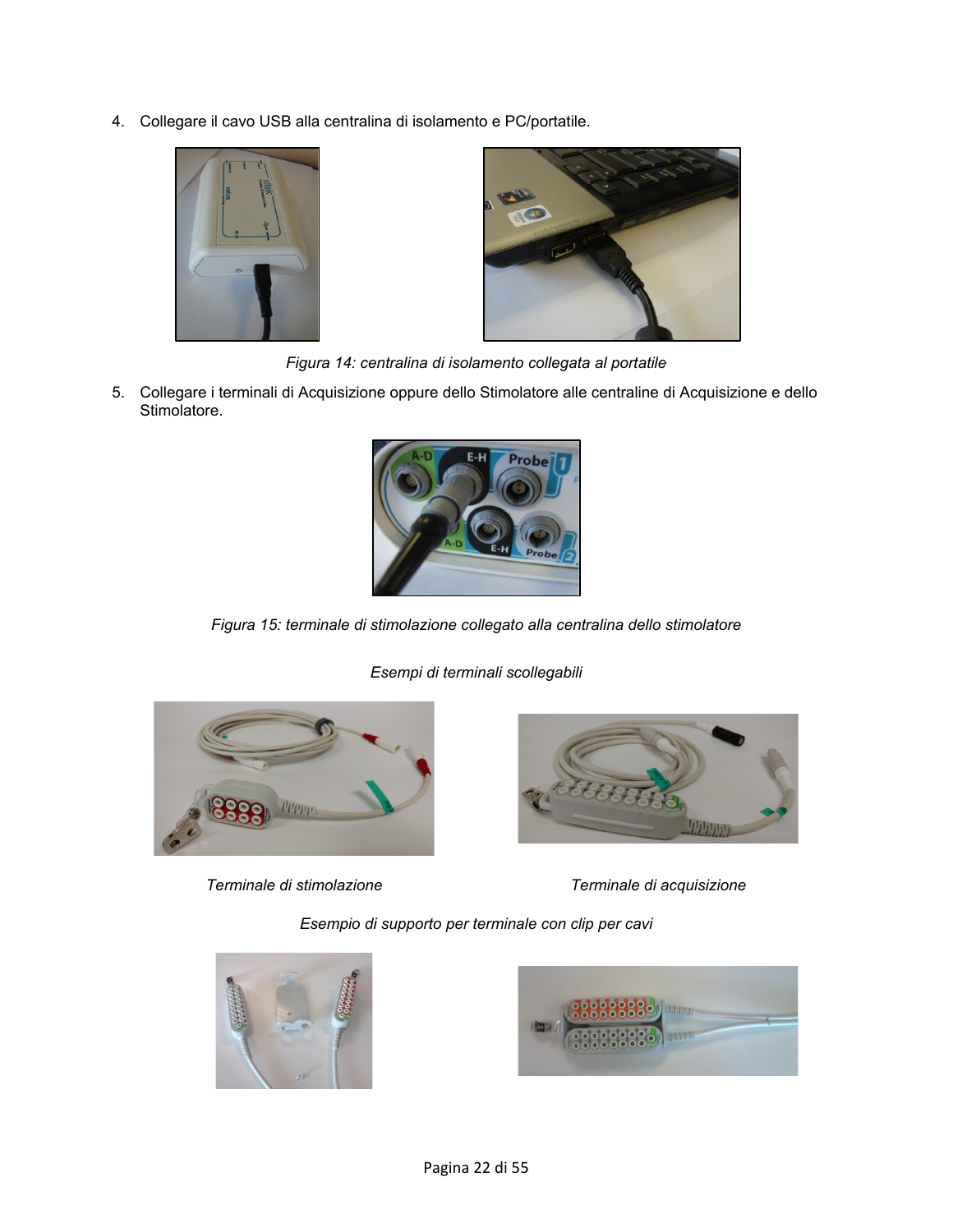4. Collegare il cavo USB alla centralina di isolamento e PC/portatile.

*Figura 14: centralina di isolamento collegata al portatile*

5. Collegare i terminali di Acquisizione oppure dello Stimolatore alle centraline di Acquisizione e dello Stimolatore.

*Figura 15: terminale di stimolazione collegato alla centralina dello stimolatore*

*Esempi di terminali scollegabili*

*Terminale di stimolazione*

*Terminale di acquisizione*

*Esempio di supporto per terminale con clip per cavi*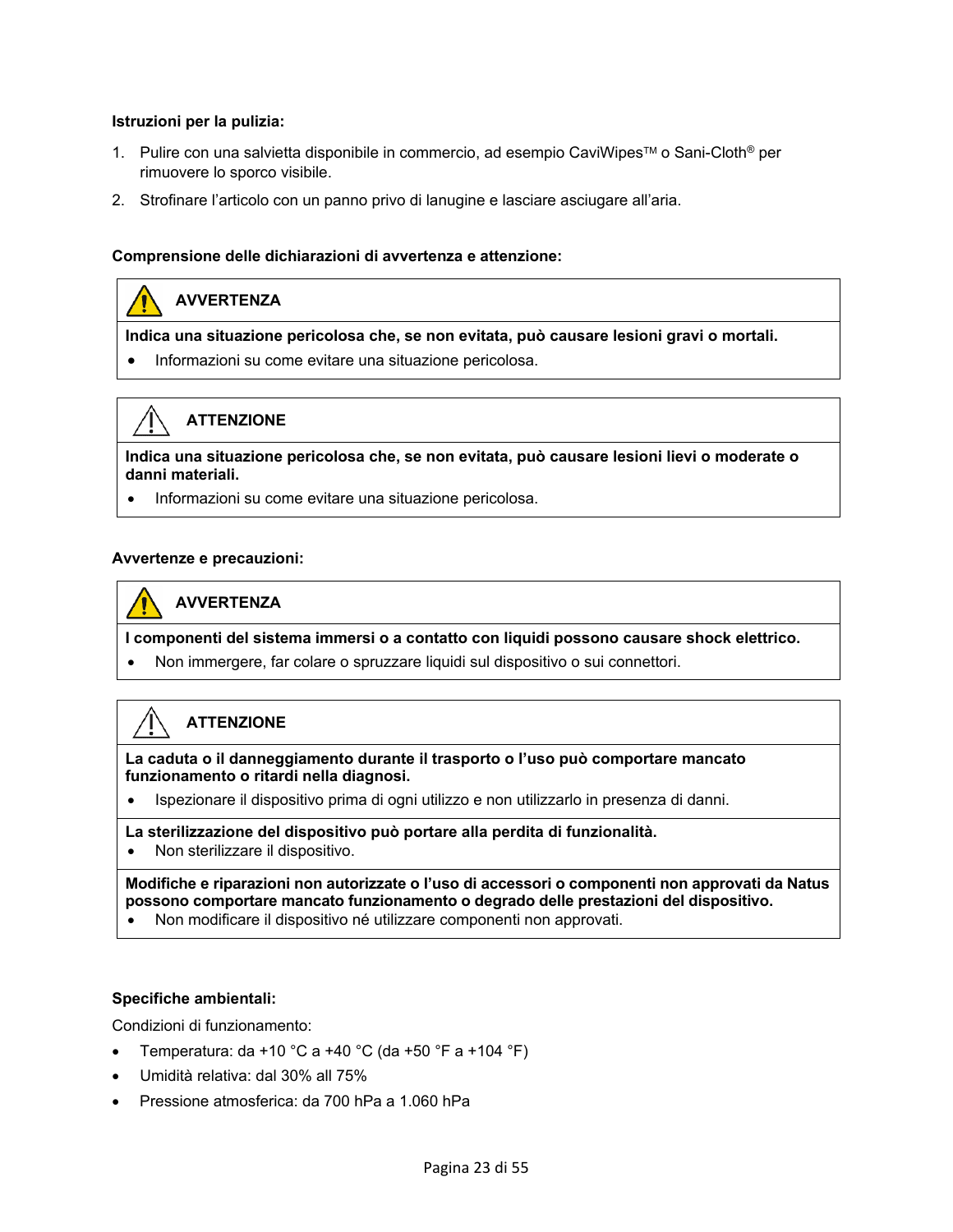**Istruzioni per la pulizia:**

1. Pulire con una salvietta disponibile in commercio, ad esempio CaviWipes™ o Sani-Cloth® per rimuovere lo sporco visibile.
2. Strofinare l'articolo con un panno privo di lanugine e lasciare asciugare all'aria.

**Comprensione delle dichiarazioni di avvertenza e attenzione:**

| ⚠ AVVERTENZA |
| --- |
| **Indica una situazione pericolosa che, se non evitata, può causare lesioni gravi o mortali.** |
| • Informazioni su come evitare una situazione pericolosa. |

| ⚠ ATTENZIONE |
| --- |
| **Indica una situazione pericolosa che, se non evitata, può causare lesioni lievi o moderate o danni materiali.** |
| • Informazioni su come evitare una situazione pericolosa. |

**Avvertenze e precauzioni:**

| ⚠ AVVERTENZA |
| --- |
| **I componenti del sistema immersi o a contatto con liquidi possono causare shock elettrico.** |
| • Non immergere, far colare o spruzzare liquidi sul dispositivo o sui connettori. |

| ⚠ ATTENZIONE |
| --- |
| **La caduta o il danneggiamento durante il trasporto o l'uso può comportare mancato funzionamento o ritardi nella diagnosi.** |
| • Ispezionare il dispositivo prima di ogni utilizzo e non utilizzarlo in presenza di danni. |
| **La sterilizzazione del dispositivo può portare alla perdita di funzionalità.** |
| • Non sterilizzare il dispositivo. |
| **Modifiche e riparazioni non autorizzate o l'uso di accessori o componenti non approvati da Natus possono comportare mancato funzionamento o degrado delle prestazioni del dispositivo.** |
| • Non modificare il dispositivo né utilizzare componenti non approvati. |

**Specifiche ambientali:**

Condizioni di funzionamento:

- Temperatura: da +10 °C a +40 °C (da +50 °F a +104 °F)
- Umidità relativa: dal 30% all 75%
- Pressione atmosferica: da 700 hPa a 1.060 hPa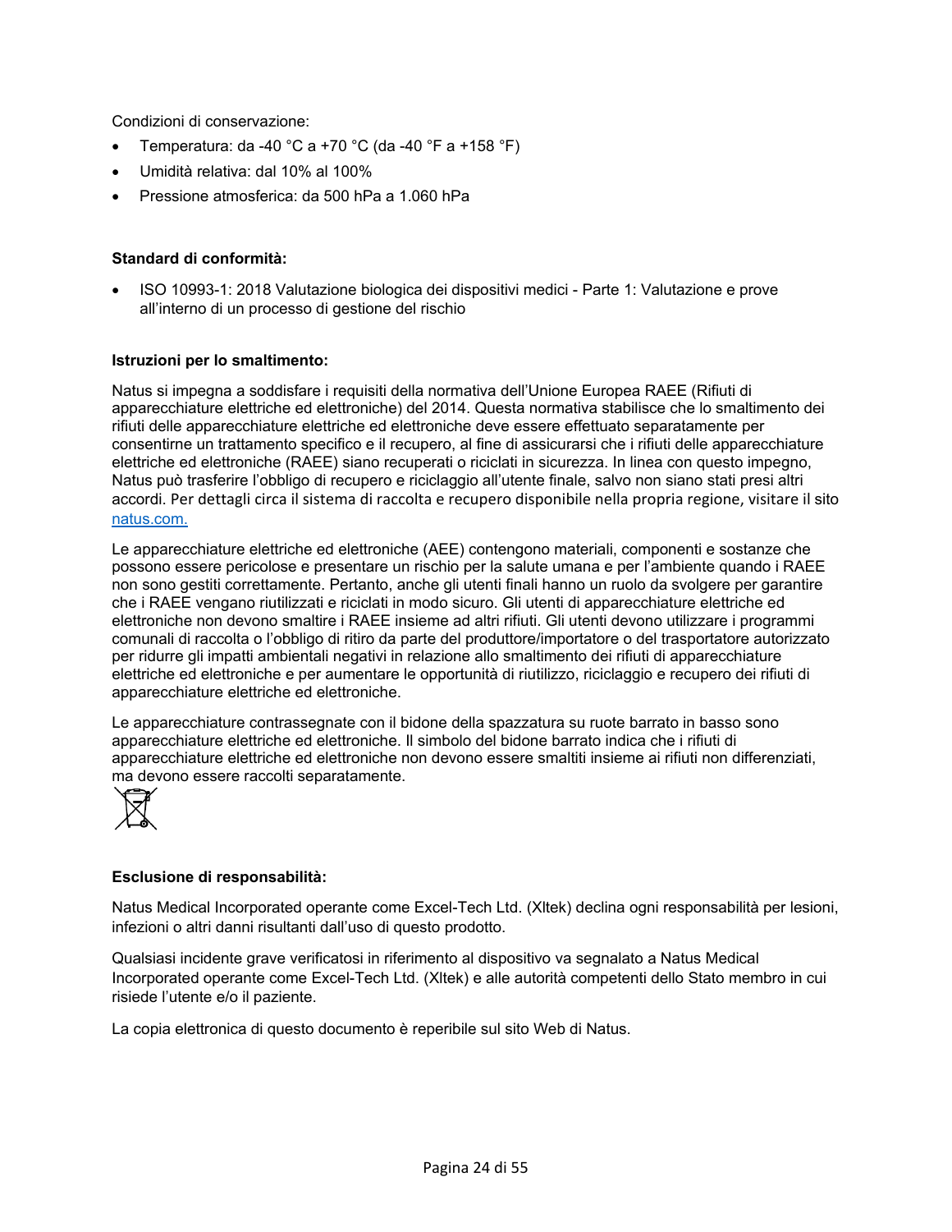Condizioni di conservazione:

- Temperatura: da -40 °C a +70 °C (da -40 °F a +158 °F)
- Umidità relativa: dal 10% al 100%
- Pressione atmosferica: da 500 hPa a 1.060 hPa

**Standard di conformità:**

- ISO 10993-1: 2018 Valutazione biologica dei dispositivi medici - Parte 1: Valutazione e prove all'interno di un processo di gestione del rischio

**Istruzioni per lo smaltimento:**

Natus si impegna a soddisfare i requisiti della normativa dell'Unione Europea RAEE (Rifiuti di apparecchiature elettriche ed elettroniche) del 2014. Questa normativa stabilisce che lo smaltimento dei rifiuti delle apparecchiature elettriche ed elettroniche deve essere effettuato separatamente per consentirne un trattamento specifico e il recupero, al fine di assicurarsi che i rifiuti delle apparecchiature elettriche ed elettroniche (RAEE) siano recuperati o riciclati in sicurezza. In linea con questo impegno, Natus può trasferire l'obbligo di recupero e riciclaggio all'utente finale, salvo non siano stati presi altri accordi. Per dettagli circa il sistema di raccolta e recupero disponibile nella propria regione, visitare il sito natus.com.

Le apparecchiature elettriche ed elettroniche (AEE) contengono materiali, componenti e sostanze che possono essere pericolose e presentare un rischio per la salute umana e per l'ambiente quando i RAEE non sono gestiti correttamente. Pertanto, anche gli utenti finali hanno un ruolo da svolgere per garantire che i RAEE vengano riutilizzati e riciclati in modo sicuro. Gli utenti di apparecchiature elettriche ed elettroniche non devono smaltire i RAEE insieme ad altri rifiuti. Gli utenti devono utilizzare i programmi comunali di raccolta o l'obbligo di ritiro da parte del produttore/importatore o del trasportatore autorizzato per ridurre gli impatti ambientali negativi in relazione allo smaltimento dei rifiuti di apparecchiature elettriche ed elettroniche e per aumentare le opportunità di riutilizzo, riciclaggio e recupero dei rifiuti di apparecchiature elettriche ed elettroniche.

Le apparecchiature contrassegnate con il bidone della spazzatura su ruote barrato in basso sono apparecchiature elettriche ed elettroniche. Il simbolo del bidone barrato indica che i rifiuti di apparecchiature elettriche ed elettroniche non devono essere smaltiti insieme ai rifiuti non differenziati, ma devono essere raccolti separatamente.

**Esclusione di responsabilità:**

Natus Medical Incorporated operante come Excel-Tech Ltd. (Xltek) declina ogni responsabilità per lesioni, infezioni o altri danni risultanti dall'uso di questo prodotto.

Qualsiasi incidente grave verificatosi in riferimento al dispositivo va segnalato a Natus Medical Incorporated operante come Excel-Tech Ltd. (Xltek) e alle autorità competenti dello Stato membro in cui risiede l'utente e/o il paziente.

La copia elettronica di questo documento è reperibile sul sito Web di Natus.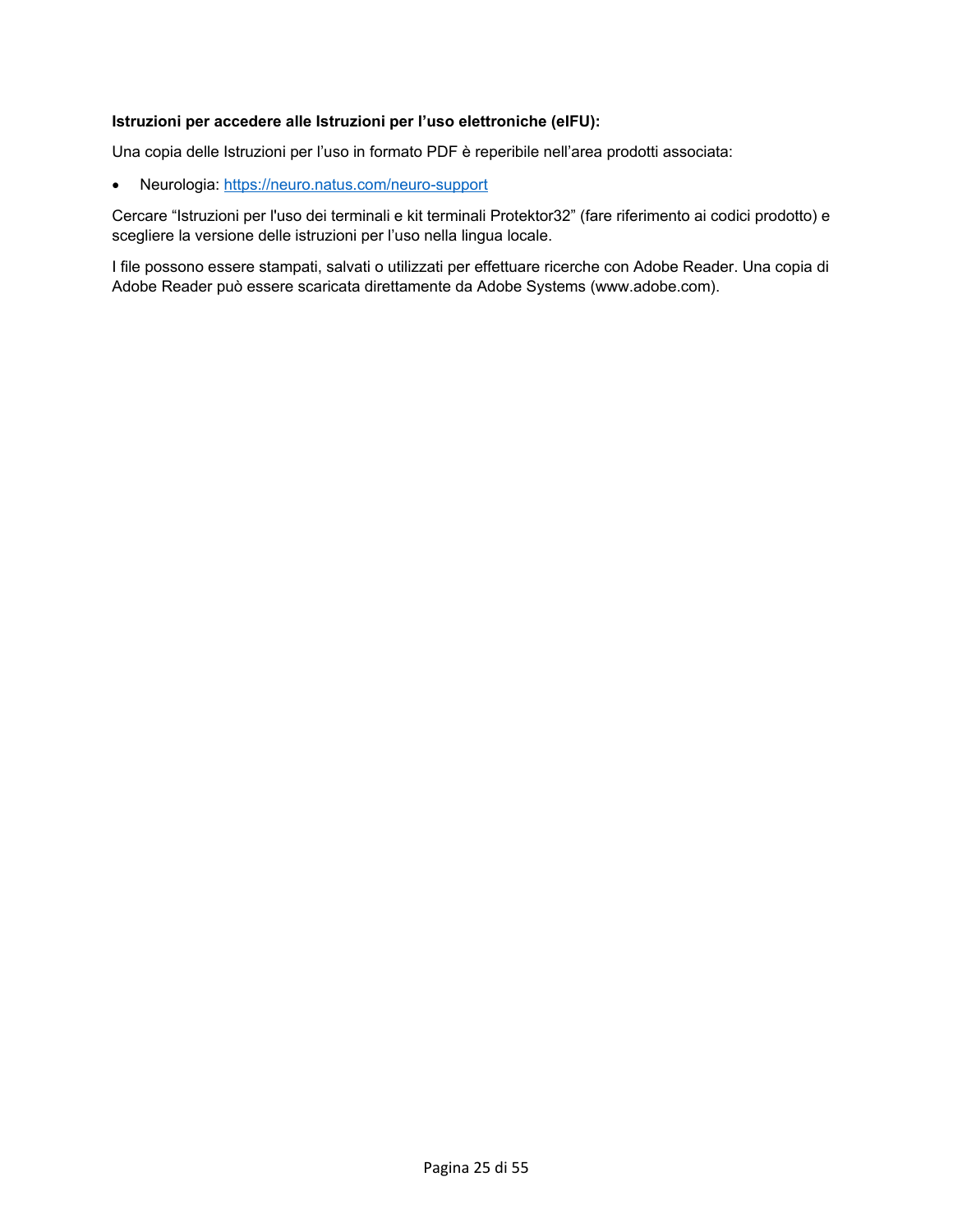**Istruzioni per accedere alle Istruzioni per l'uso elettroniche (eIFU):**

Una copia delle Istruzioni per l'uso in formato PDF è reperibile nell'area prodotti associata:

- Neurologia: https://neuro.natus.com/neuro-support

Cercare "Istruzioni per l'uso dei terminali e kit terminali Protektor32" (fare riferimento ai codici prodotto) e scegliere la versione delle istruzioni per l'uso nella lingua locale.

I file possono essere stampati, salvati o utilizzati per effettuare ricerche con Adobe Reader. Una copia di Adobe Reader può essere scaricata direttamente da Adobe Systems (www.adobe.com).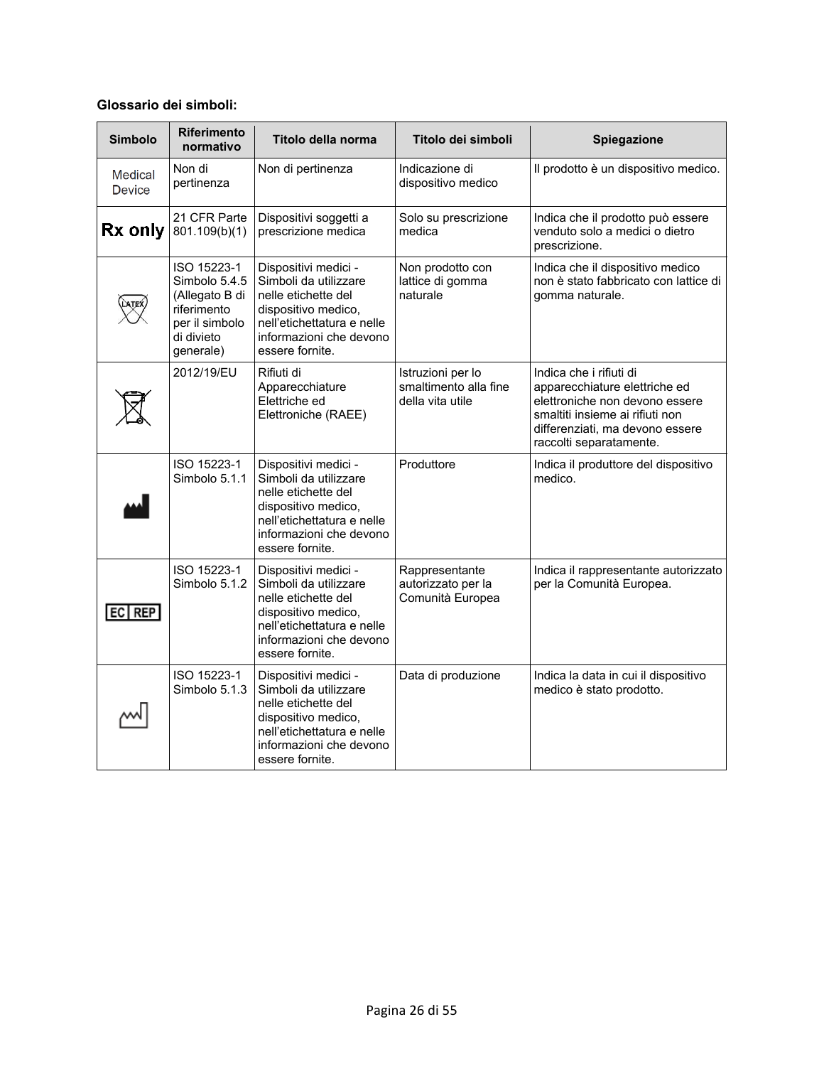**Glossario dei simboli:**

| Simbolo | Riferimento normativo | Titolo della norma | Titolo dei simboli | Spiegazione |
|---|---|---|---|---|
| Medical Device | Non di pertinenza | Non di pertinenza | Indicazione di dispositivo medico | Il prodotto è un dispositivo medico. |
| Rx only | 21 CFR Parte 801.109(b)(1) | Dispositivi soggetti a prescrizione medica | Solo su prescrizione medica | Indica che il prodotto può essere venduto solo a medici o dietro prescrizione. |
| LATEX | ISO 15223-1 Simbolo 5.4.5 (Allegato B di riferimento per il simbolo di divieto generale) | Dispositivi medici - Simboli da utilizzare nelle etichette del dispositivo medico, nell'etichettatura e nelle informazioni che devono essere fornite. | Non prodotto con lattice di gomma naturale | Indica che il dispositivo medico non è stato fabbricato con lattice di gomma naturale. |
| | 2012/19/EU | Rifiuti di Apparecchiature Elettriche ed Elettroniche (RAEE) | Istruzioni per lo smaltimento alla fine della vita utile | Indica che i rifiuti di apparecchiature elettriche ed elettroniche non devono essere smaltiti insieme ai rifiuti non differenziati, ma devono essere raccolti separatamente. |
| | ISO 15223-1 Simbolo 5.1.1 | Dispositivi medici - Simboli da utilizzare nelle etichette del dispositivo medico, nell'etichettatura e nelle informazioni che devono essere fornite. | Produttore | Indica il produttore del dispositivo medico. |
| EC REP | ISO 15223-1 Simbolo 5.1.2 | Dispositivi medici - Simboli da utilizzare nelle etichette del dispositivo medico, nell'etichettatura e nelle informazioni che devono essere fornite. | Rappresentante autorizzato per la Comunità Europea | Indica il rappresentante autorizzato per la Comunità Europea. |
| | ISO 15223-1 Simbolo 5.1.3 | Dispositivi medici - Simboli da utilizzare nelle etichette del dispositivo medico, nell'etichettatura e nelle informazioni che devono essere fornite. | Data di produzione | Indica la data in cui il dispositivo medico è stato prodotto. |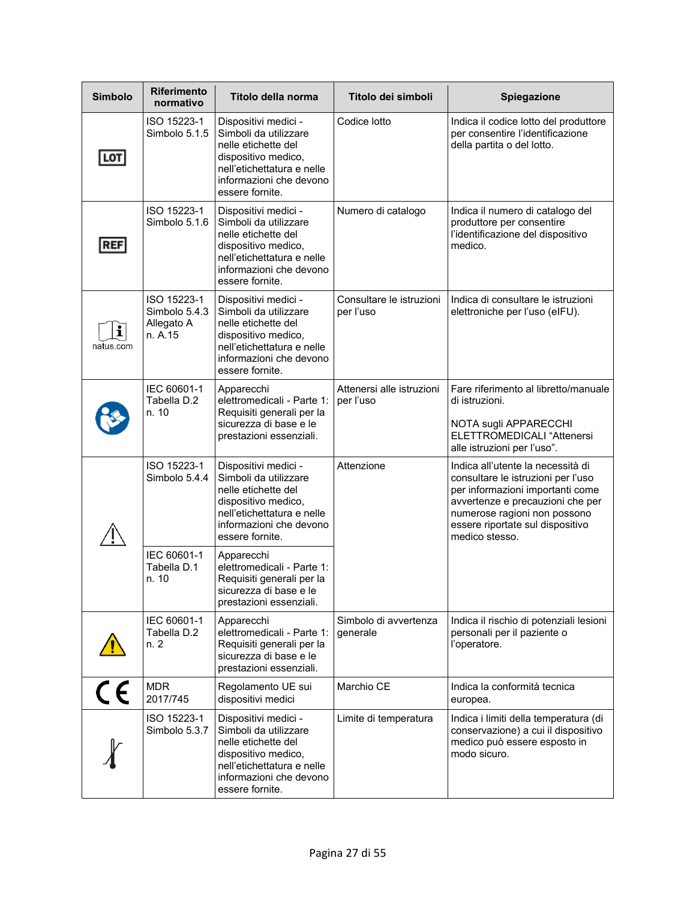| Simbolo | Riferimento normativo | Titolo della norma | Titolo dei simboli | Spiegazione |
|---|---|---|---|---|
| LOT | ISO 15223-1 Simbolo 5.1.5 | Dispositivi medici - Simboli da utilizzare nelle etichette del dispositivo medico, nell'etichettatura e nelle informazioni che devono essere fornite. | Codice lotto | Indica il codice lotto del produttore per consentire l'identificazione della partita o del lotto. |
| REF | ISO 15223-1 Simbolo 5.1.6 | Dispositivi medici - Simboli da utilizzare nelle etichette del dispositivo medico, nell'etichettatura e nelle informazioni che devono essere fornite. | Numero di catalogo | Indica il numero di catalogo del produttore per consentire l'identificazione del dispositivo medico. |
| natus.com | ISO 15223-1 Simbolo 5.4.3 Allegato A n. A.15 | Dispositivi medici - Simboli da utilizzare nelle etichette del dispositivo medico, nell'etichettatura e nelle informazioni che devono essere fornite. | Consultare le istruzioni per l'uso | Indica di consultare le istruzioni elettroniche per l'uso (eIFU). |
| | IEC 60601-1 Tabella D.2 n. 10 | Apparecchi elettromedicali - Parte 1: Requisiti generali per la sicurezza di base e le prestazioni essenziali. | Attenersi alle istruzioni per l'uso | Fare riferimento al libretto/manuale di istruzioni.<br><br>NOTA sugli APPARECCHI ELETTROMEDICALI "Attenersi alle istruzioni per l'uso". |
| | ISO 15223-1 Simbolo 5.4.4 | Dispositivi medici - Simboli da utilizzare nelle etichette del dispositivo medico, nell'etichettatura e nelle informazioni che devono essere fornite. | Attenzione | Indica all'utente la necessità di consultare le istruzioni per l'uso per informazioni importanti come avvertenze e precauzioni che per numerose ragioni non possono essere riportate sul dispositivo medico stesso. |
| | IEC 60601-1 Tabella D.1 n. 10 | Apparecchi elettromedicali - Parte 1: Requisiti generali per la sicurezza di base e le prestazioni essenziali. | | |
| | IEC 60601-1 Tabella D.2 n. 2 | Apparecchi elettromedicali - Parte 1: Requisiti generali per la sicurezza di base e le prestazioni essenziali. | Simbolo di avvertenza generale | Indica il rischio di potenziali lesioni personali per il paziente o l'operatore. |
| CE | MDR 2017/745 | Regolamento UE sui dispositivi medici | Marchio CE | Indica la conformità tecnica europea. |
| | ISO 15223-1 Simbolo 5.3.7 | Dispositivi medici - Simboli da utilizzare nelle etichette del dispositivo medico, nell'etichettatura e nelle informazioni che devono essere fornite. | Limite di temperatura | Indica i limiti della temperatura (di conservazione) a cui il dispositivo medico può essere esposto in modo sicuro. |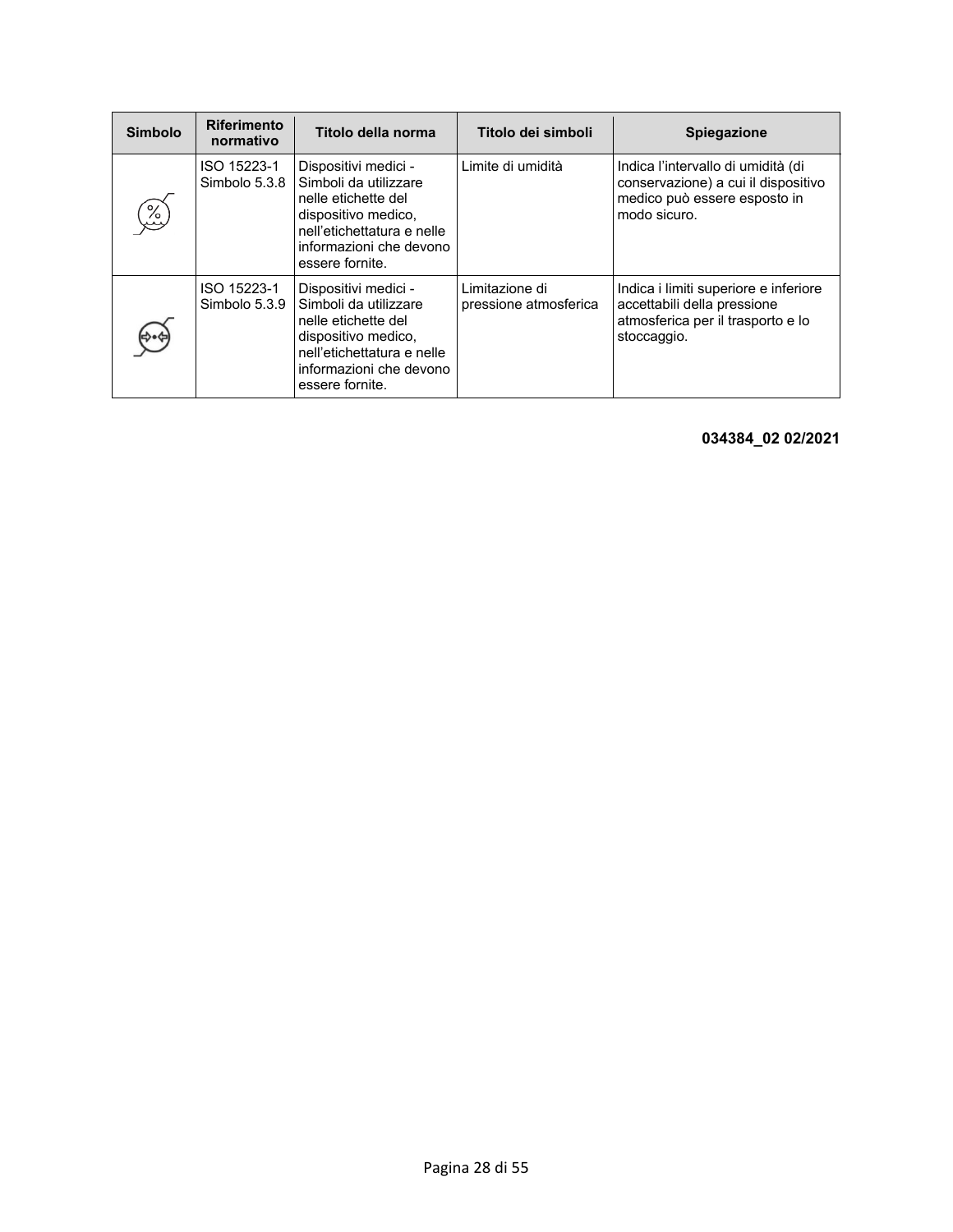| Simbolo | Riferimento normativo | Titolo della norma | Titolo dei simboli | Spiegazione |
|---|---|---|---|---|
| | ISO 15223-1 Simbolo 5.3.8 | Dispositivi medici - Simboli da utilizzare nelle etichette del dispositivo medico, nell'etichettatura e nelle informazioni che devono essere fornite. | Limite di umidità | Indica l'intervallo di umidità (di conservazione) a cui il dispositivo medico può essere esposto in modo sicuro. |
| | ISO 15223-1 Simbolo 5.3.9 | Dispositivi medici - Simboli da utilizzare nelle etichette del dispositivo medico, nell'etichettatura e nelle informazioni che devono essere fornite. | Limitazione di pressione atmosferica | Indica i limiti superiore e inferiore accettabili della pressione atmosferica per il trasporto e lo stoccaggio. |

**034384_02 02/2021**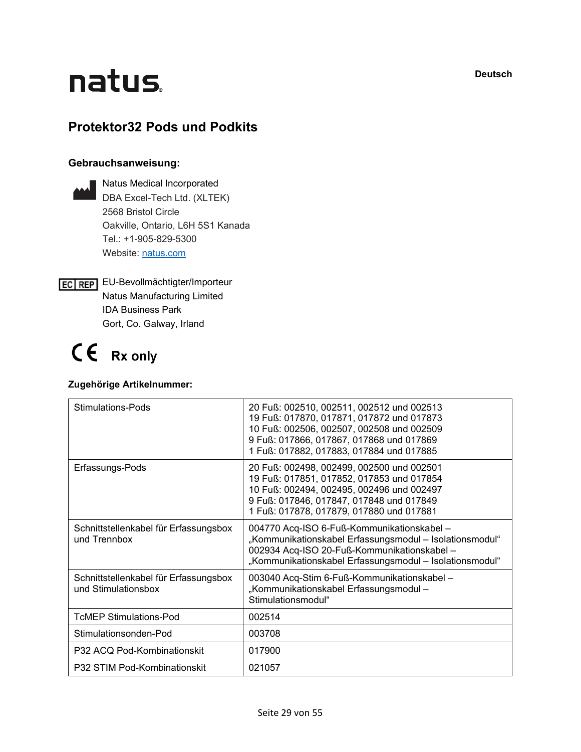natus

Deutsch

# Protektor32 Pods und Podkits

## Gebrauchsanweisung:

Natus Medical Incorporated
DBA Excel-Tech Ltd. (XLTEK)
2568 Bristol Circle
Oakville, Ontario, L6H 5S1 Kanada
Tel.: +1-905-829-5300
Website: natus.com

EC REP EU-Bevollmächtigter/Importeur
Natus Manufacturing Limited
IDA Business Park
Gort, Co. Galway, Irland

CE **Rx only**

**Zugehörige Artikelnummer:**

| Stimulations-Pods | 20 Fuß: 002510, 002511, 002512 und 002513<br>19 Fuß: 017870, 017871, 017872 und 017873<br>10 Fuß: 002506, 002507, 002508 und 002509<br>9 Fuß: 017866, 017867, 017868 und 017869<br>1 Fuß: 017882, 017883, 017884 und 017885 |
|---|---|
| Erfassungs-Pods | 20 Fuß: 002498, 002499, 002500 und 002501<br>19 Fuß: 017851, 017852, 017853 und 017854<br>10 Fuß: 002494, 002495, 002496 und 002497<br>9 Fuß: 017846, 017847, 017848 und 017849<br>1 Fuß: 017878, 017879, 017880 und 017881 |
| Schnittstellenkabel für Erfassungsbox und Trennbox | 004770 Acq-ISO 6-Fuß-Kommunikationskabel – „Kommunikationskabel Erfassungsmodul – Isolationsmodul"<br>002934 Acq-ISO 20-Fuß-Kommunikationskabel – „Kommunikationskabel Erfassungsmodul – Isolationsmodul" |
| Schnittstellenkabel für Erfassungsbox und Stimulationsbox | 003040 Acq-Stim 6-Fuß-Kommunikationskabel – „Kommunikationskabel Erfassungsmodul – Stimulationsmodul" |
| TcMEP Stimulations-Pod | 002514 |
| Stimulationsonden-Pod | 003708 |
| P32 ACQ Pod-Kombinationskit | 017900 |
| P32 STIM Pod-Kombinationskit | 021057 |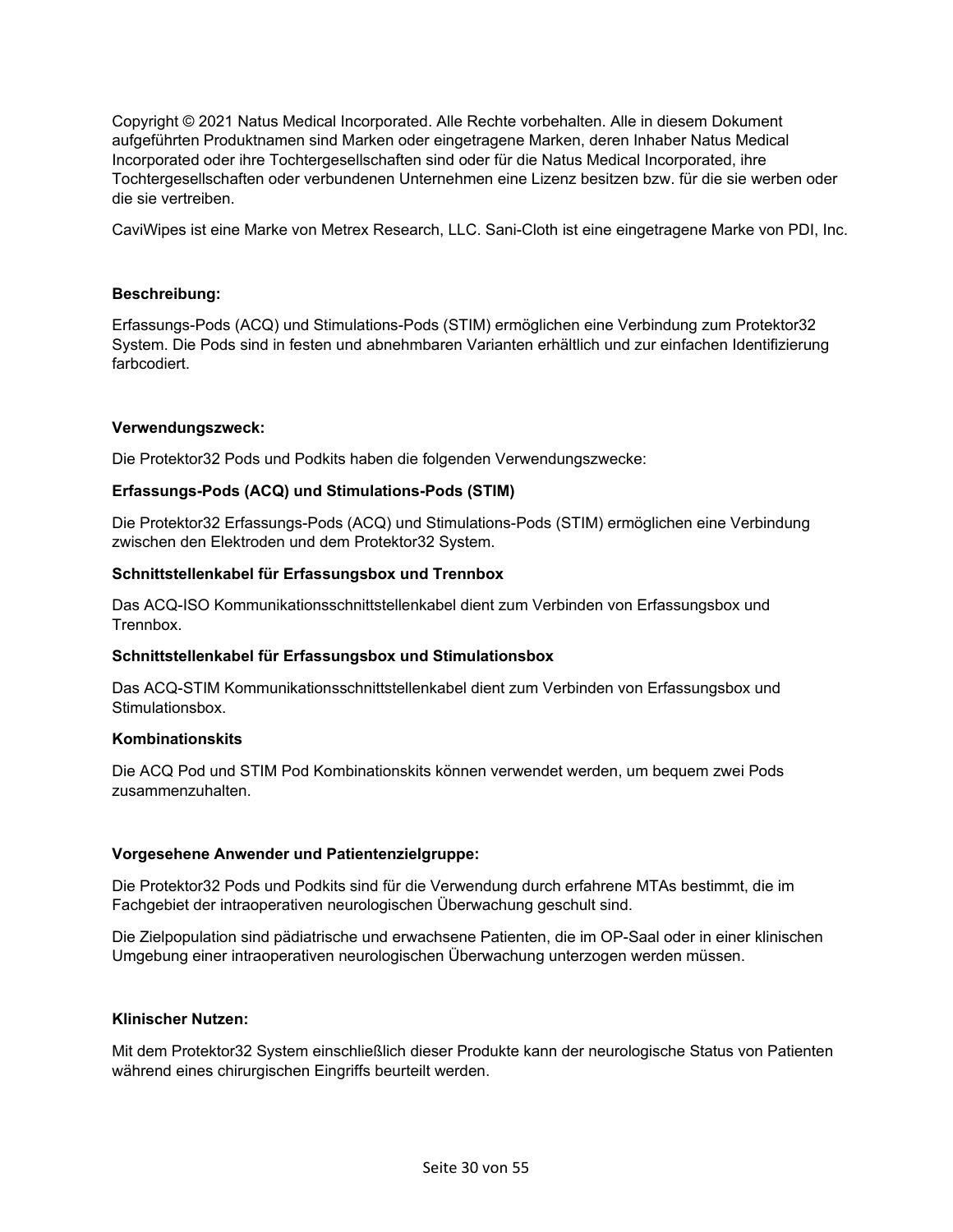Copyright © 2021 Natus Medical Incorporated. Alle Rechte vorbehalten. Alle in diesem Dokument aufgeführten Produktnamen sind Marken oder eingetragene Marken, deren Inhaber Natus Medical Incorporated oder ihre Tochtergesellschaften sind oder für die Natus Medical Incorporated, ihre Tochtergesellschaften oder verbundenen Unternehmen eine Lizenz besitzen bzw. für die sie werben oder die sie vertreiben.

CaviWipes ist eine Marke von Metrex Research, LLC. Sani-Cloth ist eine eingetragene Marke von PDI, Inc.

**Beschreibung:**

Erfassungs-Pods (ACQ) und Stimulations-Pods (STIM) ermöglichen eine Verbindung zum Protektor32 System. Die Pods sind in festen und abnehmbaren Varianten erhältlich und zur einfachen Identifizierung farbcodiert.

**Verwendungszweck:**

Die Protektor32 Pods und Podkits haben die folgenden Verwendungszwecke:

**Erfassungs-Pods (ACQ) und Stimulations-Pods (STIM)**

Die Protektor32 Erfassungs-Pods (ACQ) und Stimulations-Pods (STIM) ermöglichen eine Verbindung zwischen den Elektroden und dem Protektor32 System.

**Schnittstellenkabel für Erfassungsbox und Trennbox**

Das ACQ-ISO Kommunikationsschnittstellenkabel dient zum Verbinden von Erfassungsbox und Trennbox.

**Schnittstellenkabel für Erfassungsbox und Stimulationsbox**

Das ACQ-STIM Kommunikationsschnittstellenkabel dient zum Verbinden von Erfassungsbox und Stimulationsbox.

**Kombinationskits**

Die ACQ Pod und STIM Pod Kombinationskits können verwendet werden, um bequem zwei Pods zusammenzuhalten.

**Vorgesehene Anwender und Patientenzielgruppe:**

Die Protektor32 Pods und Podkits sind für die Verwendung durch erfahrene MTAs bestimmt, die im Fachgebiet der intraoperativen neurologischen Überwachung geschult sind.

Die Zielpopulation sind pädiatrische und erwachsene Patienten, die im OP-Saal oder in einer klinischen Umgebung einer intraoperativen neurologischen Überwachung unterzogen werden müssen.

**Klinischer Nutzen:**

Mit dem Protektor32 System einschließlich dieser Produkte kann der neurologische Status von Patienten während eines chirurgischen Eingriffs beurteilt werden.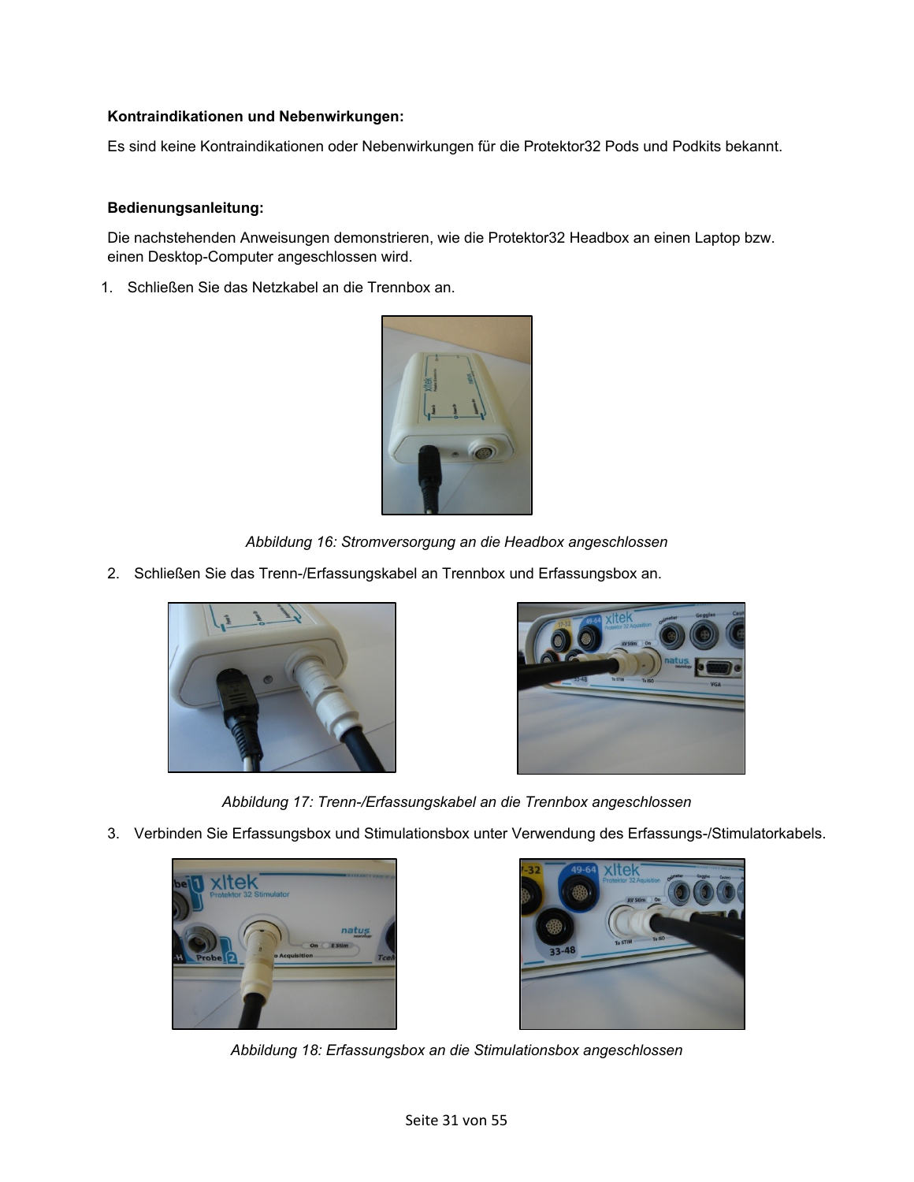**Kontraindikationen und Nebenwirkungen:**

Es sind keine Kontraindikationen oder Nebenwirkungen für die Protektor32 Pods und Podkits bekannt.

**Bedienungsanleitung:**

Die nachstehenden Anweisungen demonstrieren, wie die Protektor32 Headbox an einen Laptop bzw. einen Desktop-Computer angeschlossen wird.

1. Schließen Sie das Netzkabel an die Trennbox an.

*Abbildung 16: Stromversorgung an die Headbox angeschlossen*

2. Schließen Sie das Trenn-/Erfassungskabel an Trennbox und Erfassungsbox an.

*Abbildung 17: Trenn-/Erfassungskabel an die Trennbox angeschlossen*

3. Verbinden Sie Erfassungsbox und Stimulationsbox unter Verwendung des Erfassungs-/Stimulatorkabels.

*Abbildung 18: Erfassungsbox an die Stimulationsbox angeschlossen*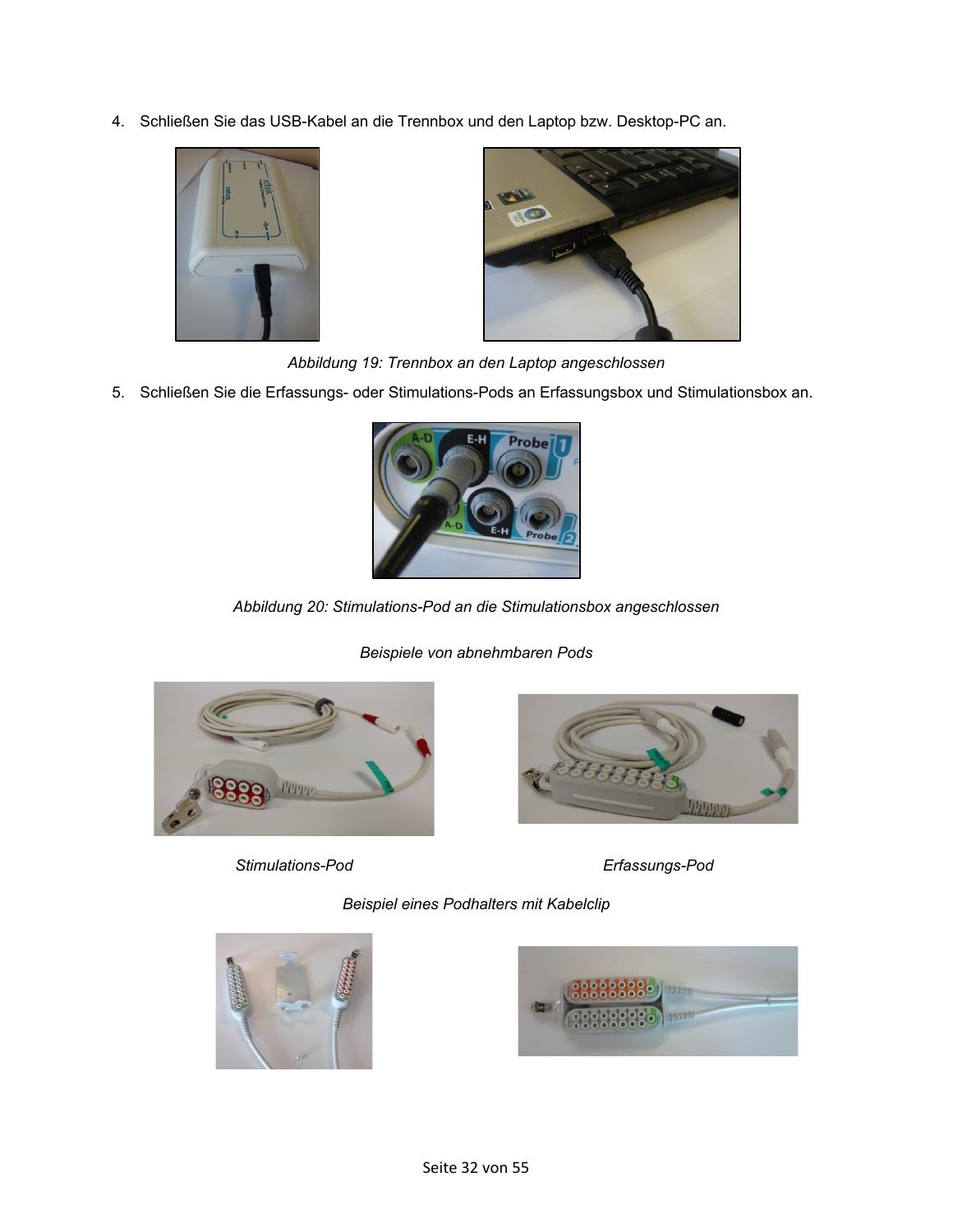4. Schließen Sie das USB-Kabel an die Trennbox und den Laptop bzw. Desktop-PC an.

*Abbildung 19: Trennbox an den Laptop angeschlossen*

5. Schließen Sie die Erfassungs- oder Stimulations-Pods an Erfassungsbox und Stimulationsbox an.

*Abbildung 20: Stimulations-Pod an die Stimulationsbox angeschlossen*

*Beispiele von abnehmbaren Pods*

*Stimulations-Pod*

*Erfassungs-Pod*

*Beispiel eines Podhalters mit Kabelclip*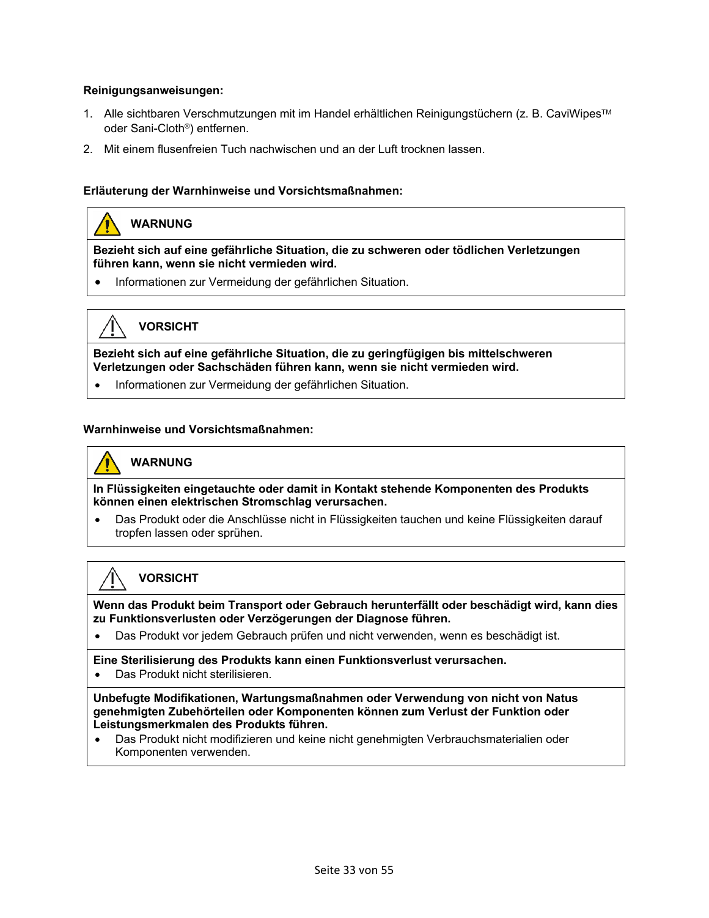**Reinigungsanweisungen:**

1. Alle sichtbaren Verschmutzungen mit im Handel erhältlichen Reinigungstüchern (z. B. CaviWipes™ oder Sani-Cloth®) entfernen.
2. Mit einem flusenfreien Tuch nachwischen und an der Luft trocknen lassen.

**Erläuterung der Warnhinweise und Vorsichtsmaßnahmen:**

| ⚠ **WARNUNG** |
|---|
| **Bezieht sich auf eine gefährliche Situation, die zu schweren oder tödlichen Verletzungen führen kann, wenn sie nicht vermieden wird.**<br>• Informationen zur Vermeidung der gefährlichen Situation. |

| ⚠ **VORSICHT** |
|---|
| **Bezieht sich auf eine gefährliche Situation, die zu geringfügigen bis mittelschweren Verletzungen oder Sachschäden führen kann, wenn sie nicht vermieden wird.**<br>• Informationen zur Vermeidung der gefährlichen Situation. |

**Warnhinweise und Vorsichtsmaßnahmen:**

| ⚠ **WARNUNG** |
|---|
| **In Flüssigkeiten eingetauchte oder damit in Kontakt stehende Komponenten des Produkts können einen elektrischen Stromschlag verursachen.**<br>• Das Produkt oder die Anschlüsse nicht in Flüssigkeiten tauchen und keine Flüssigkeiten darauf tropfen lassen oder sprühen. |

| ⚠ **VORSICHT** |
|---|
| **Wenn das Produkt beim Transport oder Gebrauch herunterfällt oder beschädigt wird, kann dies zu Funktionsverlusten oder Verzögerungen der Diagnose führen.**<br>• Das Produkt vor jedem Gebrauch prüfen und nicht verwenden, wenn es beschädigt ist. |
| **Eine Sterilisierung des Produkts kann einen Funktionsverlust verursachen.**<br>• Das Produkt nicht sterilisieren. |
| **Unbefugte Modifikationen, Wartungsmaßnahmen oder Verwendung von nicht von Natus genehmigten Zubehörteilen oder Komponenten können zum Verlust der Funktion oder Leistungsmerkmalen des Produkts führen.**<br>• Das Produkt nicht modifizieren und keine nicht genehmigten Verbrauchsmaterialien oder Komponenten verwenden. |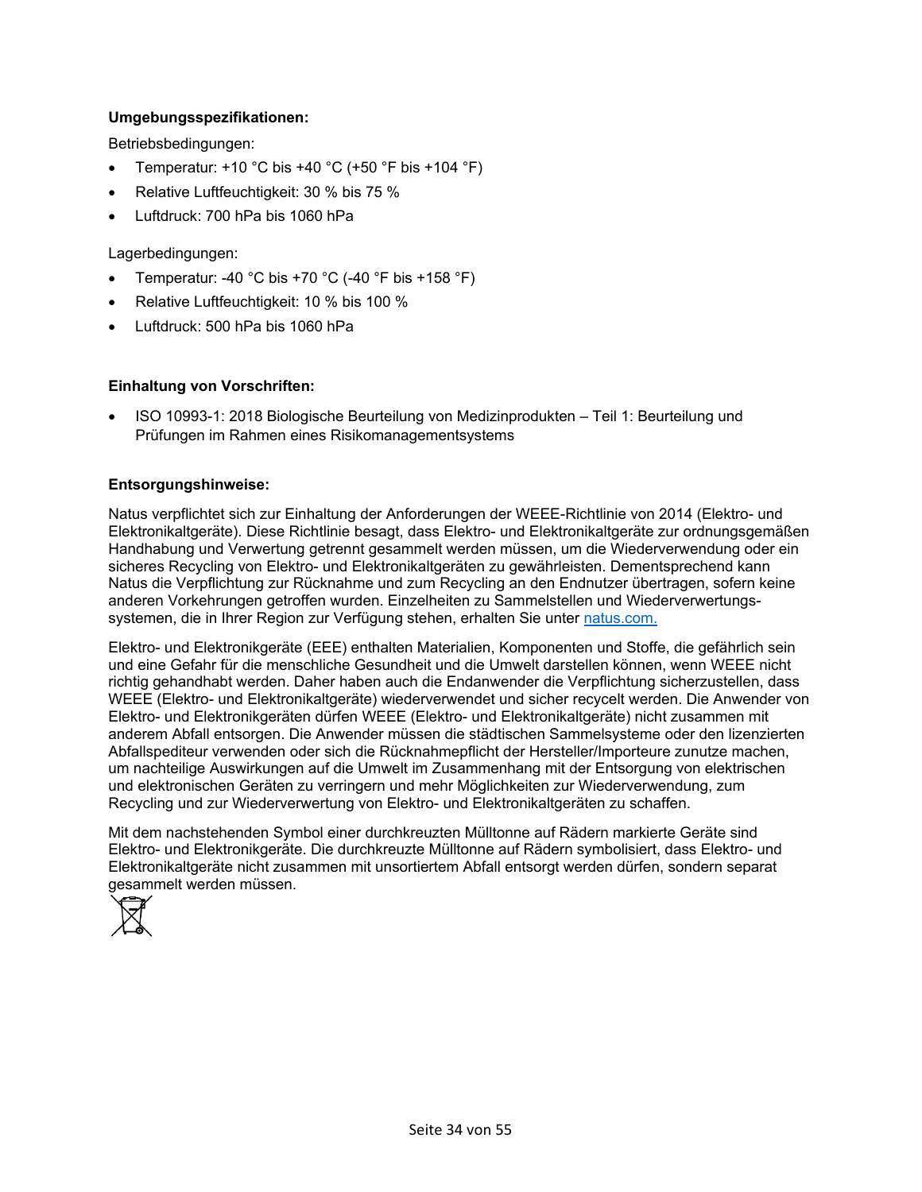**Umgebungsspezifikationen:**

Betriebsbedingungen:

- Temperatur: +10 °C bis +40 °C (+50 °F bis +104 °F)
- Relative Luftfeuchtigkeit: 30 % bis 75 %
- Luftdruck: 700 hPa bis 1060 hPa

Lagerbedingungen:

- Temperatur: -40 °C bis +70 °C (-40 °F bis +158 °F)
- Relative Luftfeuchtigkeit: 10 % bis 100 %
- Luftdruck: 500 hPa bis 1060 hPa

**Einhaltung von Vorschriften:**

- ISO 10993-1: 2018 Biologische Beurteilung von Medizinprodukten – Teil 1: Beurteilung und Prüfungen im Rahmen eines Risikomanagementsystems

**Entsorgungshinweise:**

Natus verpflichtet sich zur Einhaltung der Anforderungen der WEEE-Richtlinie von 2014 (Elektro- und Elektronikaltgeräte). Diese Richtlinie besagt, dass Elektro- und Elektronikaltgeräte zur ordnungsgemäßen Handhabung und Verwertung getrennt gesammelt werden müssen, um die Wiederverwendung oder ein sicheres Recycling von Elektro- und Elektronikaltgeräten zu gewährleisten. Dementsprechend kann Natus die Verpflichtung zur Rücknahme und zum Recycling an den Endnutzer übertragen, sofern keine anderen Vorkehrungen getroffen wurden. Einzelheiten zu Sammelstellen und Wiederverwertungs-systemen, die in Ihrer Region zur Verfügung stehen, erhalten Sie unter natus.com.

Elektro- und Elektronikgeräte (EEE) enthalten Materialien, Komponenten und Stoffe, die gefährlich sein und eine Gefahr für die menschliche Gesundheit und die Umwelt darstellen können, wenn WEEE nicht richtig gehandhabt werden. Daher haben auch die Endanwender die Verpflichtung sicherzustellen, dass WEEE (Elektro- und Elektronikaltgeräte) wiederverwendet und sicher recycelt werden. Die Anwender von Elektro- und Elektronikgeräten dürfen WEEE (Elektro- und Elektronikaltgeräte) nicht zusammen mit anderem Abfall entsorgen. Die Anwender müssen die städtischen Sammelsysteme oder den lizenzierten Abfallspediteur verwenden oder sich die Rücknahmepflicht der Hersteller/Importeure zunutze machen, um nachteilige Auswirkungen auf die Umwelt im Zusammenhang mit der Entsorgung von elektrischen und elektronischen Geräten zu verringern und mehr Möglichkeiten zur Wiederverwendung, zum Recycling und zur Wiederverwertung von Elektro- und Elektronikaltgeräten zu schaffen.

Mit dem nachstehenden Symbol einer durchkreuzten Mülltonne auf Rädern markierte Geräte sind Elektro- und Elektronikgeräte. Die durchkreuzte Mülltonne auf Rädern symbolisiert, dass Elektro- und Elektronikaltgeräte nicht zusammen mit unsortiertem Abfall entsorgt werden dürfen, sondern separat gesammelt werden müssen.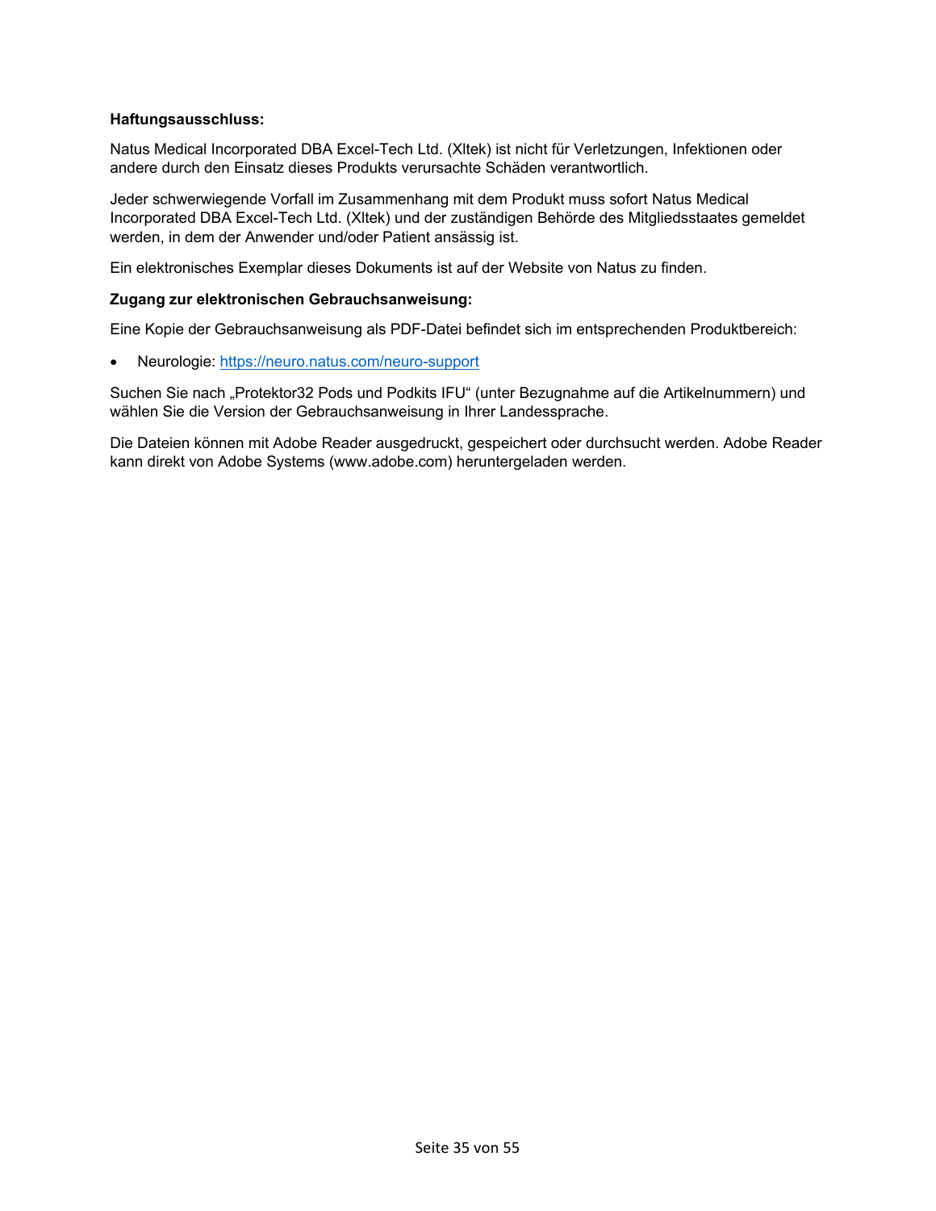**Haftungsausschluss:**

Natus Medical Incorporated DBA Excel-Tech Ltd. (Xltek) ist nicht für Verletzungen, Infektionen oder andere durch den Einsatz dieses Produkts verursachte Schäden verantwortlich.

Jeder schwerwiegende Vorfall im Zusammenhang mit dem Produkt muss sofort Natus Medical Incorporated DBA Excel-Tech Ltd. (Xltek) und der zuständigen Behörde des Mitgliedsstaates gemeldet werden, in dem der Anwender und/oder Patient ansässig ist.

Ein elektronisches Exemplar dieses Dokuments ist auf der Website von Natus zu finden.

**Zugang zur elektronischen Gebrauchsanweisung:**

Eine Kopie der Gebrauchsanweisung als PDF-Datei befindet sich im entsprechenden Produktbereich:

- Neurologie: https://neuro.natus.com/neuro-support

Suchen Sie nach „Protektor32 Pods und Podkits IFU" (unter Bezugnahme auf die Artikelnummern) und wählen Sie die Version der Gebrauchsanweisung in Ihrer Landessprache.

Die Dateien können mit Adobe Reader ausgedruckt, gespeichert oder durchsucht werden. Adobe Reader kann direkt von Adobe Systems (www.adobe.com) heruntergeladen werden.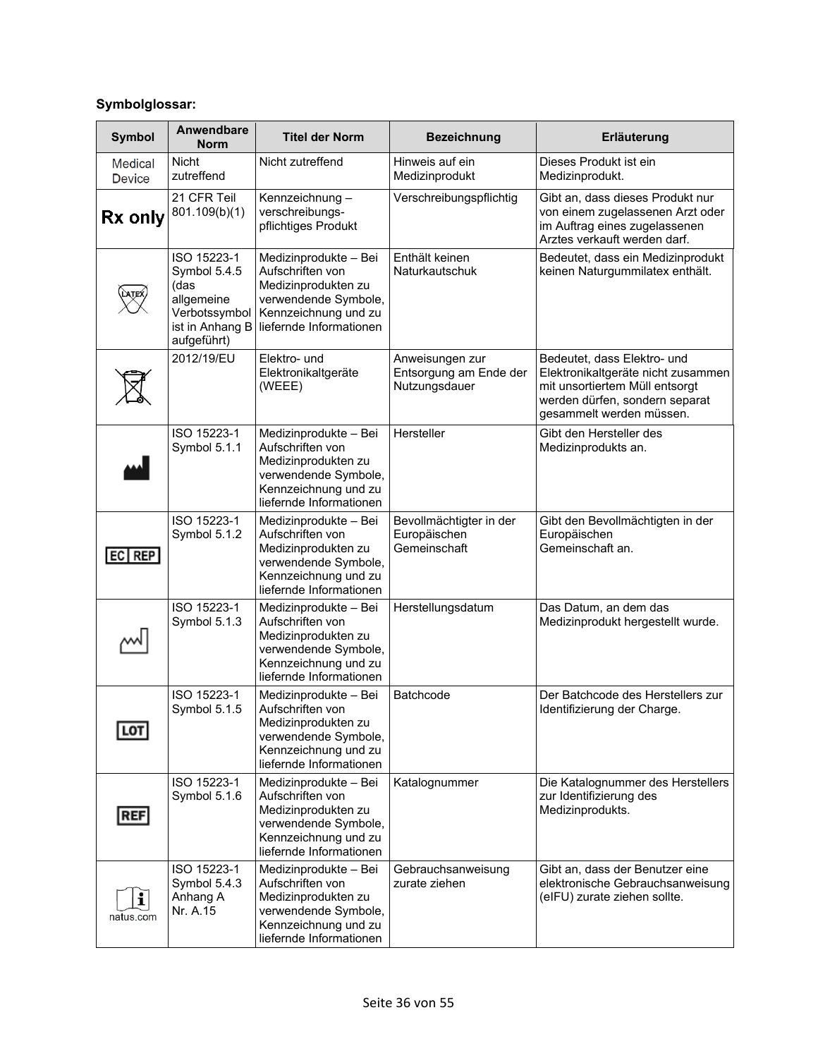**Symbolglossar:**

| Symbol | Anwendbare Norm | Titel der Norm | Bezeichnung | Erläuterung |
|---|---|---|---|---|
| Medical Device | Nicht zutreffend | Nicht zutreffend | Hinweis auf ein Medizinprodukt | Dieses Produkt ist ein Medizinprodukt. |
| Rx only | 21 CFR Teil 801.109(b)(1) | Kennzeichnung – verschreibungs-pflichtiges Produkt | Verschreibungspflichtig | Gibt an, dass dieses Produkt nur von einem zugelassenen Arzt oder im Auftrag eines zugelassenen Arztes verkauft werden darf. |
| LATEX | ISO 15223-1 Symbol 5.4.5 (das allgemeine Verbotssymbol ist in Anhang B aufgeführt) | Medizinprodukte – Bei Aufschriften von Medizinprodukten zu verwendende Symbole, Kennzeichnung und zu liefernde Informationen | Enthält keinen Naturkautschuk | Bedeutet, dass ein Medizinprodukt keinen Naturgummilatex enthält. |
| | 2012/19/EU | Elektro- und Elektronikaltgeräte (WEEE) | Anweisungen zur Entsorgung am Ende der Nutzungsdauer | Bedeutet, dass Elektro- und Elektronikaltgeräte nicht zusammen mit unsortiertem Müll entsorgt werden dürfen, sondern separat gesammelt werden müssen. |
| | ISO 15223-1 Symbol 5.1.1 | Medizinprodukte – Bei Aufschriften von Medizinprodukten zu verwendende Symbole, Kennzeichnung und zu liefernde Informationen | Hersteller | Gibt den Hersteller des Medizinprodukts an. |
| EC REP | ISO 15223-1 Symbol 5.1.2 | Medizinprodukte – Bei Aufschriften von Medizinprodukten zu verwendende Symbole, Kennzeichnung und zu liefernde Informationen | Bevollmächtigter in der Europäischen Gemeinschaft | Gibt den Bevollmächtigten in der Europäischen Gemeinschaft an. |
| | ISO 15223-1 Symbol 5.1.3 | Medizinprodukte – Bei Aufschriften von Medizinprodukten zu verwendende Symbole, Kennzeichnung und zu liefernde Informationen | Herstellungsdatum | Das Datum, an dem das Medizinprodukt hergestellt wurde. |
| LOT | ISO 15223-1 Symbol 5.1.5 | Medizinprodukte – Bei Aufschriften von Medizinprodukten zu verwendende Symbole, Kennzeichnung und zu liefernde Informationen | Batchcode | Der Batchcode des Herstellers zur Identifizierung der Charge. |
| REF | ISO 15223-1 Symbol 5.1.6 | Medizinprodukte – Bei Aufschriften von Medizinprodukten zu verwendende Symbole, Kennzeichnung und zu liefernde Informationen | Katalognummer | Die Katalognummer des Herstellers zur Identifizierung des Medizinprodukts. |
| natus.com | ISO 15223-1 Symbol 5.4.3 Anhang A Nr. A.15 | Medizinprodukte – Bei Aufschriften von Medizinprodukten zu verwendende Symbole, Kennzeichnung und zu liefernde Informationen | Gebrauchsanweisung zurate ziehen | Gibt an, dass der Benutzer eine elektronische Gebrauchsanweisung (eIFU) zurate ziehen sollte. |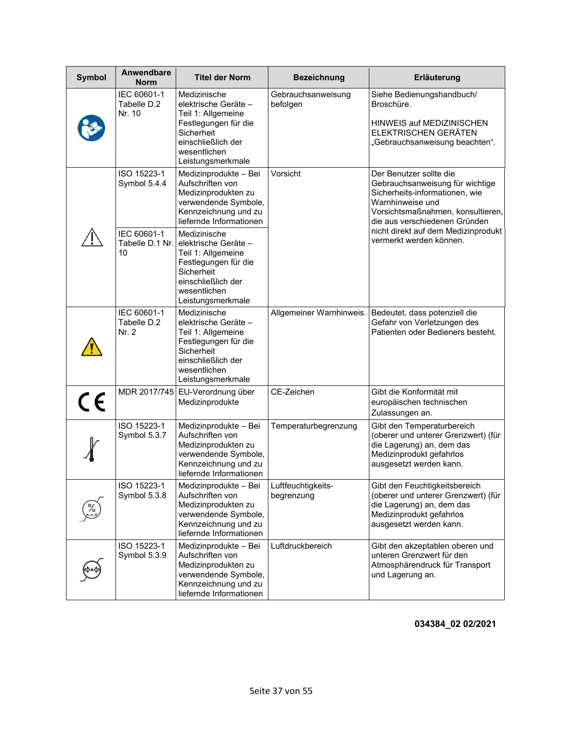| Symbol | Anwendbare Norm | Titel der Norm | Bezeichnung | Erläuterung |
|---|---|---|---|---|
| | IEC 60601-1 Tabelle D.2 Nr. 10 | Medizinische elektrische Geräte – Teil 1: Allgemeine Festlegungen für die Sicherheit einschließlich der wesentlichen Leistungsmerkmale | Gebrauchsanweisung befolgen | Siehe Bedienungshandbuch/ Broschüre.<br><br>HINWEIS auf MEDIZINISCHEN ELEKTRISCHEN GERÄTEN „Gebrauchsanweisung beachten". |
| | ISO 15223-1 Symbol 5.4.4 | Medizinprodukte – Bei Aufschriften von Medizinprodukten zu verwendende Symbole, Kennzeichnung und zu liefernde Informationen | Vorsicht | Der Benutzer sollte die Gebrauchsanweisung für wichtige Sicherheits-informationen, wie Warnhinweise und Vorsichtsmaßnahmen, konsultieren, die aus verschiedenen Gründen nicht direkt auf dem Medizinprodukt vermerkt werden können. |
| | IEC 60601-1 Tabelle D.1 Nr. 10 | Medizinische elektrische Geräte – Teil 1: Allgemeine Festlegungen für die Sicherheit einschließlich der wesentlichen Leistungsmerkmale | | |
| | IEC 60601-1 Tabelle D.2 Nr. 2 | Medizinische elektrische Geräte – Teil 1: Allgemeine Festlegungen für die Sicherheit einschließlich der wesentlichen Leistungsmerkmale | Allgemeiner Warnhinweis | Bedeutet, dass potenziell die Gefahr von Verletzungen des Patienten oder Bedieners besteht. |
| CE | MDR 2017/745 | EU-Verordnung über Medizinprodukte | CE-Zeichen | Gibt die Konformität mit europäischen technischen Zulassungen an. |
| | ISO 15223-1 Symbol 5.3.7 | Medizinprodukte – Bei Aufschriften von Medizinprodukten zu verwendende Symbole, Kennzeichnung und zu liefernde Informationen | Temperaturbegrenzung | Gibt den Temperaturbereich (oberer und unterer Grenzwert) (für die Lagerung) an, dem das Medizinprodukt gefahrlos ausgesetzt werden kann. |
| | ISO 15223-1 Symbol 5.3.8 | Medizinprodukte – Bei Aufschriften von Medizinprodukten zu verwendende Symbole, Kennzeichnung und zu liefernde Informationen | Luftfeuchtigkeits-begrenzung | Gibt den Feuchtigkeitsbereich (oberer und unterer Grenzwert) (für die Lagerung) an, dem das Medizinprodukt gefahrlos ausgesetzt werden kann. |
| | ISO 15223-1 Symbol 5.3.9 | Medizinprodukte – Bei Aufschriften von Medizinprodukten zu verwendende Symbole, Kennzeichnung und zu liefernde Informationen | Luftdruckbereich | Gibt den akzeptablen oberen und unteren Grenzwert für den Atmosphärendruck für Transport und Lagerung an. |

**034384_02 02/2021**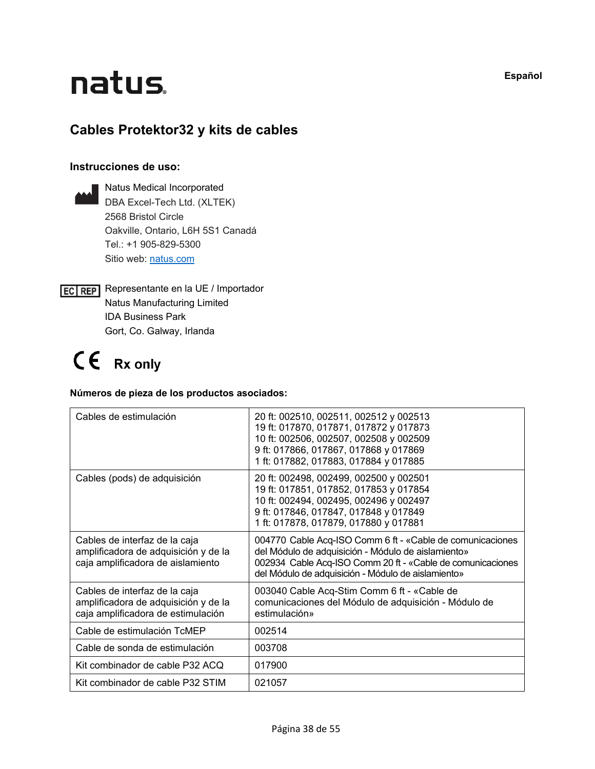natus

Español

## Cables Protektor32 y kits de cables

### Instrucciones de uso:

Natus Medical Incorporated
DBA Excel-Tech Ltd. (XLTEK)
2568 Bristol Circle
Oakville, Ontario, L6H 5S1 Canadá
Tel.: +1 905-829-5300
Sitio web: natus.com

EC REP Representante en la UE / Importador
Natus Manufacturing Limited
IDA Business Park
Gort, Co. Galway, Irlanda

CE **Rx only**

**Números de pieza de los productos asociados:**

| | |
|---|---|
| Cables de estimulación | 20 ft: 002510, 002511, 002512 y 002513<br>19 ft: 017870, 017871, 017872 y 017873<br>10 ft: 002506, 002507, 002508 y 002509<br>9 ft: 017866, 017867, 017868 y 017869<br>1 ft: 017882, 017883, 017884 y 017885 |
| Cables (pods) de adquisición | 20 ft: 002498, 002499, 002500 y 002501<br>19 ft: 017851, 017852, 017853 y 017854<br>10 ft: 002494, 002495, 002496 y 002497<br>9 ft: 017846, 017847, 017848 y 017849<br>1 ft: 017878, 017879, 017880 y 017881 |
| Cables de interfaz de la caja amplificadora de adquisición y de la caja amplificadora de aislamiento | 004770 Cable Acq-ISO Comm 6 ft - «Cable de comunicaciones del Módulo de adquisición - Módulo de aislamiento»<br>002934 Cable Acq-ISO Comm 20 ft - «Cable de comunicaciones del Módulo de adquisición - Módulo de aislamiento» |
| Cables de interfaz de la caja amplificadora de adquisición y de la caja amplificadora de estimulación | 003040 Cable Acq-Stim Comm 6 ft - «Cable de comunicaciones del Módulo de adquisición - Módulo de estimulación» |
| Cable de estimulación TcMEP | 002514 |
| Cable de sonda de estimulación | 003708 |
| Kit combinador de cable P32 ACQ | 017900 |
| Kit combinador de cable P32 STIM | 021057 |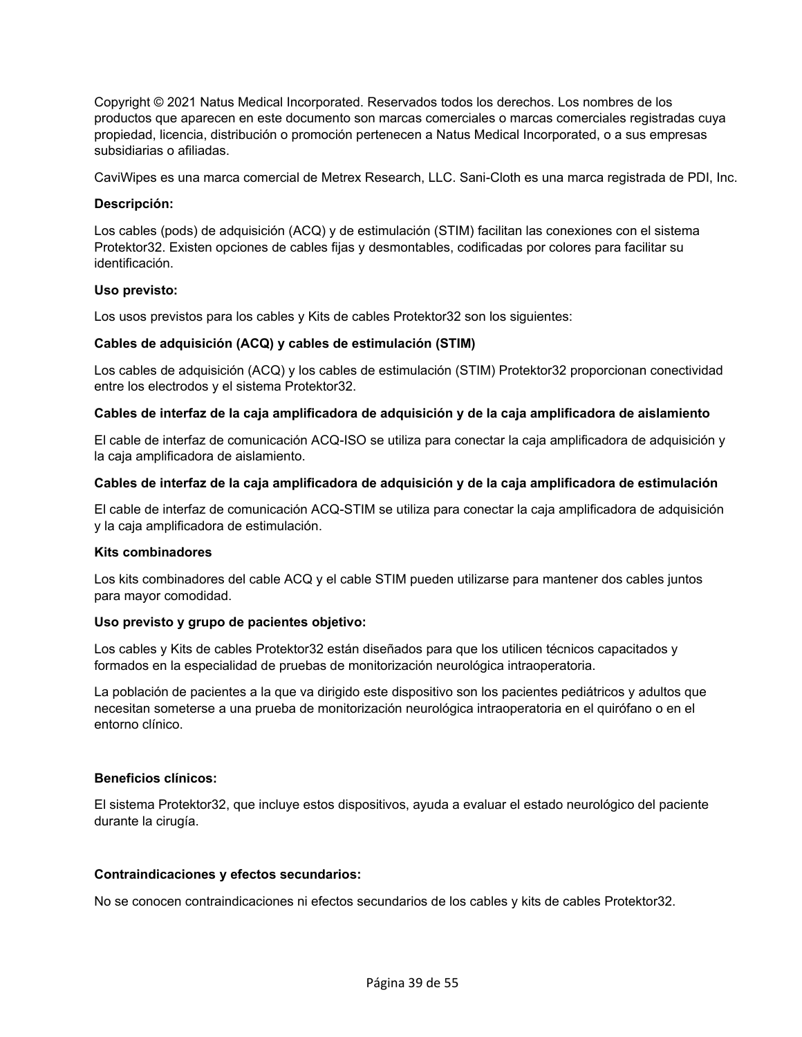Copyright © 2021 Natus Medical Incorporated. Reservados todos los derechos. Los nombres de los productos que aparecen en este documento son marcas comerciales o marcas comerciales registradas cuya propiedad, licencia, distribución o promoción pertenecen a Natus Medical Incorporated, o a sus empresas subsidiarias o afiliadas.

CaviWipes es una marca comercial de Metrex Research, LLC. Sani-Cloth es una marca registrada de PDI, Inc.

**Descripción:**

Los cables (pods) de adquisición (ACQ) y de estimulación (STIM) facilitan las conexiones con el sistema Protektor32. Existen opciones de cables fijas y desmontables, codificadas por colores para facilitar su identificación.

**Uso previsto:**

Los usos previstos para los cables y Kits de cables Protektor32 son los siguientes:

**Cables de adquisición (ACQ) y cables de estimulación (STIM)**

Los cables de adquisición (ACQ) y los cables de estimulación (STIM) Protektor32 proporcionan conectividad entre los electrodos y el sistema Protektor32.

**Cables de interfaz de la caja amplificadora de adquisición y de la caja amplificadora de aislamiento**

El cable de interfaz de comunicación ACQ-ISO se utiliza para conectar la caja amplificadora de adquisición y la caja amplificadora de aislamiento.

**Cables de interfaz de la caja amplificadora de adquisición y de la caja amplificadora de estimulación**

El cable de interfaz de comunicación ACQ-STIM se utiliza para conectar la caja amplificadora de adquisición y la caja amplificadora de estimulación.

**Kits combinadores**

Los kits combinadores del cable ACQ y el cable STIM pueden utilizarse para mantener dos cables juntos para mayor comodidad.

**Uso previsto y grupo de pacientes objetivo:**

Los cables y Kits de cables Protektor32 están diseñados para que los utilicen técnicos capacitados y formados en la especialidad de pruebas de monitorización neurológica intraoperatoria.

La población de pacientes a la que va dirigido este dispositivo son los pacientes pediátricos y adultos que necesitan someterse a una prueba de monitorización neurológica intraoperatoria en el quirófano o en el entorno clínico.

**Beneficios clínicos:**

El sistema Protektor32, que incluye estos dispositivos, ayuda a evaluar el estado neurológico del paciente durante la cirugía.

**Contraindicaciones y efectos secundarios:**

No se conocen contraindicaciones ni efectos secundarios de los cables y kits de cables Protektor32.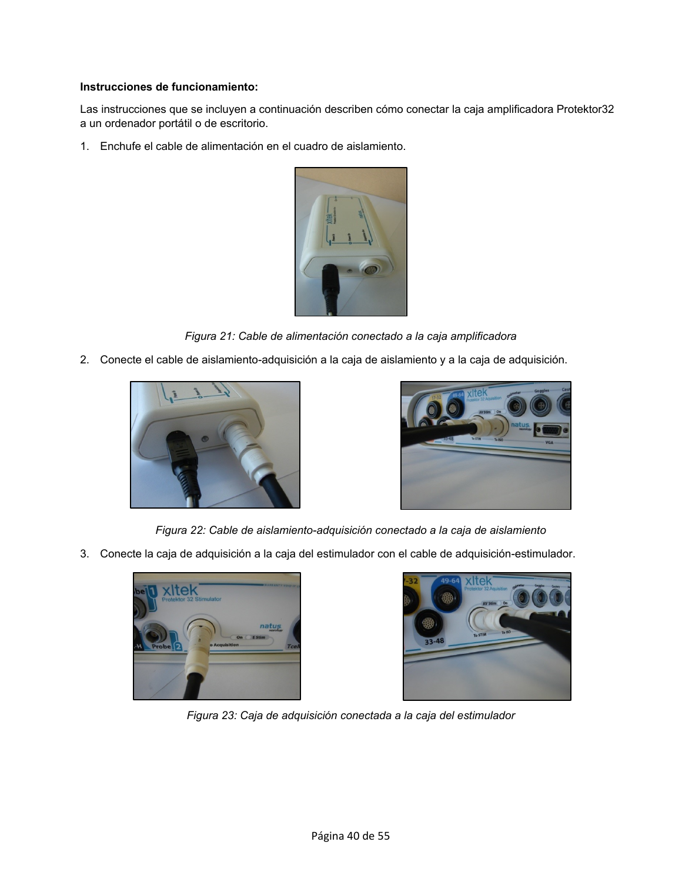**Instrucciones de funcionamiento:**

Las instrucciones que se incluyen a continuación describen cómo conectar la caja amplificadora Protektor32 a un ordenador portátil o de escritorio.

1. Enchufe el cable de alimentación en el cuadro de aislamiento.

*Figura 21: Cable de alimentación conectado a la caja amplificadora*

2. Conecte el cable de aislamiento-adquisición a la caja de aislamiento y a la caja de adquisición.

*Figura 22: Cable de aislamiento-adquisición conectado a la caja de aislamiento*

3. Conecte la caja de adquisición a la caja del estimulador con el cable de adquisición-estimulador.

*Figura 23: Caja de adquisición conectada a la caja del estimulador*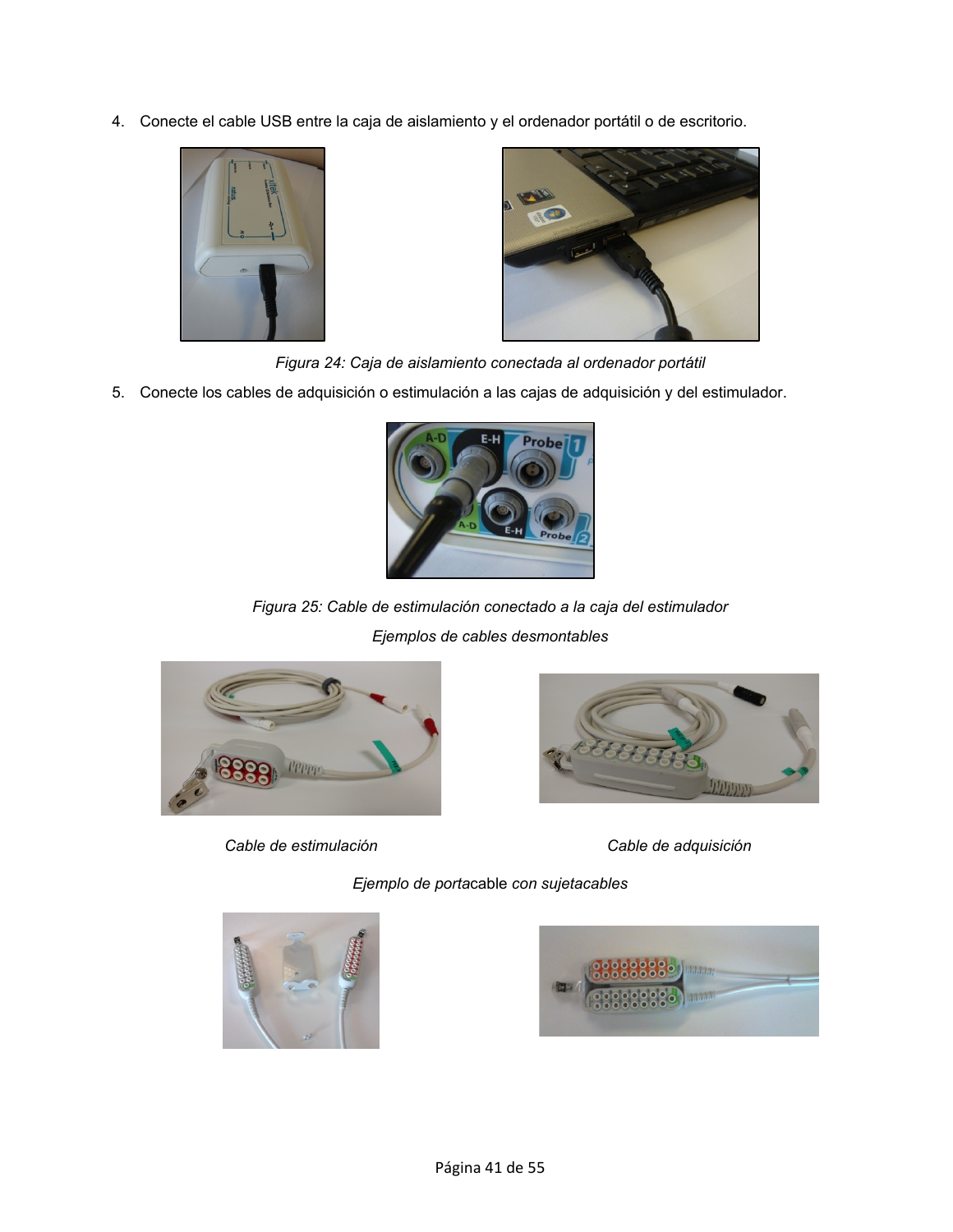4. Conecte el cable USB entre la caja de aislamiento y el ordenador portátil o de escritorio.

*Figura 24: Caja de aislamiento conectada al ordenador portátil*

5. Conecte los cables de adquisición o estimulación a las cajas de adquisición y del estimulador.

*Figura 25: Cable de estimulación conectado a la caja del estimulador*

*Ejemplos de cables desmontables*

*Cable de estimulación*

*Cable de adquisición*

*Ejemplo de portacable con sujetacables*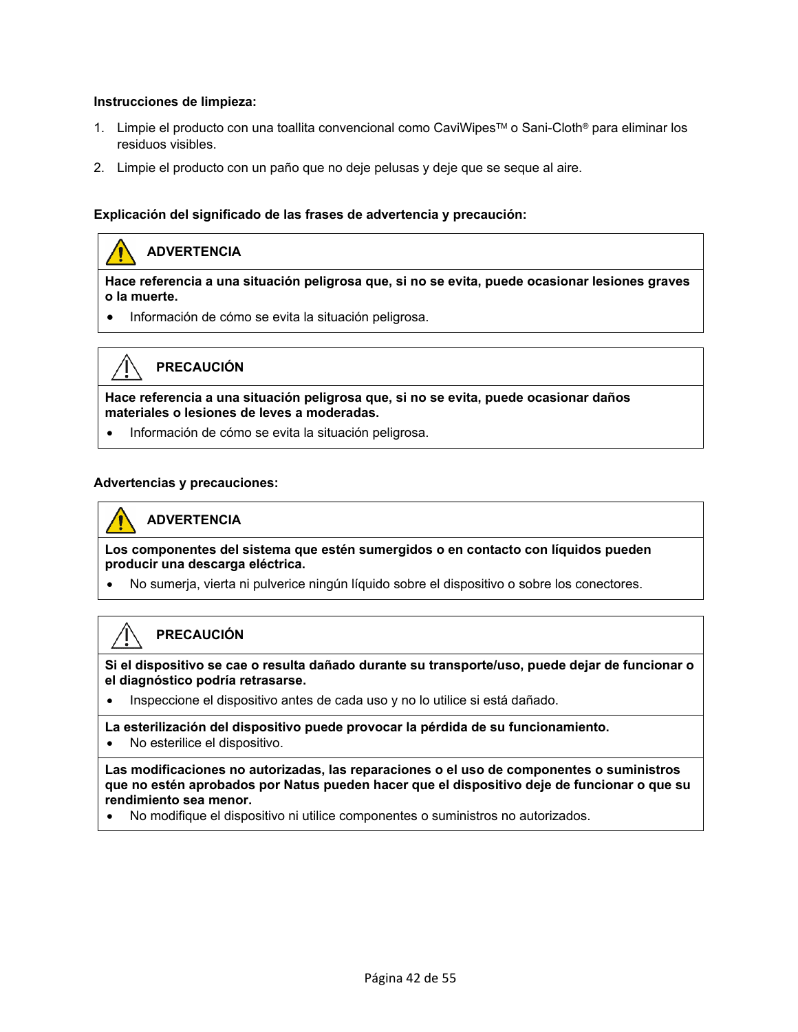**Instrucciones de limpieza:**

1. Limpie el producto con una toallita convencional como CaviWipes™ o Sani-Cloth® para eliminar los residuos visibles.
2. Limpie el producto con un paño que no deje pelusas y deje que se seque al aire.

**Explicación del significado de las frases de advertencia y precaución:**

| ⚠ **ADVERTENCIA** |
| --- |
| **Hace referencia a una situación peligrosa que, si no se evita, puede ocasionar lesiones graves o la muerte.**<br>• Información de cómo se evita la situación peligrosa. |

| ⚠ **PRECAUCIÓN** |
| --- |
| **Hace referencia a una situación peligrosa que, si no se evita, puede ocasionar daños materiales o lesiones de leves a moderadas.**<br>• Información de cómo se evita la situación peligrosa. |

**Advertencias y precauciones:**

| ⚠ **ADVERTENCIA** |
| --- |
| **Los componentes del sistema que estén sumergidos o en contacto con líquidos pueden producir una descarga eléctrica.**<br>• No sumerja, vierta ni pulverice ningún líquido sobre el dispositivo o sobre los conectores. |

| ⚠ **PRECAUCIÓN** |
| --- |
| **Si el dispositivo se cae o resulta dañado durante su transporte/uso, puede dejar de funcionar o el diagnóstico podría retrasarse.**<br>• Inspeccione el dispositivo antes de cada uso y no lo utilice si está dañado. |
| **La esterilización del dispositivo puede provocar la pérdida de su funcionamiento.**<br>• No esterilice el dispositivo. |
| **Las modificaciones no autorizadas, las reparaciones o el uso de componentes o suministros que no estén aprobados por Natus pueden hacer que el dispositivo deje de funcionar o que su rendimiento sea menor.**<br>• No modifique el dispositivo ni utilice componentes o suministros no autorizados. |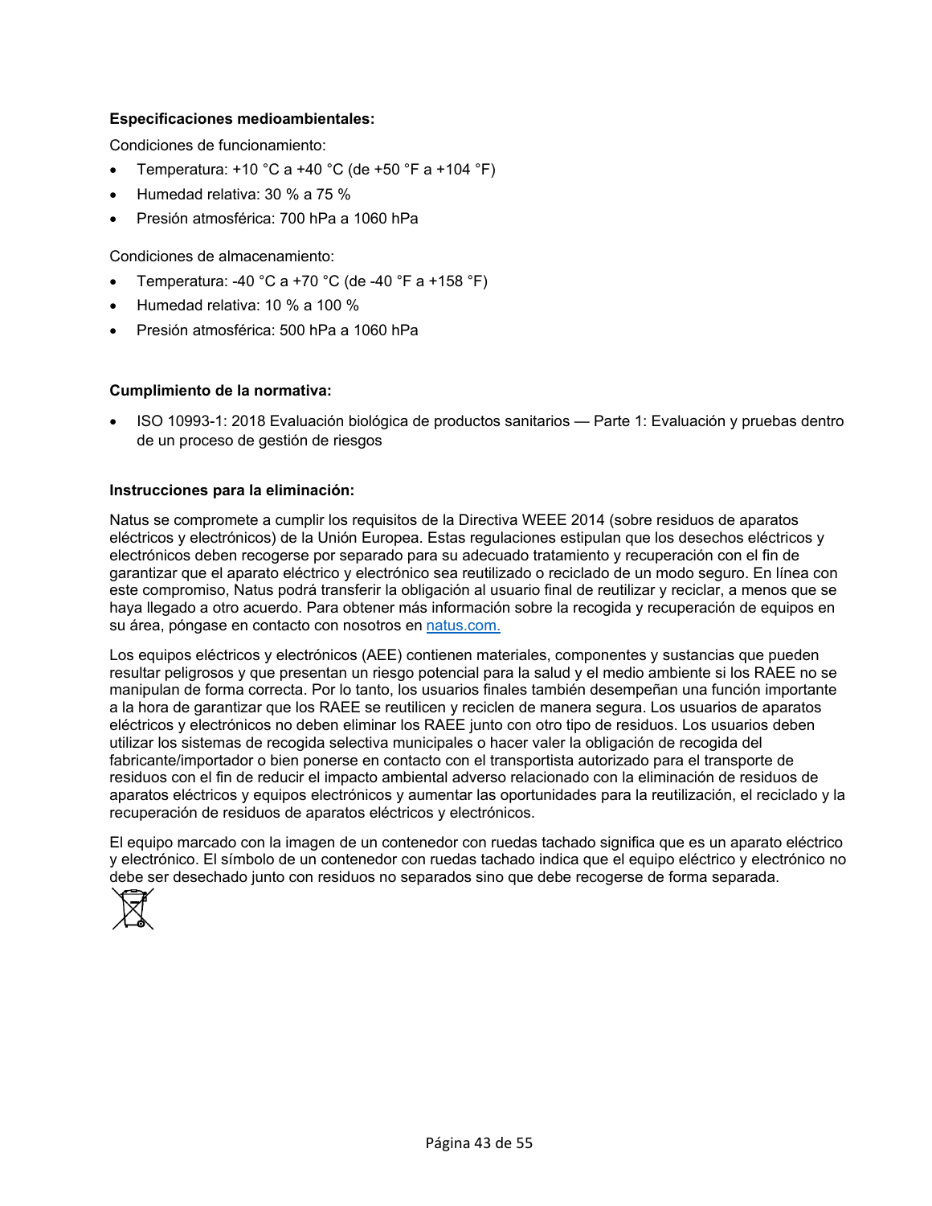**Especificaciones medioambientales:**

Condiciones de funcionamiento:

- Temperatura: +10 °C a +40 °C (de +50 °F a +104 °F)
- Humedad relativa: 30 % a 75 %
- Presión atmosférica: 700 hPa a 1060 hPa

Condiciones de almacenamiento:

- Temperatura: -40 °C a +70 °C (de -40 °F a +158 °F)
- Humedad relativa: 10 % a 100 %
- Presión atmosférica: 500 hPa a 1060 hPa

**Cumplimiento de la normativa:**

- ISO 10993-1: 2018 Evaluación biológica de productos sanitarios — Parte 1: Evaluación y pruebas dentro de un proceso de gestión de riesgos

**Instrucciones para la eliminación:**

Natus se compromete a cumplir los requisitos de la Directiva WEEE 2014 (sobre residuos de aparatos eléctricos y electrónicos) de la Unión Europea. Estas regulaciones estipulan que los desechos eléctricos y electrónicos deben recogerse por separado para su adecuado tratamiento y recuperación con el fin de garantizar que el aparato eléctrico y electrónico sea reutilizado o reciclado de un modo seguro. En línea con este compromiso, Natus podrá transferir la obligación al usuario final de reutilizar y reciclar, a menos que se haya llegado a otro acuerdo. Para obtener más información sobre la recogida y recuperación de equipos en su área, póngase en contacto con nosotros en natus.com.

Los equipos eléctricos y electrónicos (AEE) contienen materiales, componentes y sustancias que pueden resultar peligrosos y que presentan un riesgo potencial para la salud y el medio ambiente si los RAEE no se manipulan de forma correcta. Por lo tanto, los usuarios finales también desempeñan una función importante a la hora de garantizar que los RAEE se reutilicen y reciclen de manera segura. Los usuarios de aparatos eléctricos y electrónicos no deben eliminar los RAEE junto con otro tipo de residuos. Los usuarios deben utilizar los sistemas de recogida selectiva municipales o hacer valer la obligación de recogida del fabricante/importador o bien ponerse en contacto con el transportista autorizado para el transporte de residuos con el fin de reducir el impacto ambiental adverso relacionado con la eliminación de residuos de aparatos eléctricos y equipos electrónicos y aumentar las oportunidades para la reutilización, el reciclado y la recuperación de residuos de aparatos eléctricos y electrónicos.

El equipo marcado con la imagen de un contenedor con ruedas tachado significa que es un aparato eléctrico y electrónico. El símbolo de un contenedor con ruedas tachado indica que el equipo eléctrico y electrónico no debe ser desechado junto con residuos no separados sino que debe recogerse de forma separada.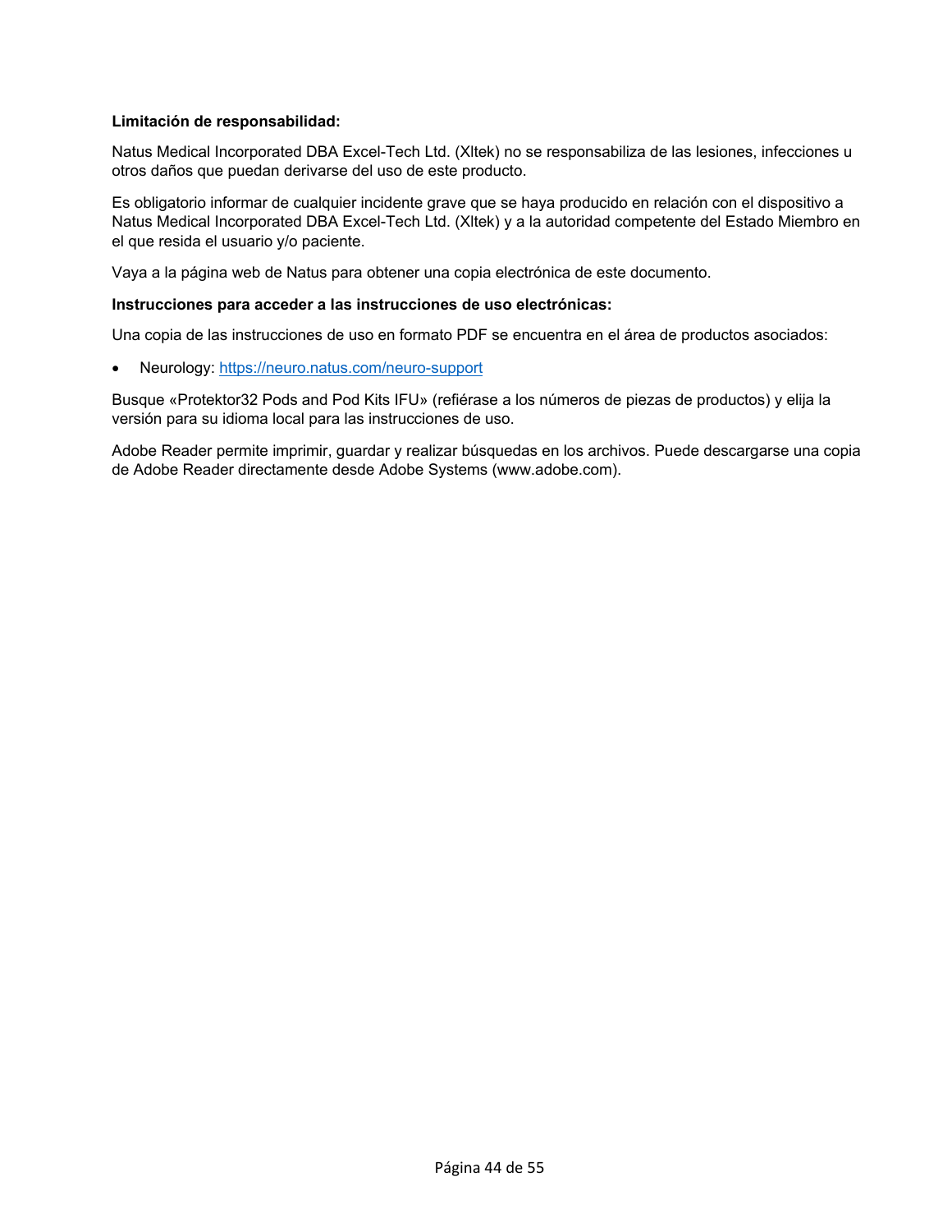**Limitación de responsabilidad:**

Natus Medical Incorporated DBA Excel-Tech Ltd. (Xltek) no se responsabiliza de las lesiones, infecciones u otros daños que puedan derivarse del uso de este producto.

Es obligatorio informar de cualquier incidente grave que se haya producido en relación con el dispositivo a Natus Medical Incorporated DBA Excel-Tech Ltd. (Xltek) y a la autoridad competente del Estado Miembro en el que resida el usuario y/o paciente.

Vaya a la página web de Natus para obtener una copia electrónica de este documento.

**Instrucciones para acceder a las instrucciones de uso electrónicas:**

Una copia de las instrucciones de uso en formato PDF se encuentra en el área de productos asociados:

- Neurology: https://neuro.natus.com/neuro-support

Busque «Protektor32 Pods and Pod Kits IFU» (refiérase a los números de piezas de productos) y elija la versión para su idioma local para las instrucciones de uso.

Adobe Reader permite imprimir, guardar y realizar búsquedas en los archivos. Puede descargarse una copia de Adobe Reader directamente desde Adobe Systems (www.adobe.com).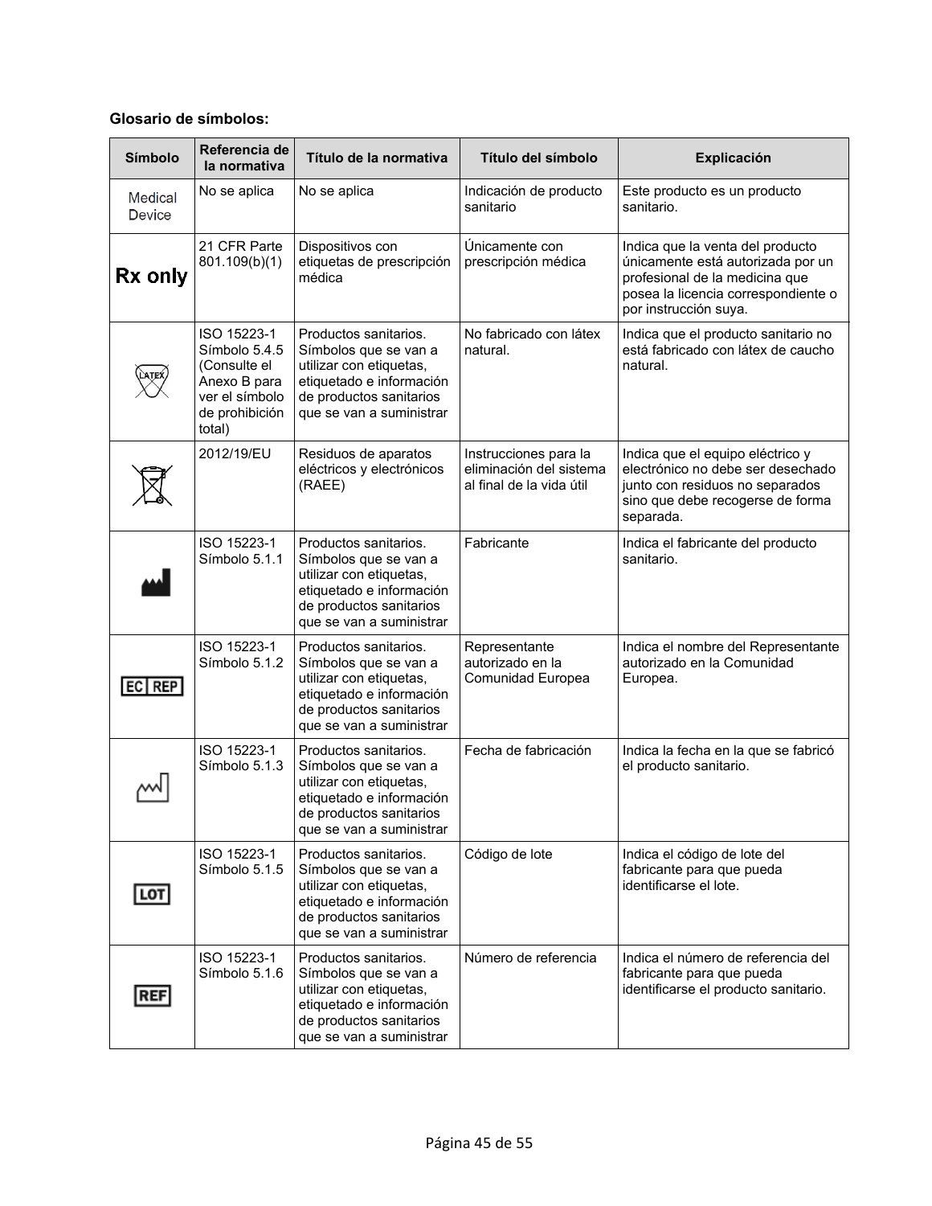**Glosario de símbolos:**

| Símbolo | Referencia de la normativa | Título de la normativa | Título del símbolo | Explicación |
|---|---|---|---|---|
| Medical Device | No se aplica | No se aplica | Indicación de producto sanitario | Este producto es un producto sanitario. |
| Rx only | 21 CFR Parte 801.109(b)(1) | Dispositivos con etiquetas de prescripción médica | Únicamente con prescripción médica | Indica que la venta del producto únicamente está autorizada por un profesional de la medicina que posea la licencia correspondiente o por instrucción suya. |
| LATEX | ISO 15223-1 Símbolo 5.4.5 (Consulte el Anexo B para ver el símbolo de prohibición total) | Productos sanitarios. Símbolos que se van a utilizar con etiquetas, etiquetado e información de productos sanitarios que se van a suministrar | No fabricado con látex natural. | Indica que el producto sanitario no está fabricado con látex de caucho natural. |
| | 2012/19/EU | Residuos de aparatos eléctricos y electrónicos (RAEE) | Instrucciones para la eliminación del sistema al final de la vida útil | Indica que el equipo eléctrico y electrónico no debe ser desechado junto con residuos no separados sino que debe recogerse de forma separada. |
| | ISO 15223-1 Símbolo 5.1.1 | Productos sanitarios. Símbolos que se van a utilizar con etiquetas, etiquetado e información de productos sanitarios que se van a suministrar | Fabricante | Indica el fabricante del producto sanitario. |
| EC REP | ISO 15223-1 Símbolo 5.1.2 | Productos sanitarios. Símbolos que se van a utilizar con etiquetas, etiquetado e información de productos sanitarios que se van a suministrar | Representante autorizado en la Comunidad Europea | Indica el nombre del Representante autorizado en la Comunidad Europea. |
| | ISO 15223-1 Símbolo 5.1.3 | Productos sanitarios. Símbolos que se van a utilizar con etiquetas, etiquetado e información de productos sanitarios que se van a suministrar | Fecha de fabricación | Indica la fecha en la que se fabricó el producto sanitario. |
| LOT | ISO 15223-1 Símbolo 5.1.5 | Productos sanitarios. Símbolos que se van a utilizar con etiquetas, etiquetado e información de productos sanitarios que se van a suministrar | Código de lote | Indica el código de lote del fabricante para que pueda identificarse el lote. |
| REF | ISO 15223-1 Símbolo 5.1.6 | Productos sanitarios. Símbolos que se van a utilizar con etiquetas, etiquetado e información de productos sanitarios que se van a suministrar | Número de referencia | Indica el número de referencia del fabricante para que pueda identificarse el producto sanitario. |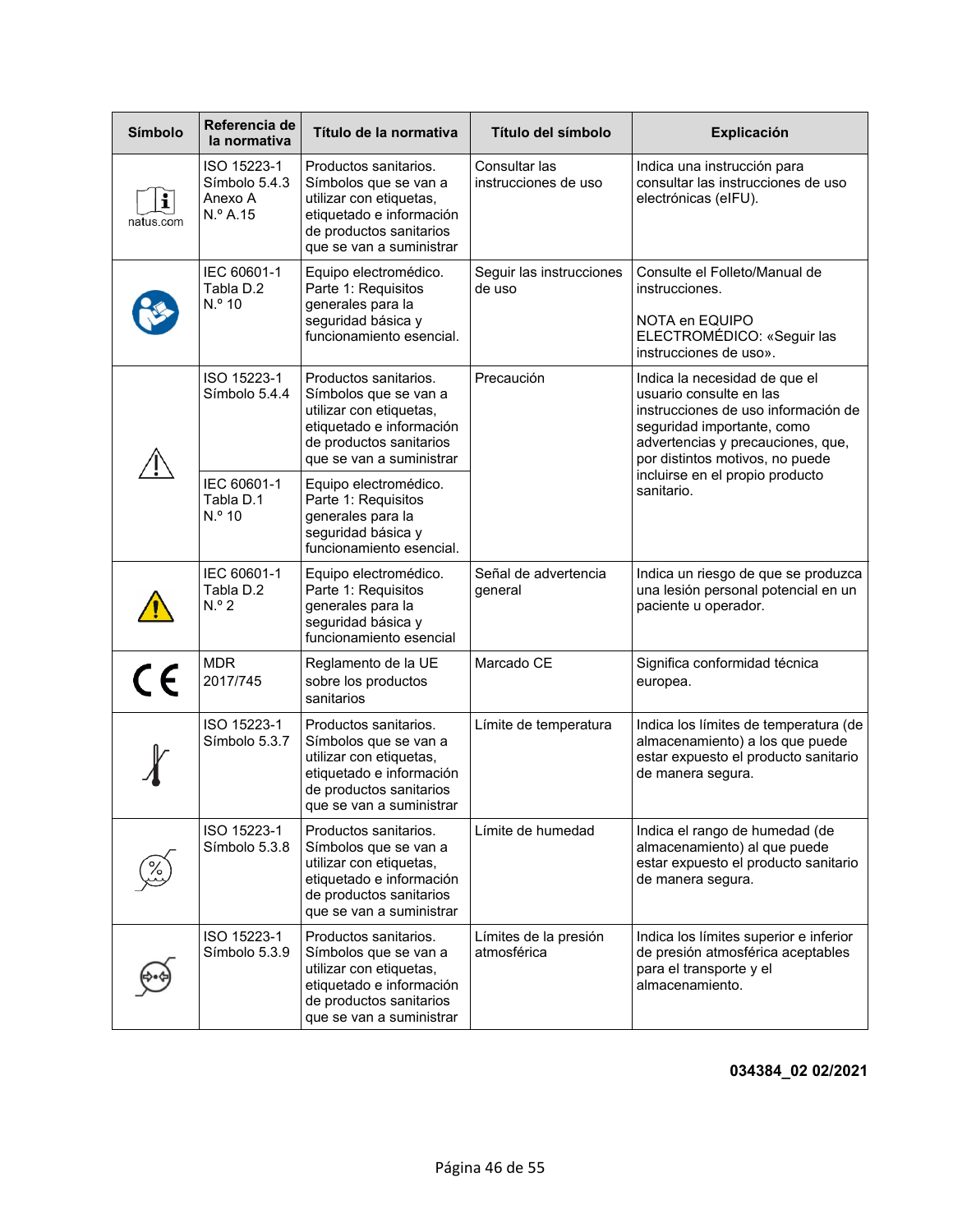| Símbolo | Referencia de la normativa | Título de la normativa | Título del símbolo | Explicación |
|---|---|---|---|---|
| natus.com | ISO 15223-1 Símbolo 5.4.3 Anexo A N.º A.15 | Productos sanitarios. Símbolos que se van a utilizar con etiquetas, etiquetado e información de productos sanitarios que se van a suministrar | Consultar las instrucciones de uso | Indica una instrucción para consultar las instrucciones de uso electrónicas (eIFU). |
| | IEC 60601-1 Tabla D.2 N.º 10 | Equipo electromédico. Parte 1: Requisitos generales para la seguridad básica y funcionamiento esencial. | Seguir las instrucciones de uso | Consulte el Folleto/Manual de instrucciones.<br><br>NOTA en EQUIPO ELECTROMÉDICO: «Seguir las instrucciones de uso». |
| | ISO 15223-1 Símbolo 5.4.4 | Productos sanitarios. Símbolos que se van a utilizar con etiquetas, etiquetado e información de productos sanitarios que se van a suministrar | Precaución | Indica la necesidad de que el usuario consulte en las instrucciones de uso información de seguridad importante, como advertencias y precauciones, que, por distintos motivos, no puede incluirse en el propio producto sanitario. |
| | IEC 60601-1 Tabla D.1 N.º 10 | Equipo electromédico. Parte 1: Requisitos generales para la seguridad básica y funcionamiento esencial. | | |
| | IEC 60601-1 Tabla D.2 N.º 2 | Equipo electromédico. Parte 1: Requisitos generales para la seguridad básica y funcionamiento esencial | Señal de advertencia general | Indica un riesgo de que se produzca una lesión personal potencial en un paciente u operador. |
| CE | MDR 2017/745 | Reglamento de la UE sobre los productos sanitarios | Marcado CE | Significa conformidad técnica europea. |
| | ISO 15223-1 Símbolo 5.3.7 | Productos sanitarios. Símbolos que se van a utilizar con etiquetas, etiquetado e información de productos sanitarios que se van a suministrar | Límite de temperatura | Indica los límites de temperatura (de almacenamiento) a los que puede estar expuesto el producto sanitario de manera segura. |
| | ISO 15223-1 Símbolo 5.3.8 | Productos sanitarios. Símbolos que se van a utilizar con etiquetas, etiquetado e información de productos sanitarios que se van a suministrar | Límite de humedad | Indica el rango de humedad (de almacenamiento) al que puede estar expuesto el producto sanitario de manera segura. |
| | ISO 15223-1 Símbolo 5.3.9 | Productos sanitarios. Símbolos que se van a utilizar con etiquetas, etiquetado e información de productos sanitarios que se van a suministrar | Límites de la presión atmosférica | Indica los límites superior e inferior de presión atmosférica aceptables para el transporte y el almacenamiento. |

**034384_02 02/2021**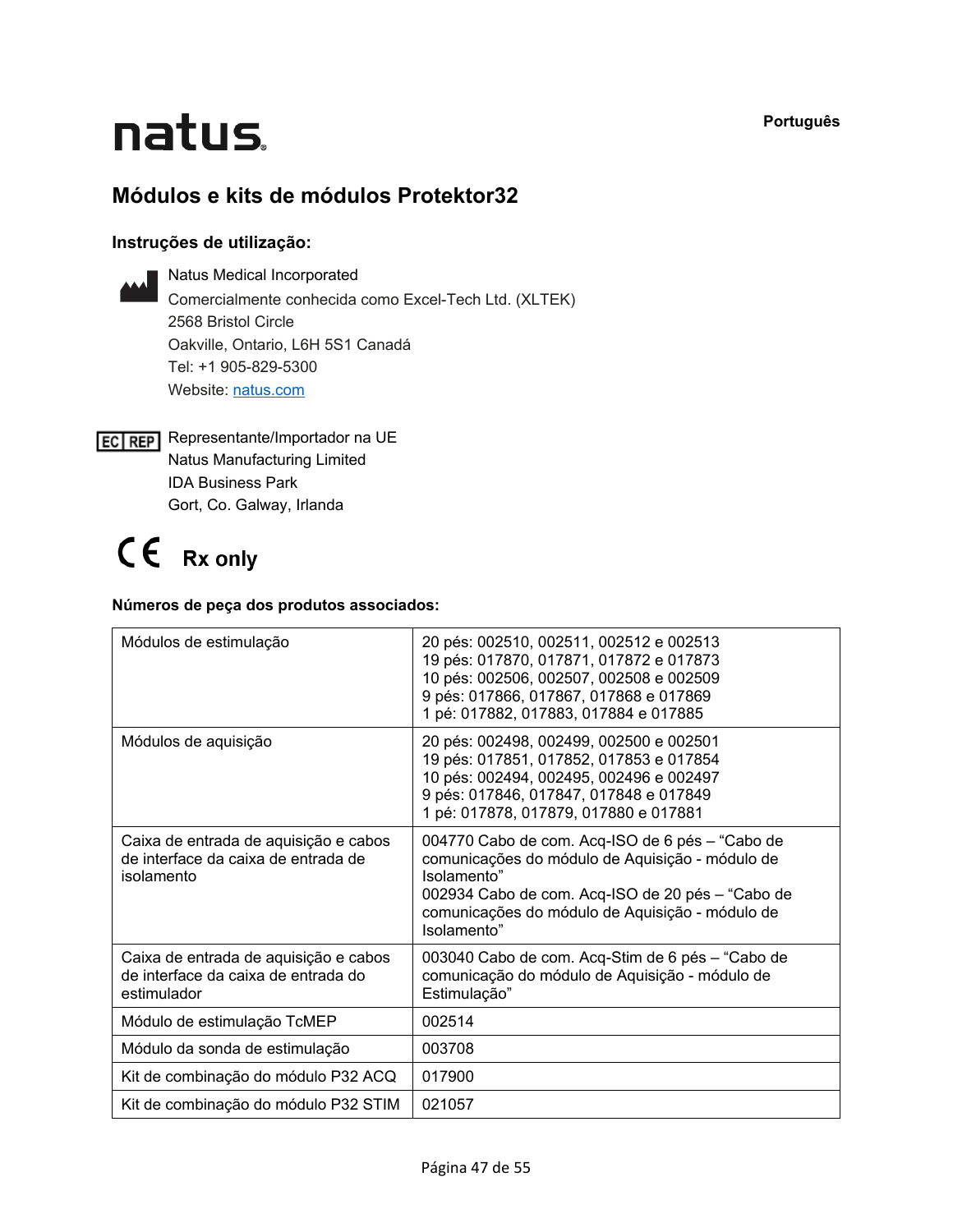Português

natus

## Módulos e kits de módulos Protektor32

### Instruções de utilização:

Natus Medical Incorporated
Comercialmente conhecida como Excel-Tech Ltd. (XLTEK)
2568 Bristol Circle
Oakville, Ontario, L6H 5S1 Canadá
Tel: +1 905-829-5300
Website: natus.com

EC REP Representante/Importador na UE
Natus Manufacturing Limited
IDA Business Park
Gort, Co. Galway, Irlanda

CE **Rx only**

**Números de peça dos produtos associados:**

| | |
|---|---|
| Módulos de estimulação | 20 pés: 002510, 002511, 002512 e 002513<br>19 pés: 017870, 017871, 017872 e 017873<br>10 pés: 002506, 002507, 002508 e 002509<br>9 pés: 017866, 017867, 017868 e 017869<br>1 pé: 017882, 017883, 017884 e 017885 |
| Módulos de aquisição | 20 pés: 002498, 002499, 002500 e 002501<br>19 pés: 017851, 017852, 017853 e 017854<br>10 pés: 002494, 002495, 002496 e 002497<br>9 pés: 017846, 017847, 017848 e 017849<br>1 pé: 017878, 017879, 017880 e 017881 |
| Caixa de entrada de aquisição e cabos de interface da caixa de entrada de isolamento | 004770 Cabo de com. Acq-ISO de 6 pés – "Cabo de comunicações do módulo de Aquisição - módulo de Isolamento"<br>002934 Cabo de com. Acq-ISO de 20 pés – "Cabo de comunicações do módulo de Aquisição - módulo de Isolamento" |
| Caixa de entrada de aquisição e cabos de interface da caixa de entrada do estimulador | 003040 Cabo de com. Acq-Stim de 6 pés – "Cabo de comunicação do módulo de Aquisição - módulo de Estimulação" |
| Módulo de estimulação TcMEP | 002514 |
| Módulo da sonda de estimulação | 003708 |
| Kit de combinação do módulo P32 ACQ | 017900 |
| Kit de combinação do módulo P32 STIM | 021057 |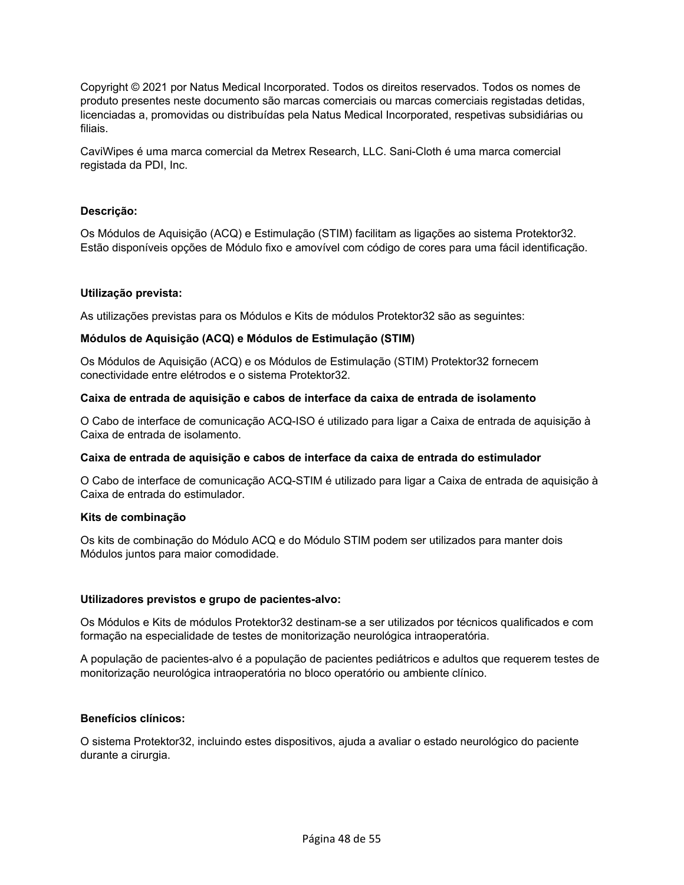Copyright © 2021 por Natus Medical Incorporated. Todos os direitos reservados. Todos os nomes de produto presentes neste documento são marcas comerciais ou marcas comerciais registadas detidas, licenciadas a, promovidas ou distribuídas pela Natus Medical Incorporated, respetivas subsidiárias ou filiais.

CaviWipes é uma marca comercial da Metrex Research, LLC. Sani-Cloth é uma marca comercial registada da PDI, Inc.

**Descrição:**

Os Módulos de Aquisição (ACQ) e Estimulação (STIM) facilitam as ligações ao sistema Protektor32. Estão disponíveis opções de Módulo fixo e amovível com código de cores para uma fácil identificação.

**Utilização prevista:**

As utilizações previstas para os Módulos e Kits de módulos Protektor32 são as seguintes:

**Módulos de Aquisição (ACQ) e Módulos de Estimulação (STIM)**

Os Módulos de Aquisição (ACQ) e os Módulos de Estimulação (STIM) Protektor32 fornecem conectividade entre elétrodos e o sistema Protektor32.

**Caixa de entrada de aquisição e cabos de interface da caixa de entrada de isolamento**

O Cabo de interface de comunicação ACQ-ISO é utilizado para ligar a Caixa de entrada de aquisição à Caixa de entrada de isolamento.

**Caixa de entrada de aquisição e cabos de interface da caixa de entrada do estimulador**

O Cabo de interface de comunicação ACQ-STIM é utilizado para ligar a Caixa de entrada de aquisição à Caixa de entrada do estimulador.

**Kits de combinação**

Os kits de combinação do Módulo ACQ e do Módulo STIM podem ser utilizados para manter dois Módulos juntos para maior comodidade.

**Utilizadores previstos e grupo de pacientes-alvo:**

Os Módulos e Kits de módulos Protektor32 destinam-se a ser utilizados por técnicos qualificados e com formação na especialidade de testes de monitorização neurológica intraoperatória.

A população de pacientes-alvo é a população de pacientes pediátricos e adultos que requerem testes de monitorização neurológica intraoperatória no bloco operatório ou ambiente clínico.

**Benefícios clínicos:**

O sistema Protektor32, incluindo estes dispositivos, ajuda a avaliar o estado neurológico do paciente durante a cirurgia.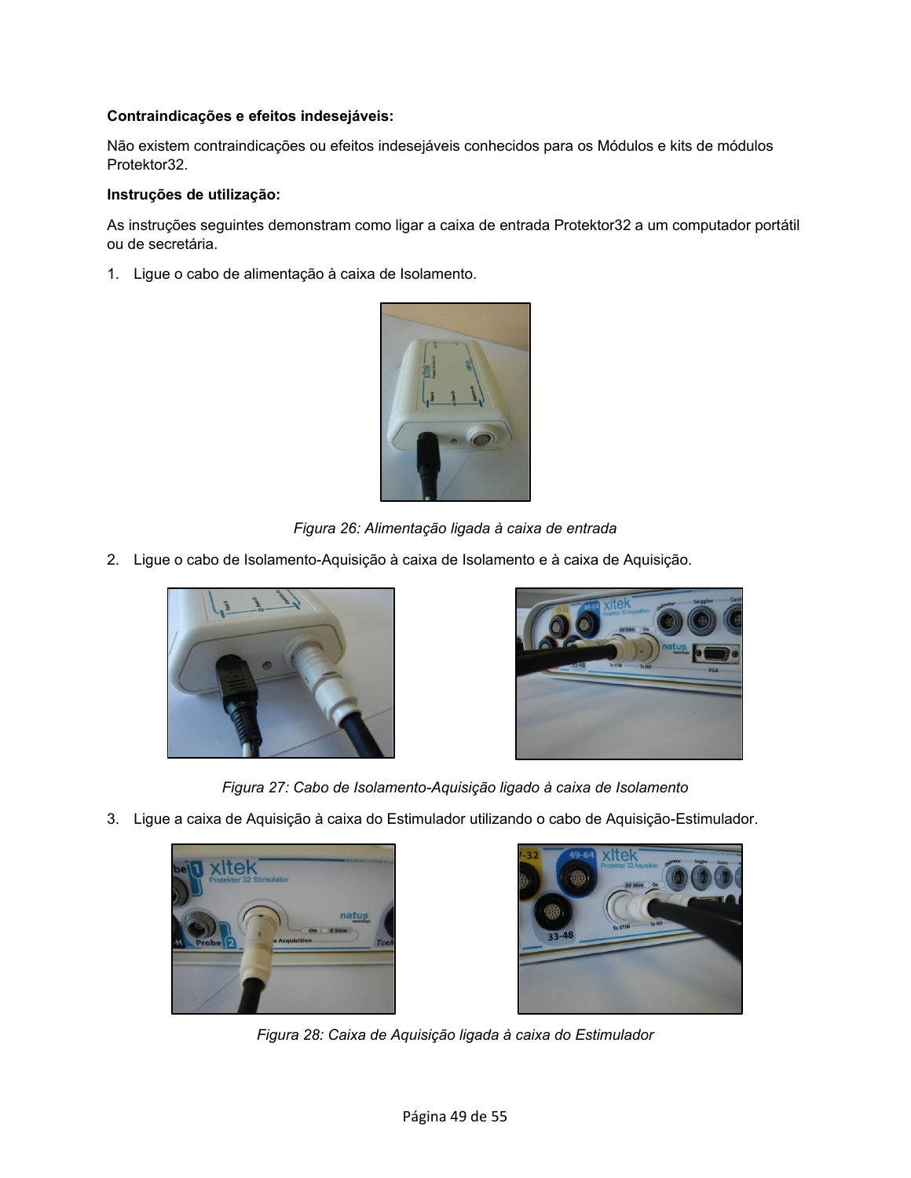**Contraindicações e efeitos indesejáveis:**

Não existem contraindicações ou efeitos indesejáveis conhecidos para os Módulos e kits de módulos Protektor32.

**Instruções de utilização:**

As instruções seguintes demonstram como ligar a caixa de entrada Protektor32 a um computador portátil ou de secretária.

1. Ligue o cabo de alimentação à caixa de Isolamento.

*Figura 26: Alimentação ligada à caixa de entrada*

2. Ligue o cabo de Isolamento-Aquisição à caixa de Isolamento e à caixa de Aquisição.

*Figura 27: Cabo de Isolamento-Aquisição ligado à caixa de Isolamento*

3. Ligue a caixa de Aquisição à caixa do Estimulador utilizando o cabo de Aquisição-Estimulador.

*Figura 28: Caixa de Aquisição ligada à caixa do Estimulador*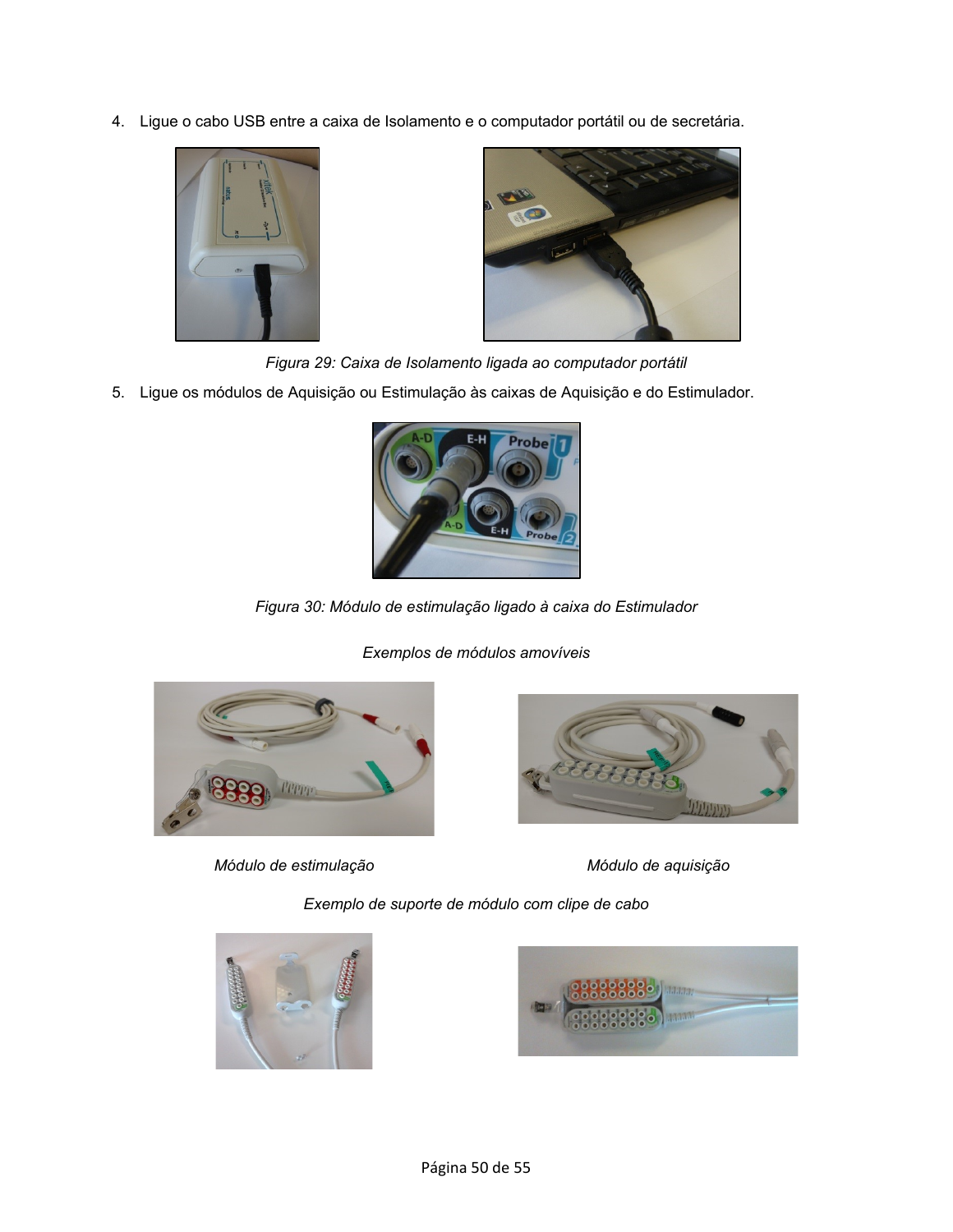4. Ligue o cabo USB entre a caixa de Isolamento e o computador portátil ou de secretária.

*Figura 29: Caixa de Isolamento ligada ao computador portátil*

5. Ligue os módulos de Aquisição ou Estimulação às caixas de Aquisição e do Estimulador.

*Figura 30: Módulo de estimulação ligado à caixa do Estimulador*

*Exemplos de módulos amovíveis*

*Módulo de estimulação*

*Módulo de aquisição*

*Exemplo de suporte de módulo com clipe de cabo*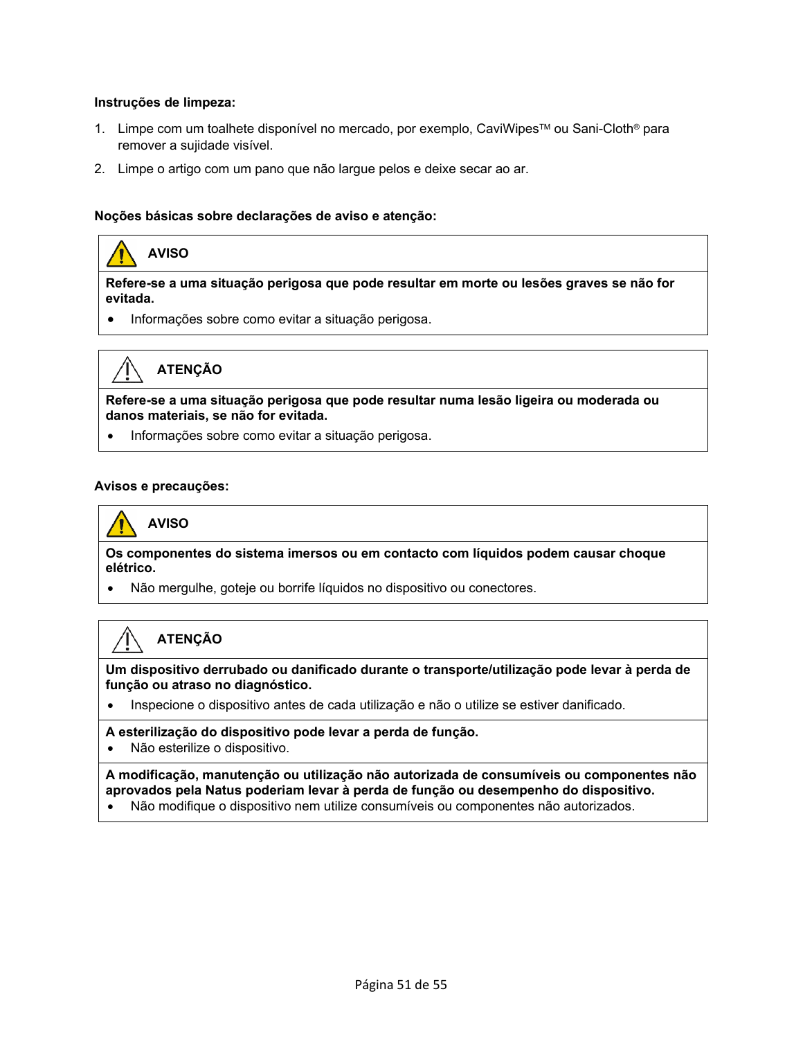**Instruções de limpeza:**

1. Limpe com um toalhete disponível no mercado, por exemplo, CaviWipes™ ou Sani-Cloth® para remover a sujidade visível.
2. Limpe o artigo com um pano que não largue pelos e deixe secar ao ar.

**Noções básicas sobre declarações de aviso e atenção:**

| ⚠ AVISO |
|---|
| **Refere-se a uma situação perigosa que pode resultar em morte ou lesões graves se não for evitada.**<br>• Informações sobre como evitar a situação perigosa. |

| ⚠ ATENÇÃO |
|---|
| **Refere-se a uma situação perigosa que pode resultar numa lesão ligeira ou moderada ou danos materiais, se não for evitada.**<br>• Informações sobre como evitar a situação perigosa. |

**Avisos e precauções:**

| ⚠ AVISO |
|---|
| **Os componentes do sistema imersos ou em contacto com líquidos podem causar choque elétrico.**<br>• Não mergulhe, goteje ou borrife líquidos no dispositivo ou conectores. |

| ⚠ ATENÇÃO |
|---|
| **Um dispositivo derrubado ou danificado durante o transporte/utilização pode levar à perda de função ou atraso no diagnóstico.**<br>• Inspecione o dispositivo antes de cada utilização e não o utilize se estiver danificado. |
| **A esterilização do dispositivo pode levar a perda de função.**<br>• Não esterilize o dispositivo. |
| **A modificação, manutenção ou utilização não autorizada de consumíveis ou componentes não aprovados pela Natus poderiam levar à perda de função ou desempenho do dispositivo.**<br>• Não modifique o dispositivo nem utilize consumíveis ou componentes não autorizados. |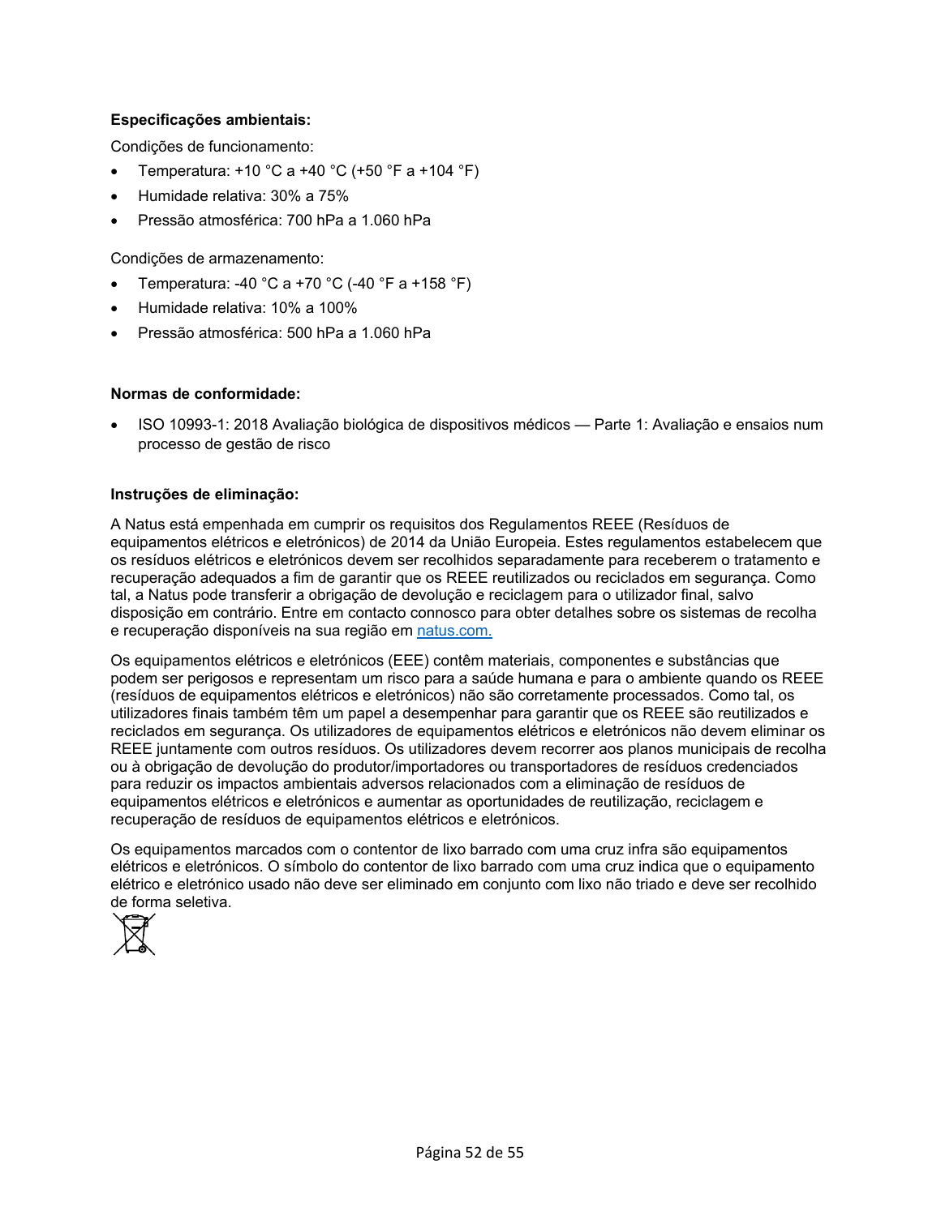**Especificações ambientais:**

Condições de funcionamento:

- Temperatura: +10 °C a +40 °C (+50 °F a +104 °F)
- Humidade relativa: 30% a 75%
- Pressão atmosférica: 700 hPa a 1.060 hPa

Condições de armazenamento:

- Temperatura: -40 °C a +70 °C (-40 °F a +158 °F)
- Humidade relativa: 10% a 100%
- Pressão atmosférica: 500 hPa a 1.060 hPa

**Normas de conformidade:**

- ISO 10993-1: 2018 Avaliação biológica de dispositivos médicos — Parte 1: Avaliação e ensaios num processo de gestão de risco

**Instruções de eliminação:**

A Natus está empenhada em cumprir os requisitos dos Regulamentos REEE (Resíduos de equipamentos elétricos e eletrónicos) de 2014 da União Europeia. Estes regulamentos estabelecem que os resíduos elétricos e eletrónicos devem ser recolhidos separadamente para receberem o tratamento e recuperação adequados a fim de garantir que os REEE reutilizados ou reciclados em segurança. Como tal, a Natus pode transferir a obrigação de devolução e reciclagem para o utilizador final, salvo disposição em contrário. Entre em contacto connosco para obter detalhes sobre os sistemas de recolha e recuperação disponíveis na sua região em natus.com.

Os equipamentos elétricos e eletrónicos (EEE) contêm materiais, componentes e substâncias que podem ser perigosos e representam um risco para a saúde humana e para o ambiente quando os REEE (resíduos de equipamentos elétricos e eletrónicos) não são corretamente processados. Como tal, os utilizadores finais também têm um papel a desempenhar para garantir que os REEE são reutilizados e reciclados em segurança. Os utilizadores de equipamentos elétricos e eletrónicos não devem eliminar os REEE juntamente com outros resíduos. Os utilizadores devem recorrer aos planos municipais de recolha ou à obrigação de devolução do produtor/importadores ou transportadores de resíduos credenciados para reduzir os impactos ambientais adversos relacionados com a eliminação de resíduos de equipamentos elétricos e eletrónicos e aumentar as oportunidades de reutilização, reciclagem e recuperação de resíduos de equipamentos elétricos e eletrónicos.

Os equipamentos marcados com o contentor de lixo barrado com uma cruz infra são equipamentos elétricos e eletrónicos. O símbolo do contentor de lixo barrado com uma cruz indica que o equipamento elétrico e eletrónico usado não deve ser eliminado em conjunto com lixo não triado e deve ser recolhido de forma seletiva.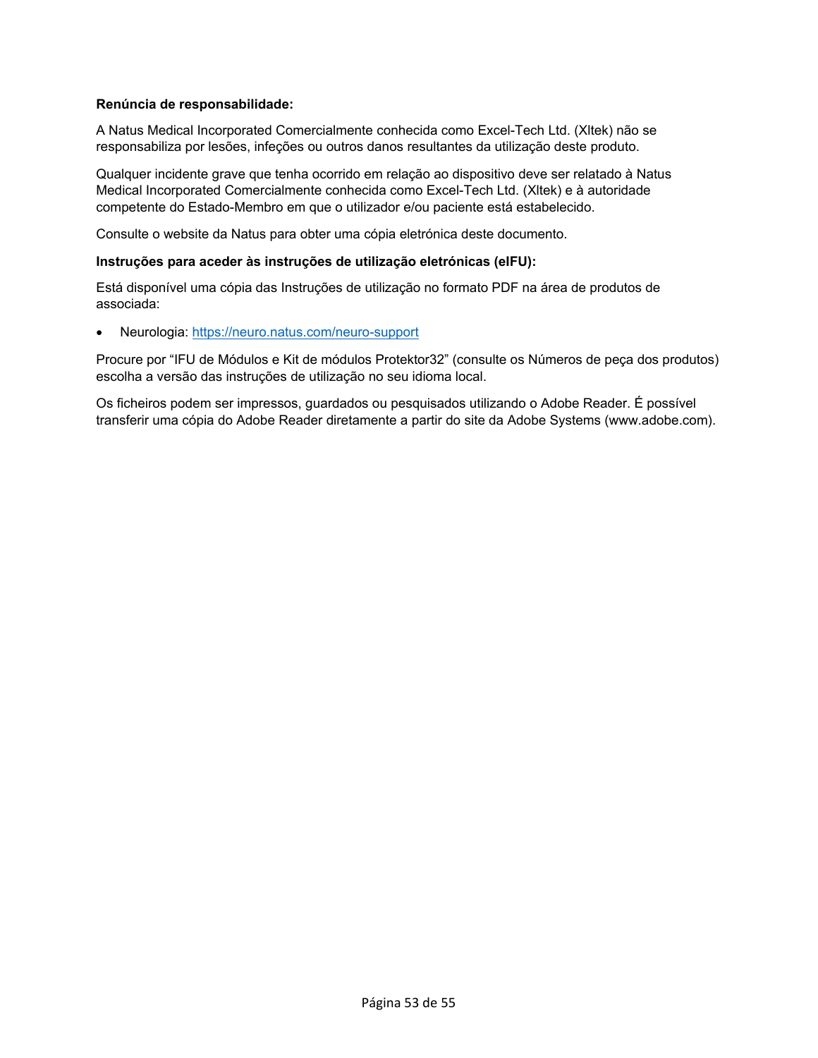**Renúncia de responsabilidade:**

A Natus Medical Incorporated Comercialmente conhecida como Excel-Tech Ltd. (Xltek) não se responsabiliza por lesões, infeções ou outros danos resultantes da utilização deste produto.

Qualquer incidente grave que tenha ocorrido em relação ao dispositivo deve ser relatado à Natus Medical Incorporated Comercialmente conhecida como Excel-Tech Ltd. (Xltek) e à autoridade competente do Estado-Membro em que o utilizador e/ou paciente está estabelecido.

Consulte o website da Natus para obter uma cópia eletrónica deste documento.

**Instruções para aceder às instruções de utilização eletrónicas (eIFU):**

Está disponível uma cópia das Instruções de utilização no formato PDF na área de produtos de associada:

- Neurologia: https://neuro.natus.com/neuro-support

Procure por "IFU de Módulos e Kit de módulos Protektor32" (consulte os Números de peça dos produtos) escolha a versão das instruções de utilização no seu idioma local.

Os ficheiros podem ser impressos, guardados ou pesquisados utilizando o Adobe Reader. É possível transferir uma cópia do Adobe Reader diretamente a partir do site da Adobe Systems (www.adobe.com).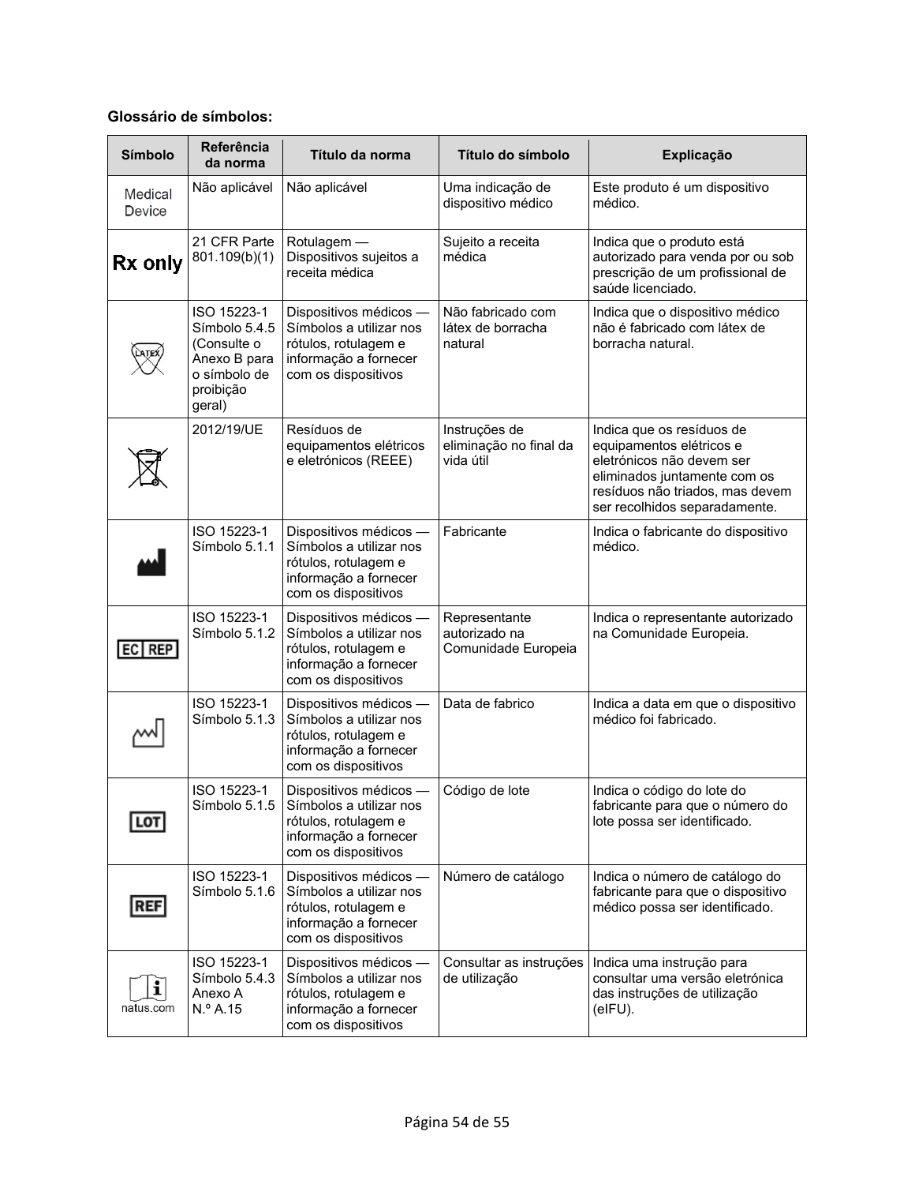**Glossário de símbolos:**

| Símbolo | Referência da norma | Título da norma | Título do símbolo | Explicação |
|---|---|---|---|---|
| Medical Device | Não aplicável | Não aplicável | Uma indicação de dispositivo médico | Este produto é um dispositivo médico. |
| Rx only | 21 CFR Parte 801.109(b)(1) | Rotulagem — Dispositivos sujeitos a receita médica | Sujeito a receita médica | Indica que o produto está autorizado para venda por ou sob prescrição de um profissional de saúde licenciado. |
| LATEX | ISO 15223-1 Símbolo 5.4.5 (Consulte o Anexo B para o símbolo de proibição geral) | Dispositivos médicos — Símbolos a utilizar nos rótulos, rotulagem e informação a fornecer com os dispositivos | Não fabricado com látex de borracha natural | Indica que o dispositivo médico não é fabricado com látex de borracha natural. |
| | 2012/19/UE | Resíduos de equipamentos elétricos e eletrónicos (REEE) | Instruções de eliminação no final da vida útil | Indica que os resíduos de equipamentos elétricos e eletrónicos não devem ser eliminados juntamente com os resíduos não triados, mas devem ser recolhidos separadamente. |
| | ISO 15223-1 Símbolo 5.1.1 | Dispositivos médicos — Símbolos a utilizar nos rótulos, rotulagem e informação a fornecer com os dispositivos | Fabricante | Indica o fabricante do dispositivo médico. |
| EC REP | ISO 15223-1 Símbolo 5.1.2 | Dispositivos médicos — Símbolos a utilizar nos rótulos, rotulagem e informação a fornecer com os dispositivos | Representante autorizado na Comunidade Europeia | Indica o representante autorizado na Comunidade Europeia. |
| | ISO 15223-1 Símbolo 5.1.3 | Dispositivos médicos — Símbolos a utilizar nos rótulos, rotulagem e informação a fornecer com os dispositivos | Data de fabrico | Indica a data em que o dispositivo médico foi fabricado. |
| LOT | ISO 15223-1 Símbolo 5.1.5 | Dispositivos médicos — Símbolos a utilizar nos rótulos, rotulagem e informação a fornecer com os dispositivos | Código de lote | Indica o código do lote do fabricante para que o número do lote possa ser identificado. |
| REF | ISO 15223-1 Símbolo 5.1.6 | Dispositivos médicos — Símbolos a utilizar nos rótulos, rotulagem e informação a fornecer com os dispositivos | Número de catálogo | Indica o número de catálogo do fabricante para que o dispositivo médico possa ser identificado. |
| natus.com | ISO 15223-1 Símbolo 5.4.3 Anexo A N.º A.15 | Dispositivos médicos — Símbolos a utilizar nos rótulos, rotulagem e informação a fornecer com os dispositivos | Consultar as instruções de utilização | Indica uma instrução para consultar uma versão eletrónica das instruções de utilização (eIFU). |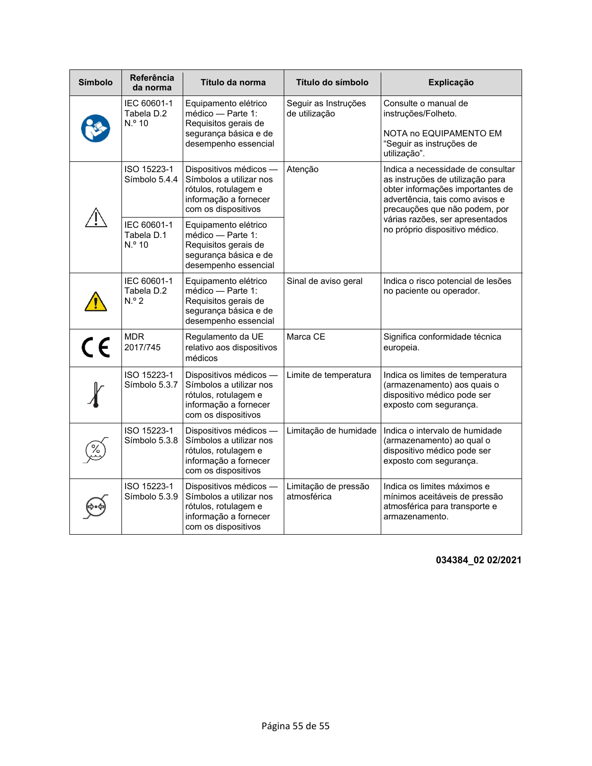| Símbolo | Referência da norma | Título da norma | Título do símbolo | Explicação |
|---|---|---|---|---|
| | IEC 60601-1 Tabela D.2 N.º 10 | Equipamento elétrico médico — Parte 1: Requisitos gerais de segurança básica e de desempenho essencial | Seguir as Instruções de utilização | Consulte o manual de instruções/Folheto.<br><br>NOTA no EQUIPAMENTO EM "Seguir as instruções de utilização". |
| | ISO 15223-1 Símbolo 5.4.4 | Dispositivos médicos — Símbolos a utilizar nos rótulos, rotulagem e informação a fornecer com os dispositivos | Atenção | Indica a necessidade de consultar as instruções de utilização para obter informações importantes de advertência, tais como avisos e precauções que não podem, por várias razões, ser apresentados no próprio dispositivo médico. |
| | IEC 60601-1 Tabela D.1 N.º 10 | Equipamento elétrico médico — Parte 1: Requisitos gerais de segurança básica e de desempenho essencial | | |
| | IEC 60601-1 Tabela D.2 N.º 2 | Equipamento elétrico médico — Parte 1: Requisitos gerais de segurança básica e de desempenho essencial | Sinal de aviso geral | Indica o risco potencial de lesões no paciente ou operador. |
| CE | MDR 2017/745 | Regulamento da UE relativo aos dispositivos médicos | Marca CE | Significa conformidade técnica europeia. |
| | ISO 15223-1 Símbolo 5.3.7 | Dispositivos médicos — Símbolos a utilizar nos rótulos, rotulagem e informação a fornecer com os dispositivos | Limite de temperatura | Indica os limites de temperatura (armazenamento) aos quais o dispositivo médico pode ser exposto com segurança. |
| | ISO 15223-1 Símbolo 5.3.8 | Dispositivos médicos — Símbolos a utilizar nos rótulos, rotulagem e informação a fornecer com os dispositivos | Limitação de humidade | Indica o intervalo de humidade (armazenamento) ao qual o dispositivo médico pode ser exposto com segurança. |
| | ISO 15223-1 Símbolo 5.3.9 | Dispositivos médicos — Símbolos a utilizar nos rótulos, rotulagem e informação a fornecer com os dispositivos | Limitação de pressão atmosférica | Indica os limites máximos e mínimos aceitáveis de pressão atmosférica para transporte e armazenamento. |

**034384_02 02/2021**